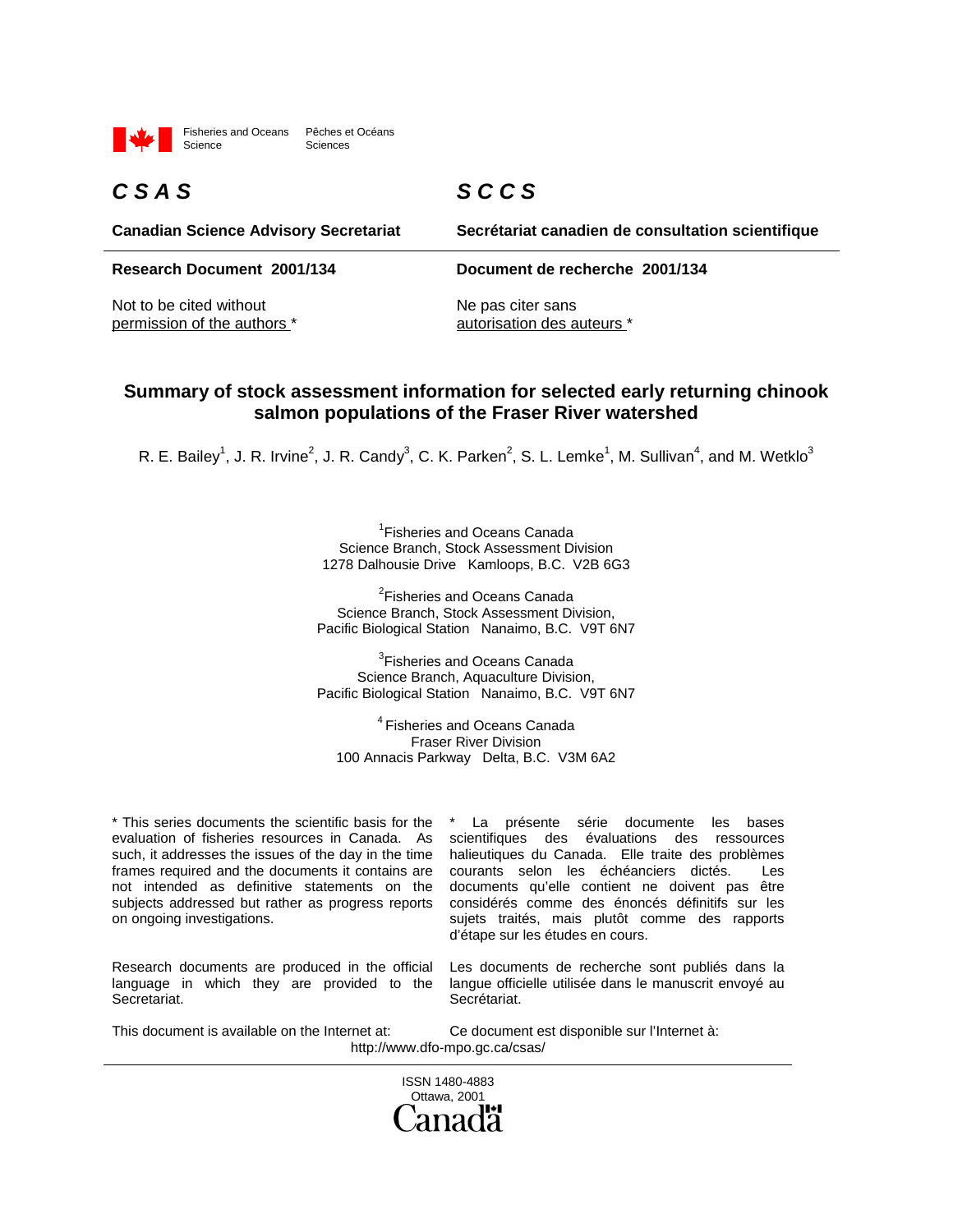Fisheries and Oceans Science | Pêches et Océans Sciences

**C S A S**

**Canadian Science Advisory Secretariat**

**Research Document 2001/134**

Not to be cited without permission of the authors *

**S C C S**

**Secrétariat canadien de consultation scientifique**

**Document de recherche 2001/134**

Ne pas citer sans autorisation des auteurs *

# Summary of stock assessment information for selected early returning chinook salmon populations of the Fraser River watershed

R. E. Bailey[1], J. R. Irvine[2], J. R. Candy[3], C. K. Parken[2], S. L. Lemke[1], M. Sullivan[4], and M. Wetklo[3]

[1]Fisheries and Oceans Canada
Science Branch, Stock Assessment Division
1278 Dalhousie Drive Kamloops, B.C. V2B 6G3

[2]Fisheries and Oceans Canada
Science Branch, Stock Assessment Division,
Pacific Biological Station Nanaimo, B.C. V9T 6N7

[3]Fisheries and Oceans Canada
Science Branch, Aquaculture Division,
Pacific Biological Station Nanaimo, B.C. V9T 6N7

[4]Fisheries and Oceans Canada
Fraser River Division
100 Annacis Parkway Delta, B.C. V3M 6A2

* This series documents the scientific basis for the evaluation of fisheries resources in Canada. As such, it addresses the issues of the day in the time frames required and the documents it contains are not intended as definitive statements on the subjects addressed but rather as progress reports on ongoing investigations.

Research documents are produced in the official language in which they are provided to the Secretariat.

This document is available on the Internet at:

* La présente série documente les bases scientifiques des évaluations des ressources halieutiques du Canada. Elle traite des problèmes courants selon les échéanciers dictés. Les documents qu'elle contient ne doivent pas être considérés comme des énoncés définitifs sur les sujets traités, mais plutôt comme des rapports d'étape sur les études en cours.

Les documents de recherche sont publiés dans la langue officielle utilisée dans le manuscrit envoyé au Secrétariat.

Ce document est disponible sur l'Internet à:

http://www.dfo-mpo.gc.ca/csas/

ISSN 1480-4883
Ottawa, 2001

Canada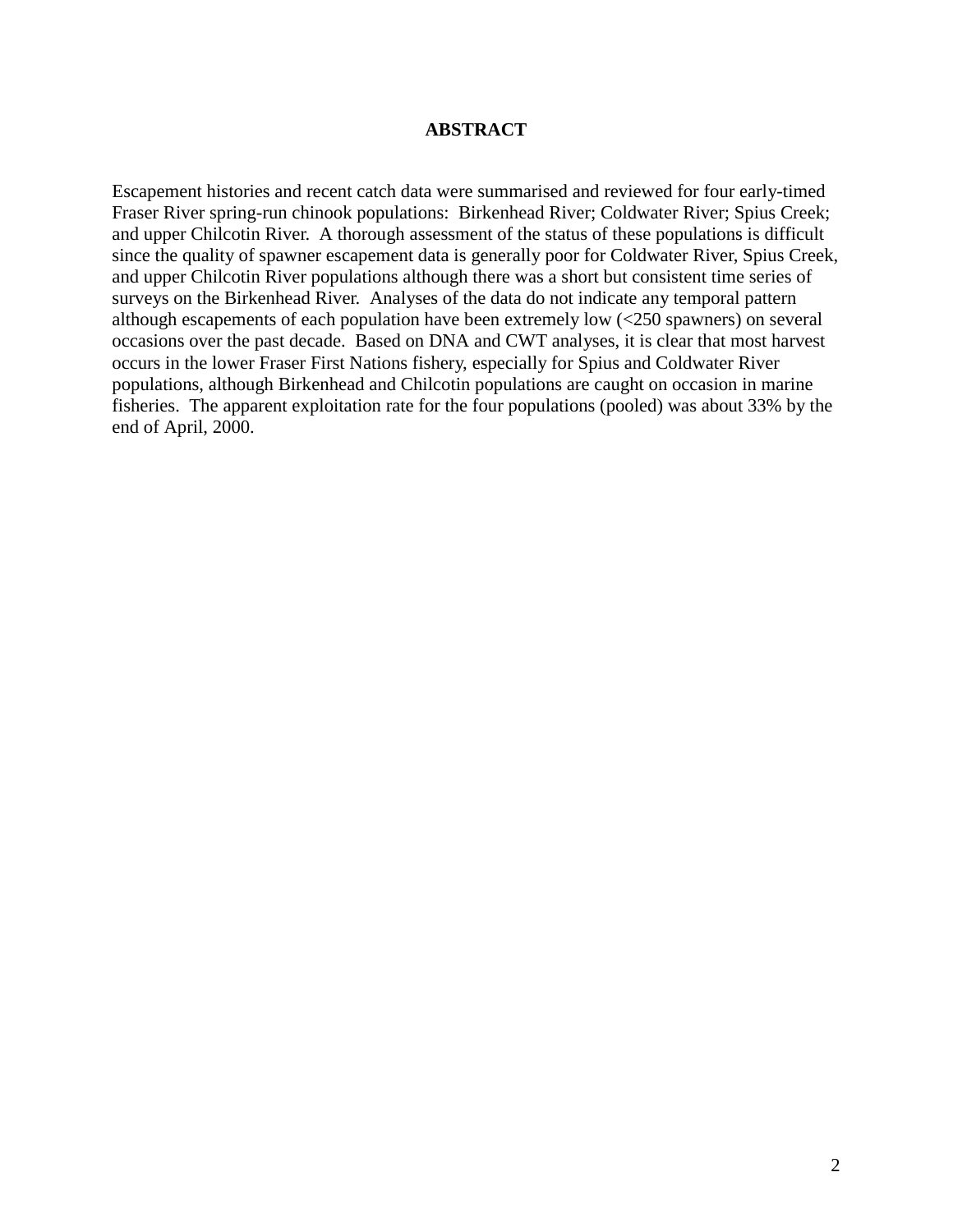## ABSTRACT

Escapement histories and recent catch data were summarised and reviewed for four early-timed Fraser River spring-run chinook populations: Birkenhead River; Coldwater River; Spius Creek; and upper Chilcotin River. A thorough assessment of the status of these populations is difficult since the quality of spawner escapement data is generally poor for Coldwater River, Spius Creek, and upper Chilcotin River populations although there was a short but consistent time series of surveys on the Birkenhead River. Analyses of the data do not indicate any temporal pattern although escapements of each population have been extremely low (<250 spawners) on several occasions over the past decade. Based on DNA and CWT analyses, it is clear that most harvest occurs in the lower Fraser First Nations fishery, especially for Spius and Coldwater River populations, although Birkenhead and Chilcotin populations are caught on occasion in marine fisheries. The apparent exploitation rate for the four populations (pooled) was about 33% by the end of April, 2000.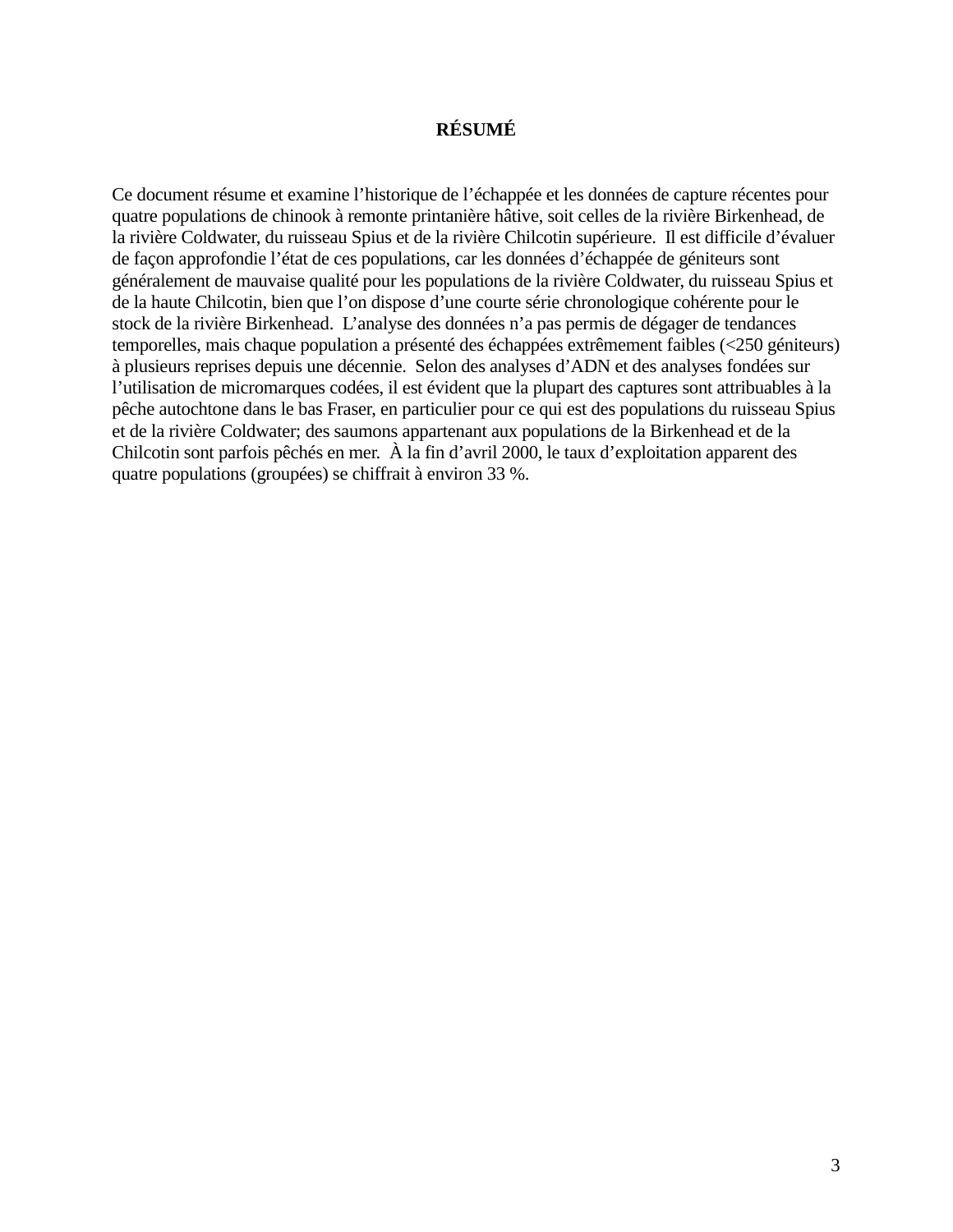# RÉSUMÉ

Ce document résume et examine l'historique de l'échappée et les données de capture récentes pour quatre populations de chinook à remonte printanière hâtive, soit celles de la rivière Birkenhead, de la rivière Coldwater, du ruisseau Spius et de la rivière Chilcotin supérieure. Il est difficile d'évaluer de façon approfondie l'état de ces populations, car les données d'échappée de géniteurs sont généralement de mauvaise qualité pour les populations de la rivière Coldwater, du ruisseau Spius et de la haute Chilcotin, bien que l'on dispose d'une courte série chronologique cohérente pour le stock de la rivière Birkenhead. L'analyse des données n'a pas permis de dégager de tendances temporelles, mais chaque population a présenté des échappées extrêmement faibles (<250 géniteurs) à plusieurs reprises depuis une décennie. Selon des analyses d'ADN et des analyses fondées sur l'utilisation de micromarques codées, il est évident que la plupart des captures sont attribuables à la pêche autochtone dans le bas Fraser, en particulier pour ce qui est des populations du ruisseau Spius et de la rivière Coldwater; des saumons appartenant aux populations de la Birkenhead et de la Chilcotin sont parfois pêchés en mer. À la fin d'avril 2000, le taux d'exploitation apparent des quatre populations (groupées) se chiffrait à environ 33 %.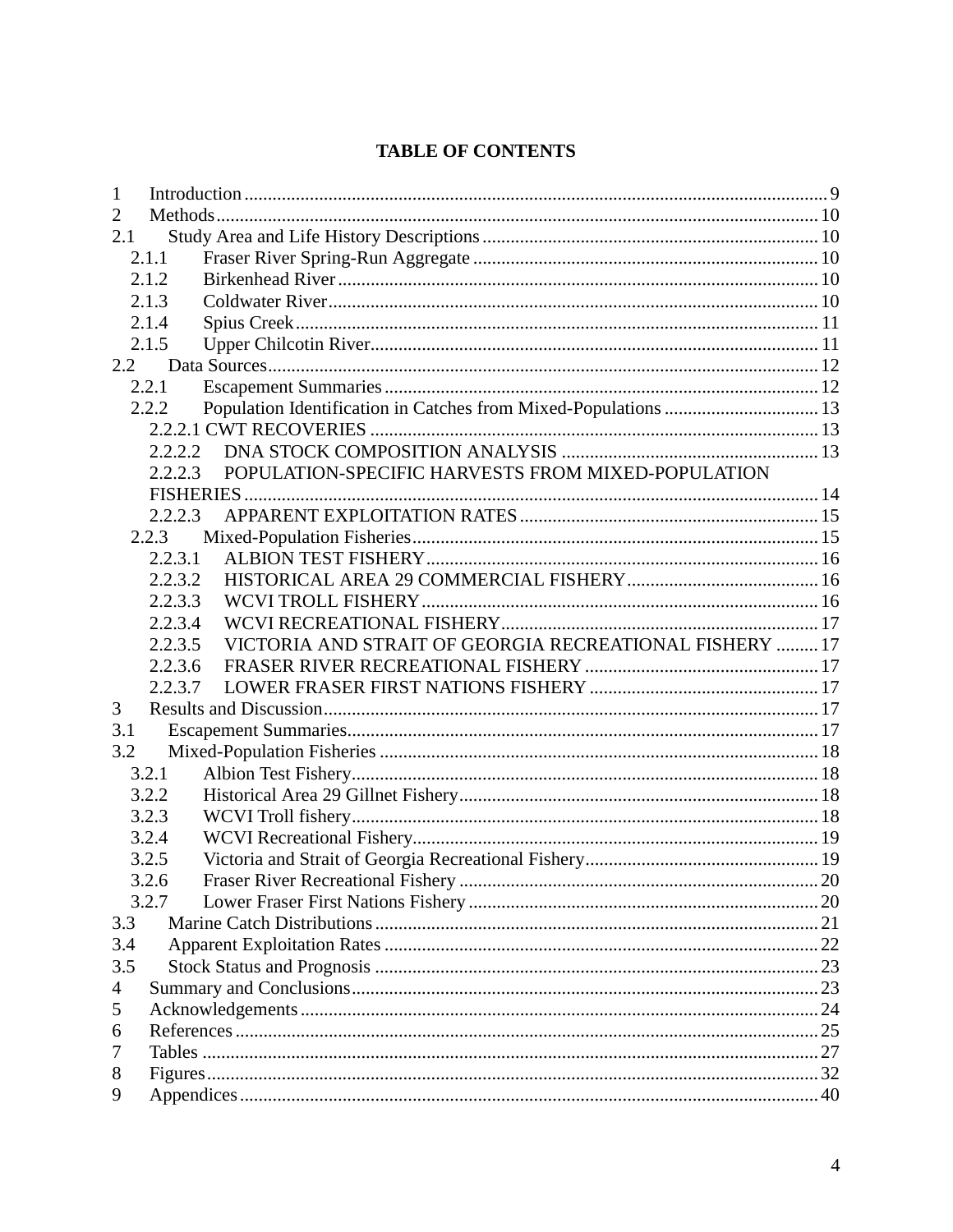**TABLE OF CONTENTS**

1 Introduction ........................................................................................................................ 9
2 Methods.............................................................................................................................. 10
2.1 Study Area and Life History Descriptions ....................................................................... 10
2.1.1 Fraser River Spring-Run Aggregate ........................................................................ 10
2.1.2 Birkenhead River ..................................................................................................... 10
2.1.3 Coldwater River ....................................................................................................... 10
2.1.4 Spius Creek .............................................................................................................. 11
2.1.5 Upper Chilcotin River .............................................................................................. 11
2.2 Data Sources .................................................................................................................... 12
2.2.1 Escapement Summaries ........................................................................................... 12
2.2.2 Population Identification in Catches from Mixed-Populations ................................ 13
2.2.2.1 CWT RECOVERIES .............................................................................................. 13
2.2.2.2 DNA STOCK COMPOSITION ANALYSIS ...................................................... 13
2.2.2.3 POPULATION-SPECIFIC HARVESTS FROM MIXED-POPULATION FISHERIES ........................................................................................................................ 14
2.2.2.3 APPARENT EXPLOITATION RATES ............................................................... 15
2.2.3 Mixed-Population Fisheries ...................................................................................... 15
2.2.3.1 ALBION TEST FISHERY .................................................................................. 16
2.2.3.2 HISTORICAL AREA 29 COMMERCIAL FISHERY ........................................ 16
2.2.3.3 WCVI TROLL FISHERY ................................................................................... 16
2.2.3.4 WCVI RECREATIONAL FISHERY .................................................................. 17
2.2.3.5 VICTORIA AND STRAIT OF GEORGIA RECREATIONAL FISHERY ......... 17
2.2.3.6 FRASER RIVER RECREATIONAL FISHERY ................................................. 17
2.2.3.7 LOWER FRASER FIRST NATIONS FISHERY ................................................ 17
3 Results and Discussion ........................................................................................................ 17
3.1 Escapement Summaries ................................................................................................... 17
3.2 Mixed-Population Fisheries ............................................................................................ 18
3.2.1 Albion Test Fishery .................................................................................................. 18
3.2.2 Historical Area 29 Gillnet Fishery ........................................................................... 18
3.2.3 WCVI Troll fishery ................................................................................................... 18
3.2.4 WCVI Recreational Fishery ..................................................................................... 19
3.2.5 Victoria and Strait of Georgia Recreational Fishery ................................................. 19
3.2.6 Fraser River Recreational Fishery ........................................................................... 20
3.2.7 Lower Fraser First Nations Fishery .......................................................................... 20
3.3 Marine Catch Distributions ............................................................................................. 21
3.4 Apparent Exploitation Rates ........................................................................................... 22
3.5 Stock Status and Prognosis ............................................................................................. 23
4 Summary and Conclusions .................................................................................................. 23
5 Acknowledgements ............................................................................................................. 24
6 References ........................................................................................................................... 25
7 Tables .................................................................................................................................. 27
8 Figures ................................................................................................................................. 32
9 Appendices .......................................................................................................................... 40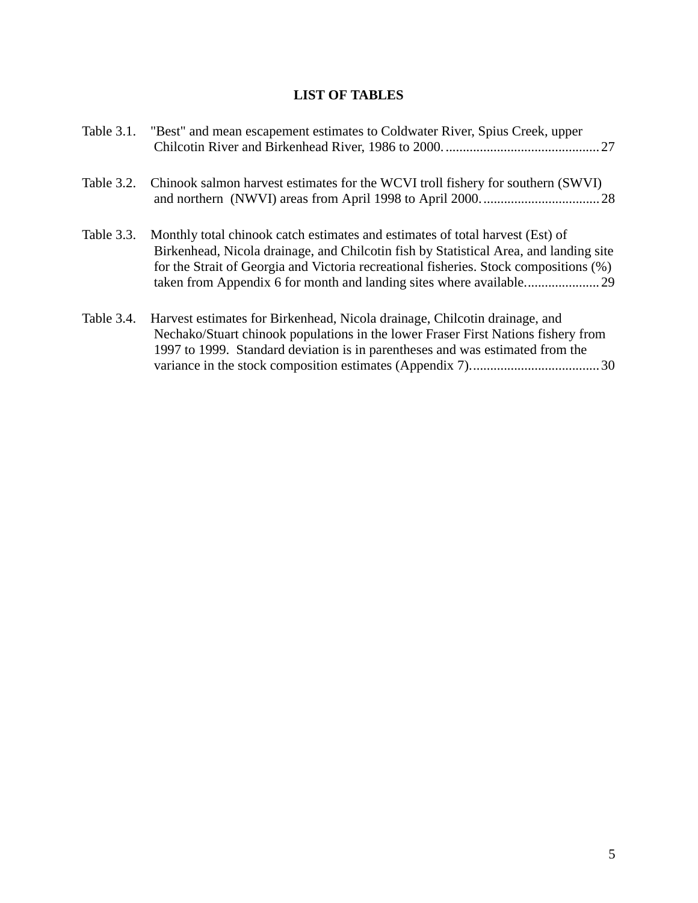# LIST OF TABLES

Table 3.1. "Best" and mean escapement estimates to Coldwater River, Spius Creek, upper Chilcotin River and Birkenhead River, 1986 to 2000. ............................................. 27

Table 3.2. Chinook salmon harvest estimates for the WCVI troll fishery for southern (SWVI) and northern (NWVI) areas from April 1998 to April 2000. .................................. 28

Table 3.3. Monthly total chinook catch estimates and estimates of total harvest (Est) of Birkenhead, Nicola drainage, and Chilcotin fish by Statistical Area, and landing site for the Strait of Georgia and Victoria recreational fisheries. Stock compositions (%) taken from Appendix 6 for month and landing sites where available..................... 29

Table 3.4. Harvest estimates for Birkenhead, Nicola drainage, Chilcotin drainage, and Nechako/Stuart chinook populations in the lower Fraser First Nations fishery from 1997 to 1999. Standard deviation is in parentheses and was estimated from the variance in the stock composition estimates (Appendix 7)..................................... 30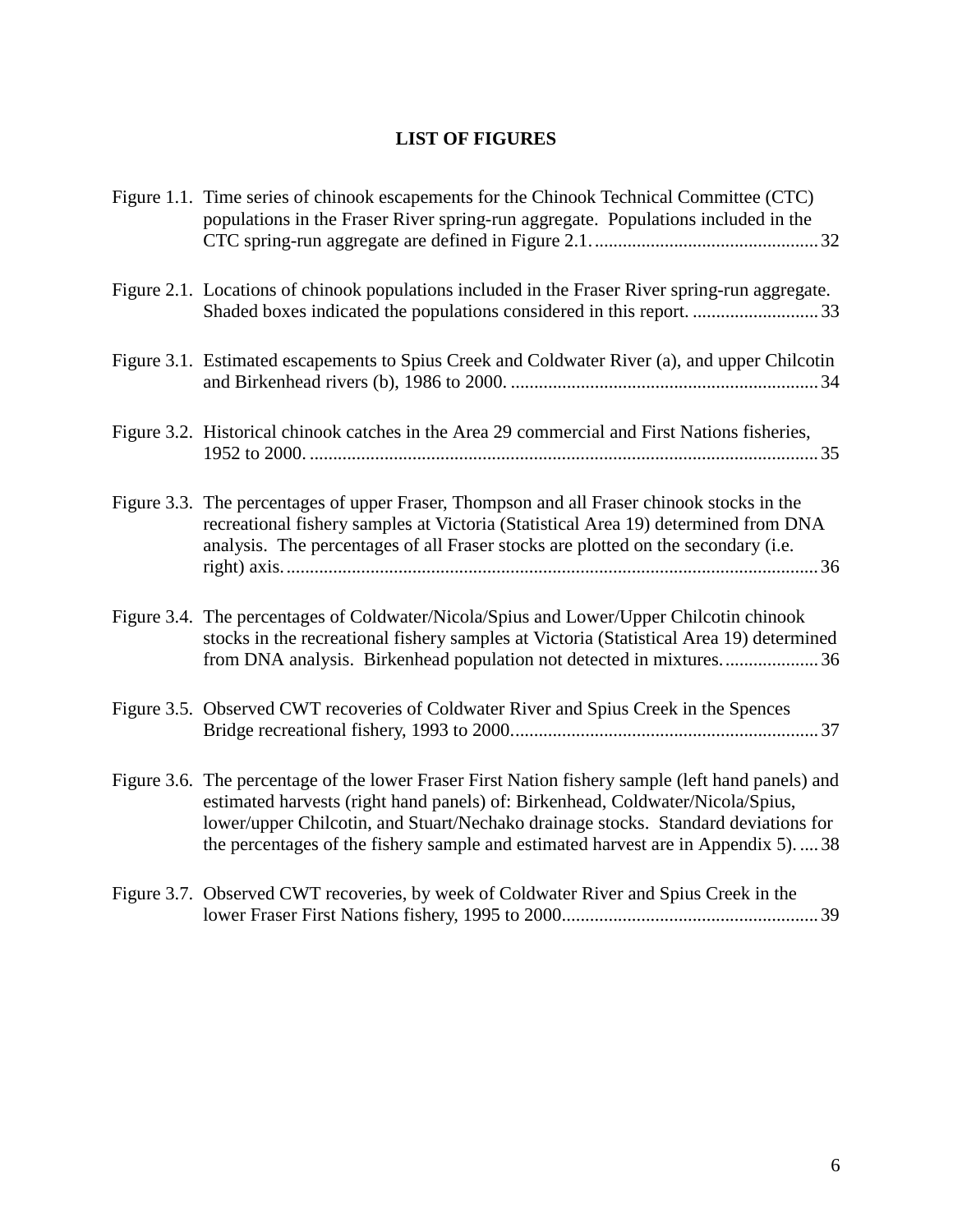## LIST OF FIGURES

Figure 1.1. Time series of chinook escapements for the Chinook Technical Committee (CTC) populations in the Fraser River spring-run aggregate. Populations included in the CTC spring-run aggregate are defined in Figure 2.1. ................................................ 32

Figure 2.1. Locations of chinook populations included in the Fraser River spring-run aggregate. Shaded boxes indicated the populations considered in this report. ........................... 33

Figure 3.1. Estimated escapements to Spius Creek and Coldwater River (a), and upper Chilcotin and Birkenhead rivers (b), 1986 to 2000. .................................................................. 34

Figure 3.2. Historical chinook catches in the Area 29 commercial and First Nations fisheries, 1952 to 2000. ............................................................................................................. 35

Figure 3.3. The percentages of upper Fraser, Thompson and all Fraser chinook stocks in the recreational fishery samples at Victoria (Statistical Area 19) determined from DNA analysis. The percentages of all Fraser stocks are plotted on the secondary (i.e. right) axis. .................................................................................................................. 36

Figure 3.4. The percentages of Coldwater/Nicola/Spius and Lower/Upper Chilcotin chinook stocks in the recreational fishery samples at Victoria (Statistical Area 19) determined from DNA analysis. Birkenhead population not detected in mixtures. .................... 36

Figure 3.5. Observed CWT recoveries of Coldwater River and Spius Creek in the Spences Bridge recreational fishery, 1993 to 2000. ................................................................. 37

Figure 3.6. The percentage of the lower Fraser First Nation fishery sample (left hand panels) and estimated harvests (right hand panels) of: Birkenhead, Coldwater/Nicola/Spius, lower/upper Chilcotin, and Stuart/Nechako drainage stocks. Standard deviations for the percentages of the fishery sample and estimated harvest are in Appendix 5). .... 38

Figure 3.7. Observed CWT recoveries, by week of Coldwater River and Spius Creek in the lower Fraser First Nations fishery, 1995 to 2000. ...................................................... 39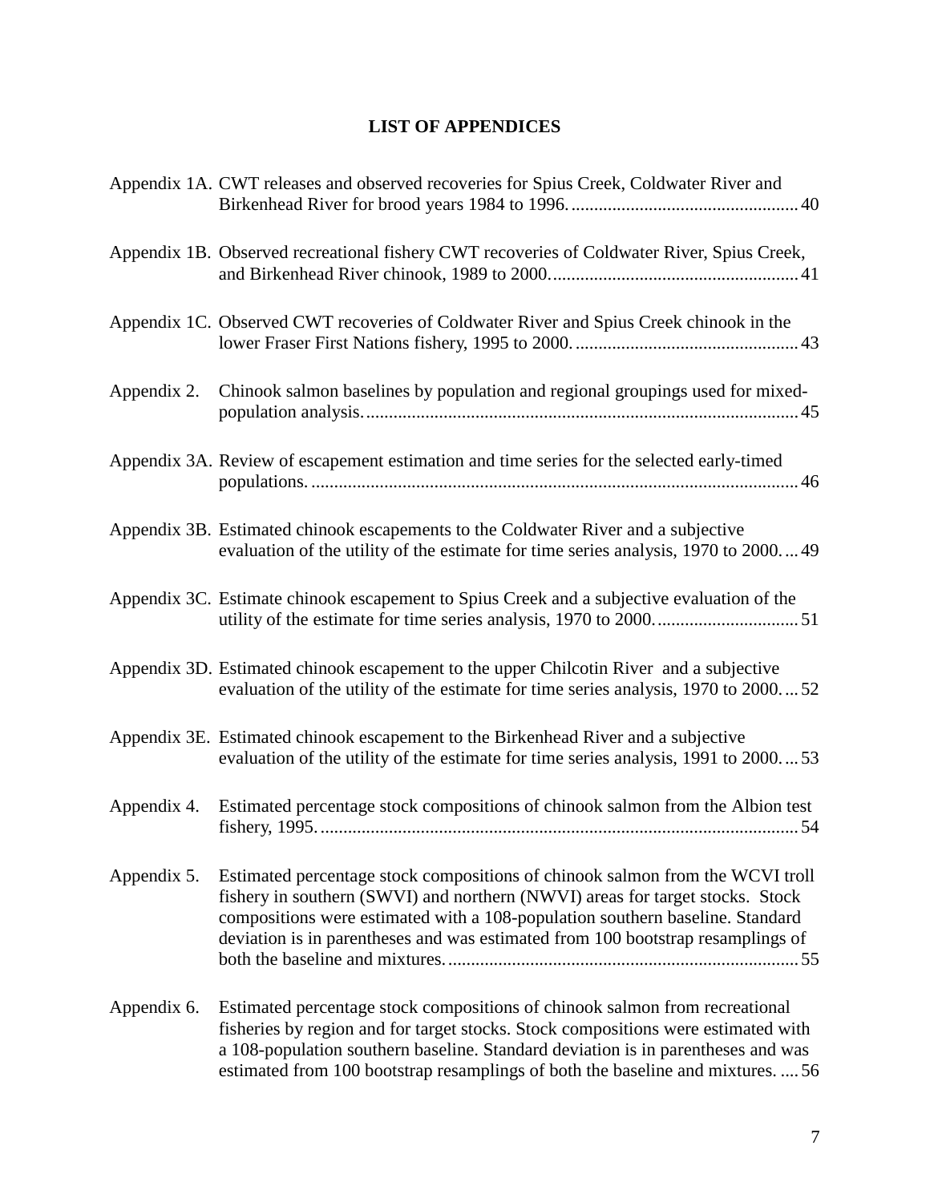## LIST OF APPENDICES

Appendix 1A. CWT releases and observed recoveries for Spius Creek, Coldwater River and Birkenhead River for brood years 1984 to 1996. .................................................. 40

Appendix 1B. Observed recreational fishery CWT recoveries of Coldwater River, Spius Creek, and Birkenhead River chinook, 1989 to 2000. ...................................................... 41

Appendix 1C. Observed CWT recoveries of Coldwater River and Spius Creek chinook in the lower Fraser First Nations fishery, 1995 to 2000. ................................................. 43

Appendix 2. Chinook salmon baselines by population and regional groupings used for mixed-population analysis. ............................................................................................. 45

Appendix 3A. Review of escapement estimation and time series for the selected early-timed populations. .......................................................................................................... 46

Appendix 3B. Estimated chinook escapements to the Coldwater River and a subjective evaluation of the utility of the estimate for time series analysis, 1970 to 2000. ... 49

Appendix 3C. Estimate chinook escapement to Spius Creek and a subjective evaluation of the utility of the estimate for time series analysis, 1970 to 2000. ............................... 51

Appendix 3D. Estimated chinook escapement to the upper Chilcotin River and a subjective evaluation of the utility of the estimate for time series analysis, 1970 to 2000. ... 52

Appendix 3E. Estimated chinook escapement to the Birkenhead River and a subjective evaluation of the utility of the estimate for time series analysis, 1991 to 2000. ... 53

Appendix 4. Estimated percentage stock compositions of chinook salmon from the Albion test fishery, 1995. ....................................................................................................... 54

Appendix 5. Estimated percentage stock compositions of chinook salmon from the WCVI troll fishery in southern (SWVI) and northern (NWVI) areas for target stocks. Stock compositions were estimated with a 108-population southern baseline. Standard deviation is in parentheses and was estimated from 100 bootstrap resamplings of both the baseline and mixtures. ............................................................................ 55

Appendix 6. Estimated percentage stock compositions of chinook salmon from recreational fisheries by region and for target stocks. Stock compositions were estimated with a 108-population southern baseline. Standard deviation is in parentheses and was estimated from 100 bootstrap resamplings of both the baseline and mixtures. .... 56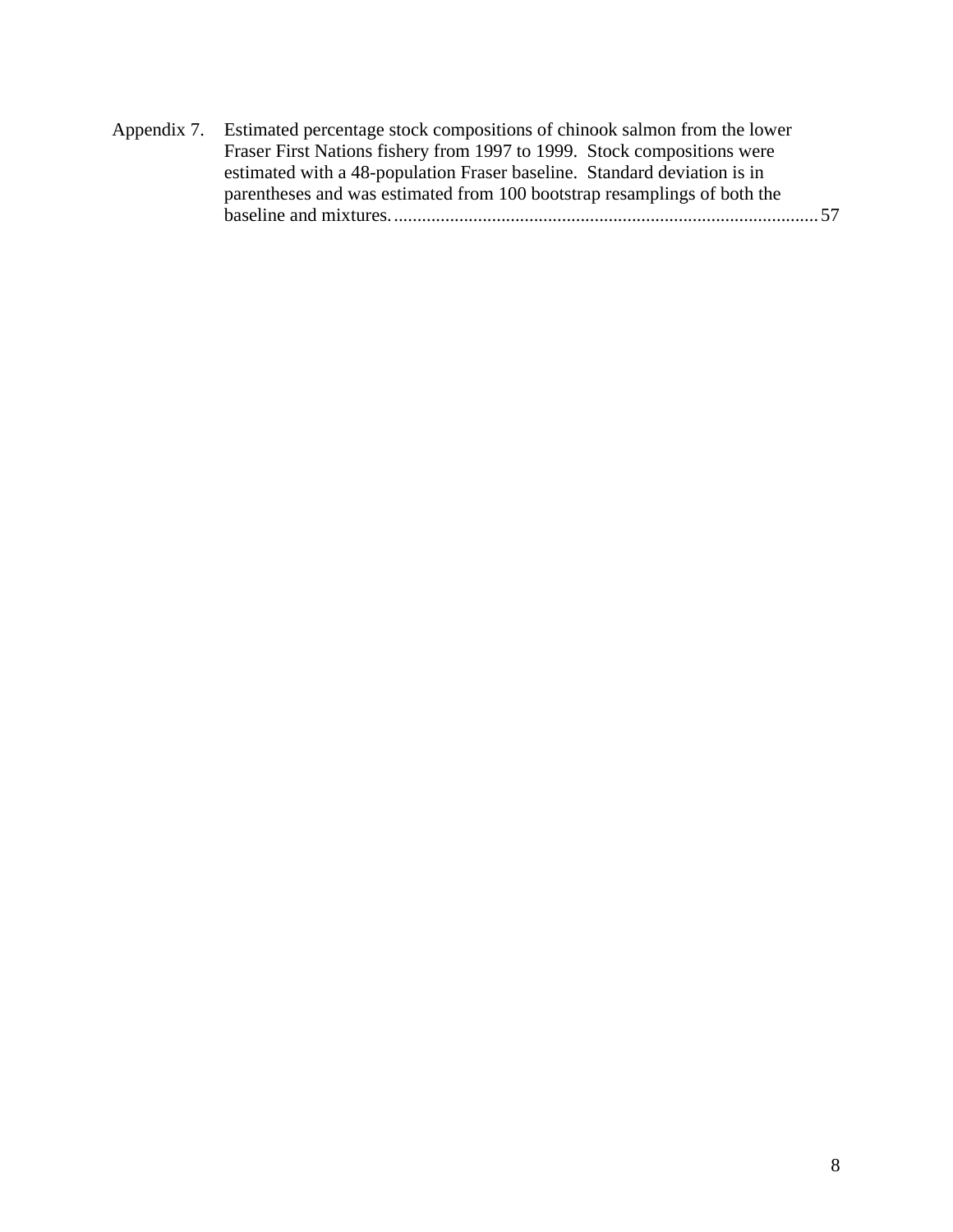Appendix 7. Estimated percentage stock compositions of chinook salmon from the lower Fraser First Nations fishery from 1997 to 1999. Stock compositions were estimated with a 48-population Fraser baseline. Standard deviation is in parentheses and was estimated from 100 bootstrap resamplings of both the baseline and mixtures. .......................................................................................... 57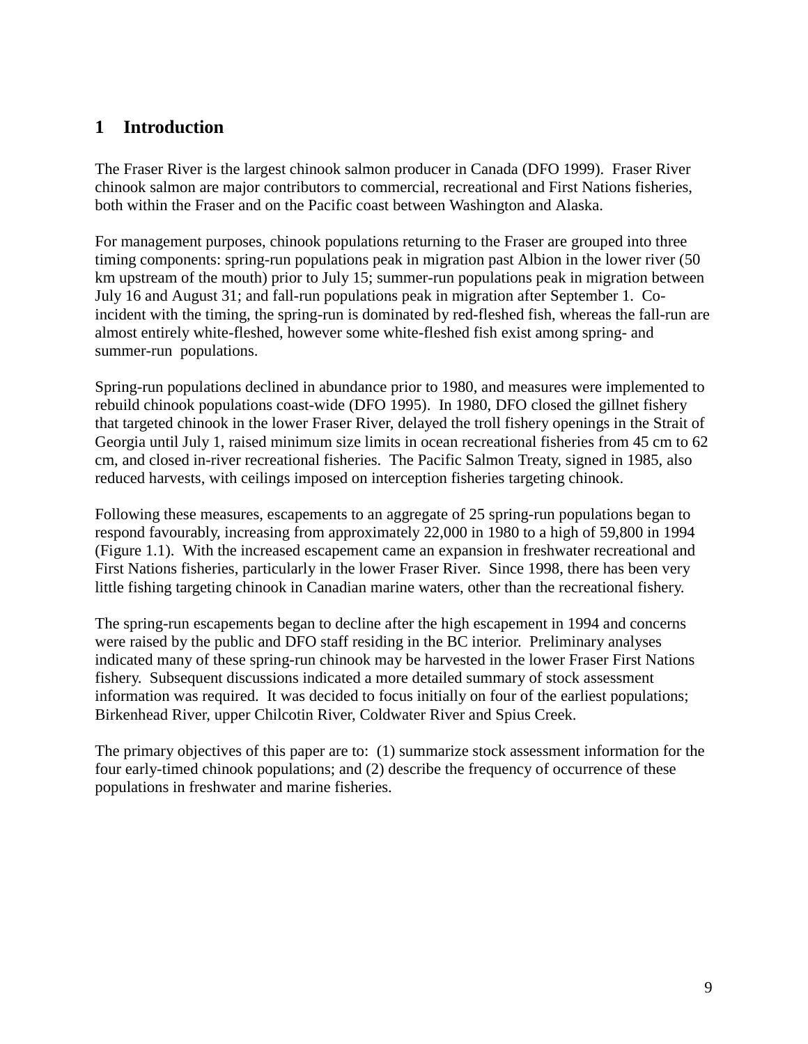# 1 Introduction

The Fraser River is the largest chinook salmon producer in Canada (DFO 1999). Fraser River chinook salmon are major contributors to commercial, recreational and First Nations fisheries, both within the Fraser and on the Pacific coast between Washington and Alaska.

For management purposes, chinook populations returning to the Fraser are grouped into three timing components: spring-run populations peak in migration past Albion in the lower river (50 km upstream of the mouth) prior to July 15; summer-run populations peak in migration between July 16 and August 31; and fall-run populations peak in migration after September 1. Co-incident with the timing, the spring-run is dominated by red-fleshed fish, whereas the fall-run are almost entirely white-fleshed, however some white-fleshed fish exist among spring- and summer-run populations.

Spring-run populations declined in abundance prior to 1980, and measures were implemented to rebuild chinook populations coast-wide (DFO 1995). In 1980, DFO closed the gillnet fishery that targeted chinook in the lower Fraser River, delayed the troll fishery openings in the Strait of Georgia until July 1, raised minimum size limits in ocean recreational fisheries from 45 cm to 62 cm, and closed in-river recreational fisheries. The Pacific Salmon Treaty, signed in 1985, also reduced harvests, with ceilings imposed on interception fisheries targeting chinook.

Following these measures, escapements to an aggregate of 25 spring-run populations began to respond favourably, increasing from approximately 22,000 in 1980 to a high of 59,800 in 1994 (Figure 1.1). With the increased escapement came an expansion in freshwater recreational and First Nations fisheries, particularly in the lower Fraser River. Since 1998, there has been very little fishing targeting chinook in Canadian marine waters, other than the recreational fishery.

The spring-run escapements began to decline after the high escapement in 1994 and concerns were raised by the public and DFO staff residing in the BC interior. Preliminary analyses indicated many of these spring-run chinook may be harvested in the lower Fraser First Nations fishery. Subsequent discussions indicated a more detailed summary of stock assessment information was required. It was decided to focus initially on four of the earliest populations; Birkenhead River, upper Chilcotin River, Coldwater River and Spius Creek.

The primary objectives of this paper are to: (1) summarize stock assessment information for the four early-timed chinook populations; and (2) describe the frequency of occurrence of these populations in freshwater and marine fisheries.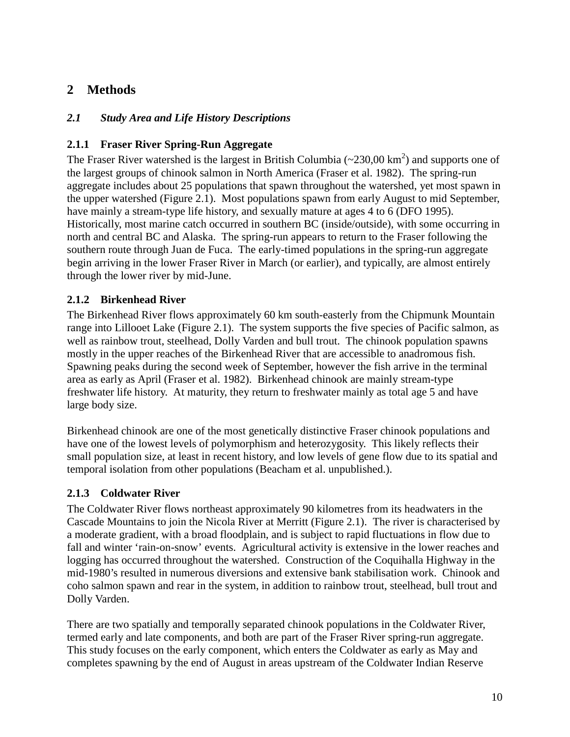# 2 Methods

## *2.1 Study Area and Life History Descriptions*

### 2.1.1 Fraser River Spring-Run Aggregate

The Fraser River watershed is the largest in British Columbia (~230,00 $km^2$) and supports one of the largest groups of chinook salmon in North America (Fraser et al. 1982). The spring-run aggregate includes about 25 populations that spawn throughout the watershed, yet most spawn in the upper watershed (Figure 2.1). Most populations spawn from early August to mid September, have mainly a stream-type life history, and sexually mature at ages 4 to 6 (DFO 1995). Historically, most marine catch occurred in southern BC (inside/outside), with some occurring in north and central BC and Alaska. The spring-run appears to return to the Fraser following the southern route through Juan de Fuca. The early-timed populations in the spring-run aggregate begin arriving in the lower Fraser River in March (or earlier), and typically, are almost entirely through the lower river by mid-June.

### 2.1.2 Birkenhead River

The Birkenhead River flows approximately 60 km south-easterly from the Chipmunk Mountain range into Lillooet Lake (Figure 2.1). The system supports the five species of Pacific salmon, as well as rainbow trout, steelhead, Dolly Varden and bull trout. The chinook population spawns mostly in the upper reaches of the Birkenhead River that are accessible to anadromous fish. Spawning peaks during the second week of September, however the fish arrive in the terminal area as early as April (Fraser et al. 1982). Birkenhead chinook are mainly stream-type freshwater life history. At maturity, they return to freshwater mainly as total age 5 and have large body size.

Birkenhead chinook are one of the most genetically distinctive Fraser chinook populations and have one of the lowest levels of polymorphism and heterozygosity. This likely reflects their small population size, at least in recent history, and low levels of gene flow due to its spatial and temporal isolation from other populations (Beacham et al. unpublished.).

### 2.1.3 Coldwater River

The Coldwater River flows northeast approximately 90 kilometres from its headwaters in the Cascade Mountains to join the Nicola River at Merritt (Figure 2.1). The river is characterised by a moderate gradient, with a broad floodplain, and is subject to rapid fluctuations in flow due to fall and winter 'rain-on-snow' events. Agricultural activity is extensive in the lower reaches and logging has occurred throughout the watershed. Construction of the Coquihalla Highway in the mid-1980's resulted in numerous diversions and extensive bank stabilisation work. Chinook and coho salmon spawn and rear in the system, in addition to rainbow trout, steelhead, bull trout and Dolly Varden.

There are two spatially and temporally separated chinook populations in the Coldwater River, termed early and late components, and both are part of the Fraser River spring-run aggregate. This study focuses on the early component, which enters the Coldwater as early as May and completes spawning by the end of August in areas upstream of the Coldwater Indian Reserve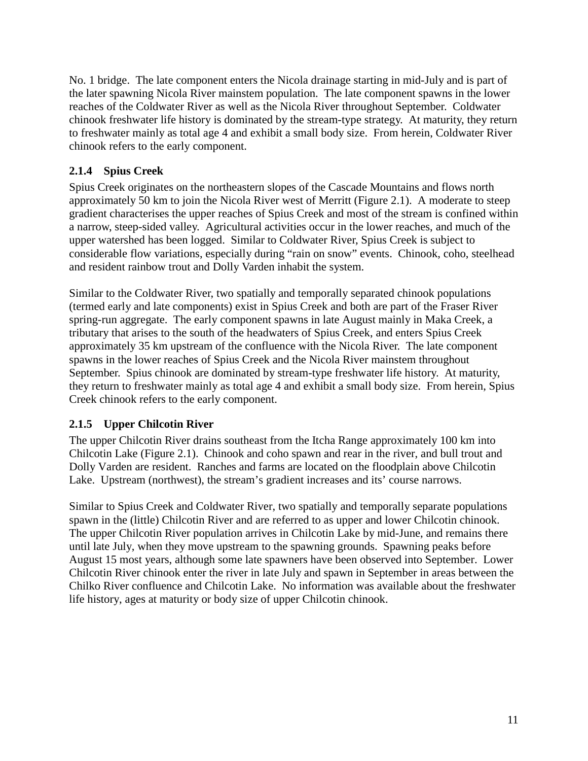No. 1 bridge. The late component enters the Nicola drainage starting in mid-July and is part of the later spawning Nicola River mainstem population. The late component spawns in the lower reaches of the Coldwater River as well as the Nicola River throughout September. Coldwater chinook freshwater life history is dominated by the stream-type strategy. At maturity, they return to freshwater mainly as total age 4 and exhibit a small body size. From herein, Coldwater River chinook refers to the early component.

### 2.1.4 Spius Creek

Spius Creek originates on the northeastern slopes of the Cascade Mountains and flows north approximately 50 km to join the Nicola River west of Merritt (Figure 2.1). A moderate to steep gradient characterises the upper reaches of Spius Creek and most of the stream is confined within a narrow, steep-sided valley. Agricultural activities occur in the lower reaches, and much of the upper watershed has been logged. Similar to Coldwater River, Spius Creek is subject to considerable flow variations, especially during "rain on snow" events. Chinook, coho, steelhead and resident rainbow trout and Dolly Varden inhabit the system.

Similar to the Coldwater River, two spatially and temporally separated chinook populations (termed early and late components) exist in Spius Creek and both are part of the Fraser River spring-run aggregate. The early component spawns in late August mainly in Maka Creek, a tributary that arises to the south of the headwaters of Spius Creek, and enters Spius Creek approximately 35 km upstream of the confluence with the Nicola River. The late component spawns in the lower reaches of Spius Creek and the Nicola River mainstem throughout September. Spius chinook are dominated by stream-type freshwater life history. At maturity, they return to freshwater mainly as total age 4 and exhibit a small body size. From herein, Spius Creek chinook refers to the early component.

### 2.1.5 Upper Chilcotin River

The upper Chilcotin River drains southeast from the Itcha Range approximately 100 km into Chilcotin Lake (Figure 2.1). Chinook and coho spawn and rear in the river, and bull trout and Dolly Varden are resident. Ranches and farms are located on the floodplain above Chilcotin Lake. Upstream (northwest), the stream's gradient increases and its' course narrows.

Similar to Spius Creek and Coldwater River, two spatially and temporally separate populations spawn in the (little) Chilcotin River and are referred to as upper and lower Chilcotin chinook. The upper Chilcotin River population arrives in Chilcotin Lake by mid-June, and remains there until late July, when they move upstream to the spawning grounds. Spawning peaks before August 15 most years, although some late spawners have been observed into September. Lower Chilcotin River chinook enter the river in late July and spawn in September in areas between the Chilko River confluence and Chilcotin Lake. No information was available about the freshwater life history, ages at maturity or body size of upper Chilcotin chinook.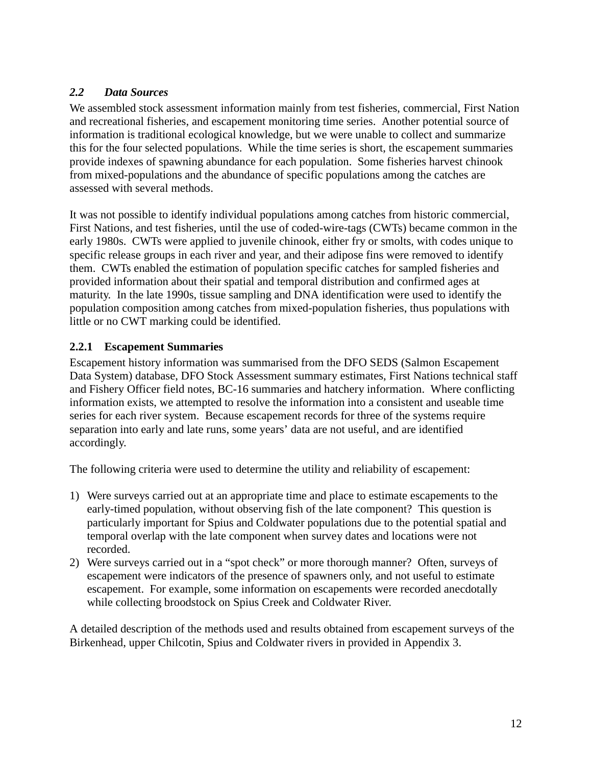## *2.2 Data Sources*

We assembled stock assessment information mainly from test fisheries, commercial, First Nation and recreational fisheries, and escapement monitoring time series. Another potential source of information is traditional ecological knowledge, but we were unable to collect and summarize this for the four selected populations. While the time series is short, the escapement summaries provide indexes of spawning abundance for each population. Some fisheries harvest chinook from mixed-populations and the abundance of specific populations among the catches are assessed with several methods.

It was not possible to identify individual populations among catches from historic commercial, First Nations, and test fisheries, until the use of coded-wire-tags (CWTs) became common in the early 1980s. CWTs were applied to juvenile chinook, either fry or smolts, with codes unique to specific release groups in each river and year, and their adipose fins were removed to identify them. CWTs enabled the estimation of population specific catches for sampled fisheries and provided information about their spatial and temporal distribution and confirmed ages at maturity. In the late 1990s, tissue sampling and DNA identification were used to identify the population composition among catches from mixed-population fisheries, thus populations with little or no CWT marking could be identified.

### 2.2.1 Escapement Summaries

Escapement history information was summarised from the DFO SEDS (Salmon Escapement Data System) database, DFO Stock Assessment summary estimates, First Nations technical staff and Fishery Officer field notes, BC-16 summaries and hatchery information. Where conflicting information exists, we attempted to resolve the information into a consistent and useable time series for each river system. Because escapement records for three of the systems require separation into early and late runs, some years' data are not useful, and are identified accordingly.

The following criteria were used to determine the utility and reliability of escapement:

1) Were surveys carried out at an appropriate time and place to estimate escapements to the early-timed population, without observing fish of the late component? This question is particularly important for Spius and Coldwater populations due to the potential spatial and temporal overlap with the late component when survey dates and locations were not recorded.
2) Were surveys carried out in a "spot check" or more thorough manner? Often, surveys of escapement were indicators of the presence of spawners only, and not useful to estimate escapement. For example, some information on escapements were recorded anecdotally while collecting broodstock on Spius Creek and Coldwater River.

A detailed description of the methods used and results obtained from escapement surveys of the Birkenhead, upper Chilcotin, Spius and Coldwater rivers in provided in Appendix 3.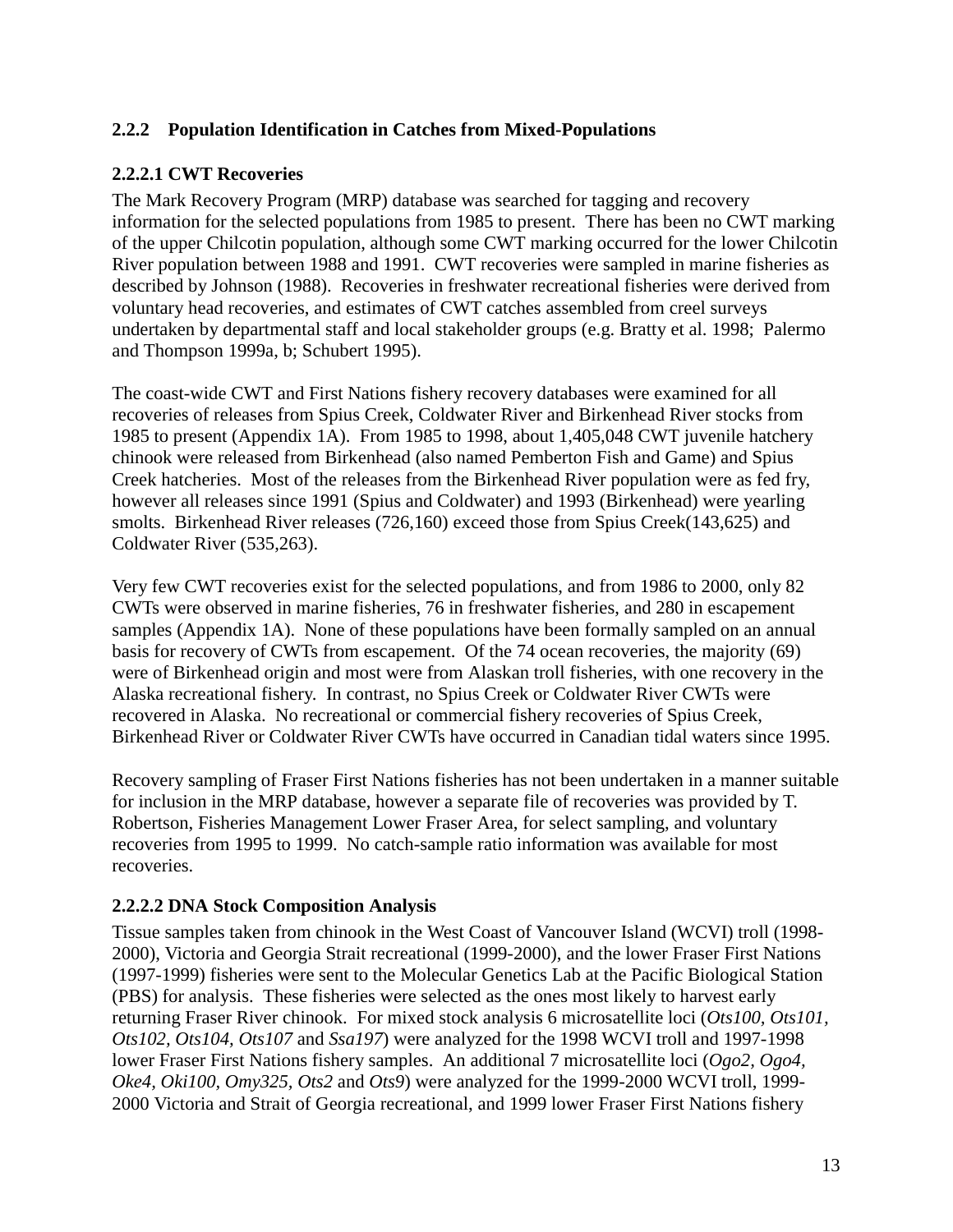### 2.2.2 Population Identification in Catches from Mixed-Populations

#### 2.2.2.1 CWT Recoveries

The Mark Recovery Program (MRP) database was searched for tagging and recovery information for the selected populations from 1985 to present. There has been no CWT marking of the upper Chilcotin population, although some CWT marking occurred for the lower Chilcotin River population between 1988 and 1991. CWT recoveries were sampled in marine fisheries as described by Johnson (1988). Recoveries in freshwater recreational fisheries were derived from voluntary head recoveries, and estimates of CWT catches assembled from creel surveys undertaken by departmental staff and local stakeholder groups (e.g. Bratty et al. 1998; Palermo and Thompson 1999a, b; Schubert 1995).

The coast-wide CWT and First Nations fishery recovery databases were examined for all recoveries of releases from Spius Creek, Coldwater River and Birkenhead River stocks from 1985 to present (Appendix 1A). From 1985 to 1998, about 1,405,048 CWT juvenile hatchery chinook were released from Birkenhead (also named Pemberton Fish and Game) and Spius Creek hatcheries. Most of the releases from the Birkenhead River population were as fed fry, however all releases since 1991 (Spius and Coldwater) and 1993 (Birkenhead) were yearling smolts. Birkenhead River releases (726,160) exceed those from Spius Creek(143,625) and Coldwater River (535,263).

Very few CWT recoveries exist for the selected populations, and from 1986 to 2000, only 82 CWTs were observed in marine fisheries, 76 in freshwater fisheries, and 280 in escapement samples (Appendix 1A). None of these populations have been formally sampled on an annual basis for recovery of CWTs from escapement. Of the 74 ocean recoveries, the majority (69) were of Birkenhead origin and most were from Alaskan troll fisheries, with one recovery in the Alaska recreational fishery. In contrast, no Spius Creek or Coldwater River CWTs were recovered in Alaska. No recreational or commercial fishery recoveries of Spius Creek, Birkenhead River or Coldwater River CWTs have occurred in Canadian tidal waters since 1995.

Recovery sampling of Fraser First Nations fisheries has not been undertaken in a manner suitable for inclusion in the MRP database, however a separate file of recoveries was provided by T. Robertson, Fisheries Management Lower Fraser Area, for select sampling, and voluntary recoveries from 1995 to 1999. No catch-sample ratio information was available for most recoveries.

#### 2.2.2.2 DNA Stock Composition Analysis

Tissue samples taken from chinook in the West Coast of Vancouver Island (WCVI) troll (1998-2000), Victoria and Georgia Strait recreational (1999-2000), and the lower Fraser First Nations (1997-1999) fisheries were sent to the Molecular Genetics Lab at the Pacific Biological Station (PBS) for analysis. These fisheries were selected as the ones most likely to harvest early returning Fraser River chinook. For mixed stock analysis 6 microsatellite loci (*Ots100*, *Ots101*, *Ots102*, *Ots104*, *Ots107* and *Ssa197*) were analyzed for the 1998 WCVI troll and 1997-1998 lower Fraser First Nations fishery samples. An additional 7 microsatellite loci (*Ogo2*, *Ogo4*, *Oke4*, *Oki100*, *Omy325*, *Ots2* and *Ots9*) were analyzed for the 1999-2000 WCVI troll, 1999-2000 Victoria and Strait of Georgia recreational, and 1999 lower Fraser First Nations fishery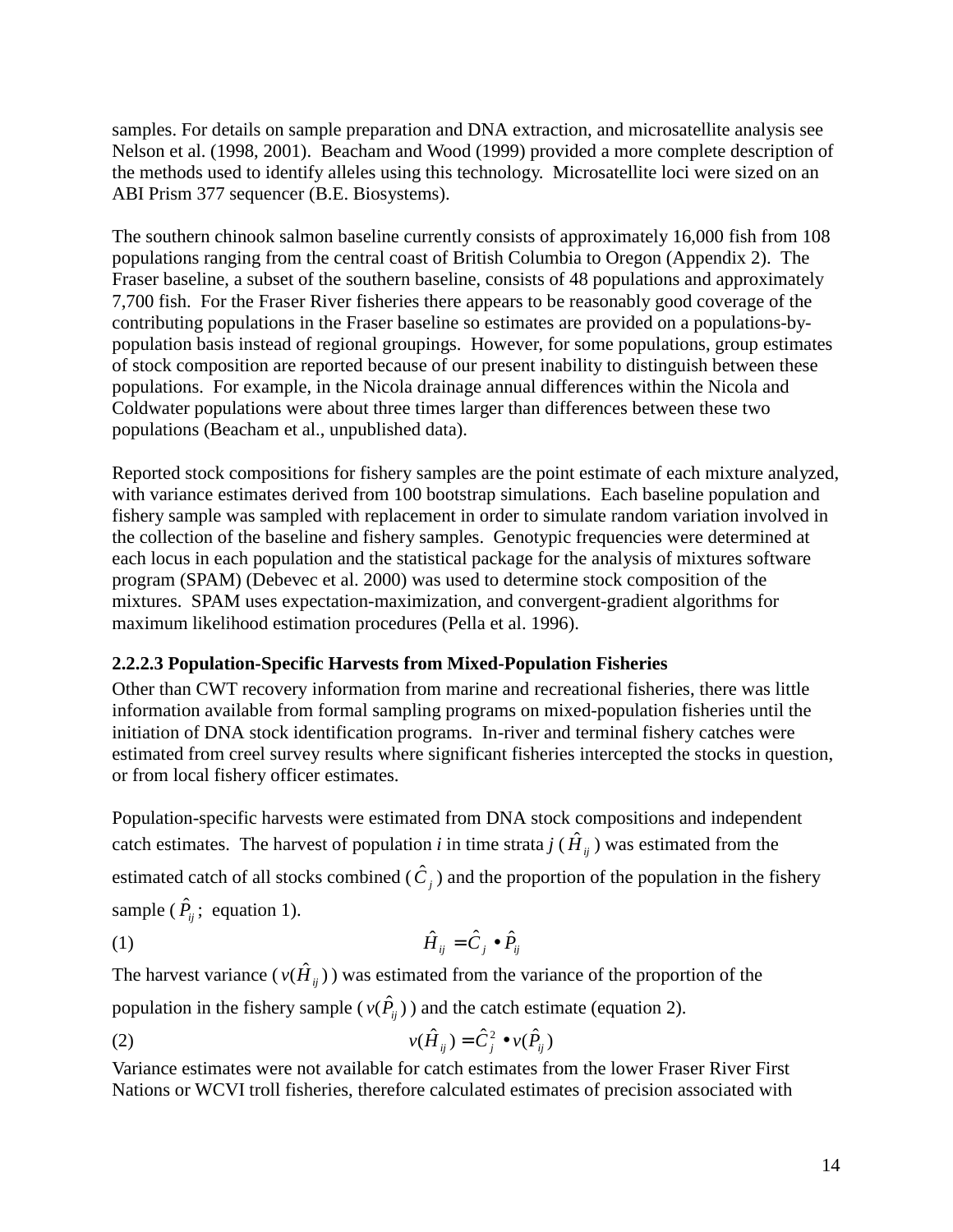samples. For details on sample preparation and DNA extraction, and microsatellite analysis see Nelson et al. (1998, 2001). Beacham and Wood (1999) provided a more complete description of the methods used to identify alleles using this technology. Microsatellite loci were sized on an ABI Prism 377 sequencer (B.E. Biosystems).

The southern chinook salmon baseline currently consists of approximately 16,000 fish from 108 populations ranging from the central coast of British Columbia to Oregon (Appendix 2). The Fraser baseline, a subset of the southern baseline, consists of 48 populations and approximately 7,700 fish. For the Fraser River fisheries there appears to be reasonably good coverage of the contributing populations in the Fraser baseline so estimates are provided on a populations-by-population basis instead of regional groupings. However, for some populations, group estimates of stock composition are reported because of our present inability to distinguish between these populations. For example, in the Nicola drainage annual differences within the Nicola and Coldwater populations were about three times larger than differences between these two populations (Beacham et al., unpublished data).

Reported stock compositions for fishery samples are the point estimate of each mixture analyzed, with variance estimates derived from 100 bootstrap simulations. Each baseline population and fishery sample was sampled with replacement in order to simulate random variation involved in the collection of the baseline and fishery samples. Genotypic frequencies were determined at each locus in each population and the statistical package for the analysis of mixtures software program (SPAM) (Debevec et al. 2000) was used to determine stock composition of the mixtures. SPAM uses expectation-maximization, and convergent-gradient algorithms for maximum likelihood estimation procedures (Pella et al. 1996).

#### 2.2.2.3 Population-Specific Harvests from Mixed-Population Fisheries

Other than CWT recovery information from marine and recreational fisheries, there was little information available from formal sampling programs on mixed-population fisheries until the initiation of DNA stock identification programs. In-river and terminal fishery catches were estimated from creel survey results where significant fisheries intercepted the stocks in question, or from local fishery officer estimates.

Population-specific harvests were estimated from DNA stock compositions and independent catch estimates. The harvest of population *i* in time strata *j* ($\hat{H}_{ij}$) was estimated from the estimated catch of all stocks combined ($\hat{C}_j$) and the proportion of the population in the fishery sample ($\hat{P}_{ij}$; equation 1).

$$\hat{H}_{ij} = \hat{C}_j \bullet \hat{P}_{ij} \tag{1}$$

The harvest variance ($v(\hat{H}_{ij})$) was estimated from the variance of the proportion of the population in the fishery sample ($v(\hat{P}_{ij})$) and the catch estimate (equation 2).

$$v(\hat{H}_{ij}) = \hat{C}_j^2 \bullet v(\hat{P}_{ij}) \tag{2}$$

Variance estimates were not available for catch estimates from the lower Fraser River First Nations or WCVI troll fisheries, therefore calculated estimates of precision associated with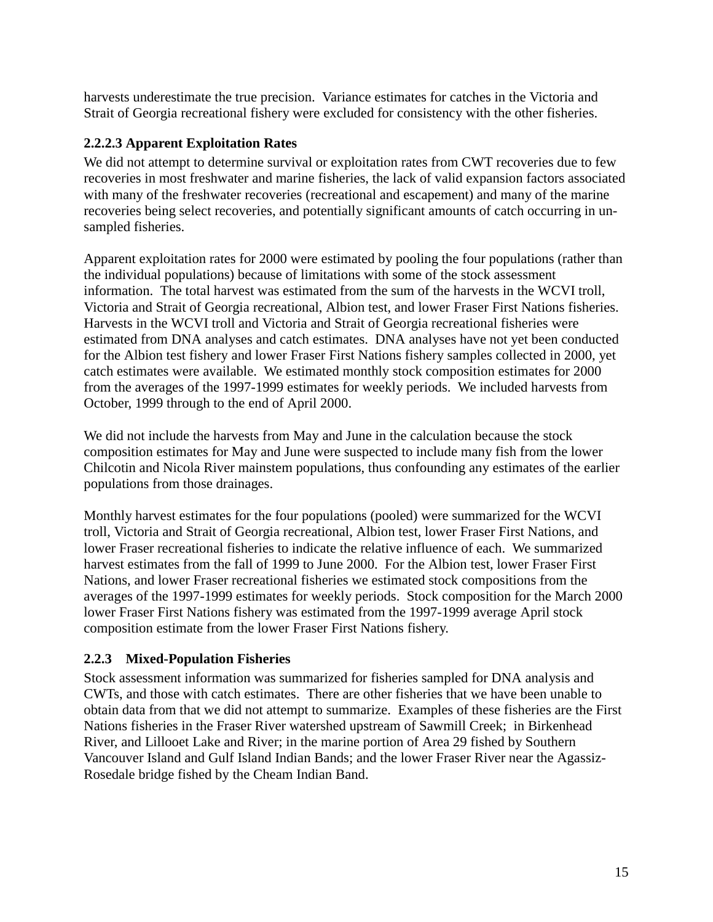harvests underestimate the true precision. Variance estimates for catches in the Victoria and Strait of Georgia recreational fishery were excluded for consistency with the other fisheries.

#### 2.2.2.3 Apparent Exploitation Rates

We did not attempt to determine survival or exploitation rates from CWT recoveries due to few recoveries in most freshwater and marine fisheries, the lack of valid expansion factors associated with many of the freshwater recoveries (recreational and escapement) and many of the marine recoveries being select recoveries, and potentially significant amounts of catch occurring in un-sampled fisheries.

Apparent exploitation rates for 2000 were estimated by pooling the four populations (rather than the individual populations) because of limitations with some of the stock assessment information. The total harvest was estimated from the sum of the harvests in the WCVI troll, Victoria and Strait of Georgia recreational, Albion test, and lower Fraser First Nations fisheries. Harvests in the WCVI troll and Victoria and Strait of Georgia recreational fisheries were estimated from DNA analyses and catch estimates. DNA analyses have not yet been conducted for the Albion test fishery and lower Fraser First Nations fishery samples collected in 2000, yet catch estimates were available. We estimated monthly stock composition estimates for 2000 from the averages of the 1997-1999 estimates for weekly periods. We included harvests from October, 1999 through to the end of April 2000.

We did not include the harvests from May and June in the calculation because the stock composition estimates for May and June were suspected to include many fish from the lower Chilcotin and Nicola River mainstem populations, thus confounding any estimates of the earlier populations from those drainages.

Monthly harvest estimates for the four populations (pooled) were summarized for the WCVI troll, Victoria and Strait of Georgia recreational, Albion test, lower Fraser First Nations, and lower Fraser recreational fisheries to indicate the relative influence of each. We summarized harvest estimates from the fall of 1999 to June 2000. For the Albion test, lower Fraser First Nations, and lower Fraser recreational fisheries we estimated stock compositions from the averages of the 1997-1999 estimates for weekly periods. Stock composition for the March 2000 lower Fraser First Nations fishery was estimated from the 1997-1999 average April stock composition estimate from the lower Fraser First Nations fishery.

### 2.2.3 Mixed-Population Fisheries

Stock assessment information was summarized for fisheries sampled for DNA analysis and CWTs, and those with catch estimates. There are other fisheries that we have been unable to obtain data from that we did not attempt to summarize. Examples of these fisheries are the First Nations fisheries in the Fraser River watershed upstream of Sawmill Creek; in Birkenhead River, and Lillooet Lake and River; in the marine portion of Area 29 fished by Southern Vancouver Island and Gulf Island Indian Bands; and the lower Fraser River near the Agassiz-Rosedale bridge fished by the Cheam Indian Band.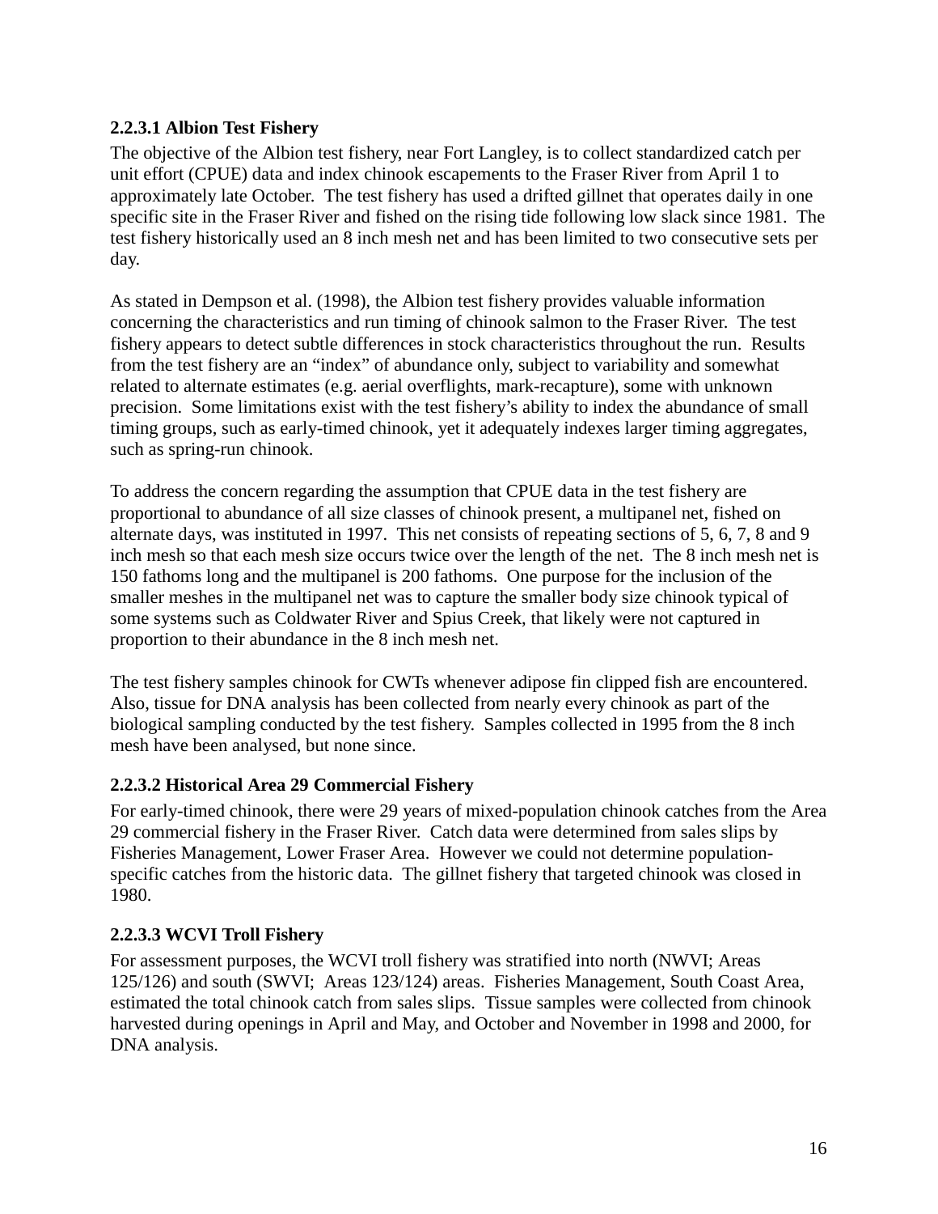#### 2.2.3.1 Albion Test Fishery

The objective of the Albion test fishery, near Fort Langley, is to collect standardized catch per unit effort (CPUE) data and index chinook escapements to the Fraser River from April 1 to approximately late October. The test fishery has used a drifted gillnet that operates daily in one specific site in the Fraser River and fished on the rising tide following low slack since 1981. The test fishery historically used an 8 inch mesh net and has been limited to two consecutive sets per day.

As stated in Dempson et al. (1998), the Albion test fishery provides valuable information concerning the characteristics and run timing of chinook salmon to the Fraser River. The test fishery appears to detect subtle differences in stock characteristics throughout the run. Results from the test fishery are an "index" of abundance only, subject to variability and somewhat related to alternate estimates (e.g. aerial overflights, mark-recapture), some with unknown precision. Some limitations exist with the test fishery's ability to index the abundance of small timing groups, such as early-timed chinook, yet it adequately indexes larger timing aggregates, such as spring-run chinook.

To address the concern regarding the assumption that CPUE data in the test fishery are proportional to abundance of all size classes of chinook present, a multipanel net, fished on alternate days, was instituted in 1997. This net consists of repeating sections of 5, 6, 7, 8 and 9 inch mesh so that each mesh size occurs twice over the length of the net. The 8 inch mesh net is 150 fathoms long and the multipanel is 200 fathoms. One purpose for the inclusion of the smaller meshes in the multipanel net was to capture the smaller body size chinook typical of some systems such as Coldwater River and Spius Creek, that likely were not captured in proportion to their abundance in the 8 inch mesh net.

The test fishery samples chinook for CWTs whenever adipose fin clipped fish are encountered. Also, tissue for DNA analysis has been collected from nearly every chinook as part of the biological sampling conducted by the test fishery. Samples collected in 1995 from the 8 inch mesh have been analysed, but none since.

#### 2.2.3.2 Historical Area 29 Commercial Fishery

For early-timed chinook, there were 29 years of mixed-population chinook catches from the Area 29 commercial fishery in the Fraser River. Catch data were determined from sales slips by Fisheries Management, Lower Fraser Area. However we could not determine population-specific catches from the historic data. The gillnet fishery that targeted chinook was closed in 1980.

#### 2.2.3.3 WCVI Troll Fishery

For assessment purposes, the WCVI troll fishery was stratified into north (NWVI; Areas 125/126) and south (SWVI; Areas 123/124) areas. Fisheries Management, South Coast Area, estimated the total chinook catch from sales slips. Tissue samples were collected from chinook harvested during openings in April and May, and October and November in 1998 and 2000, for DNA analysis.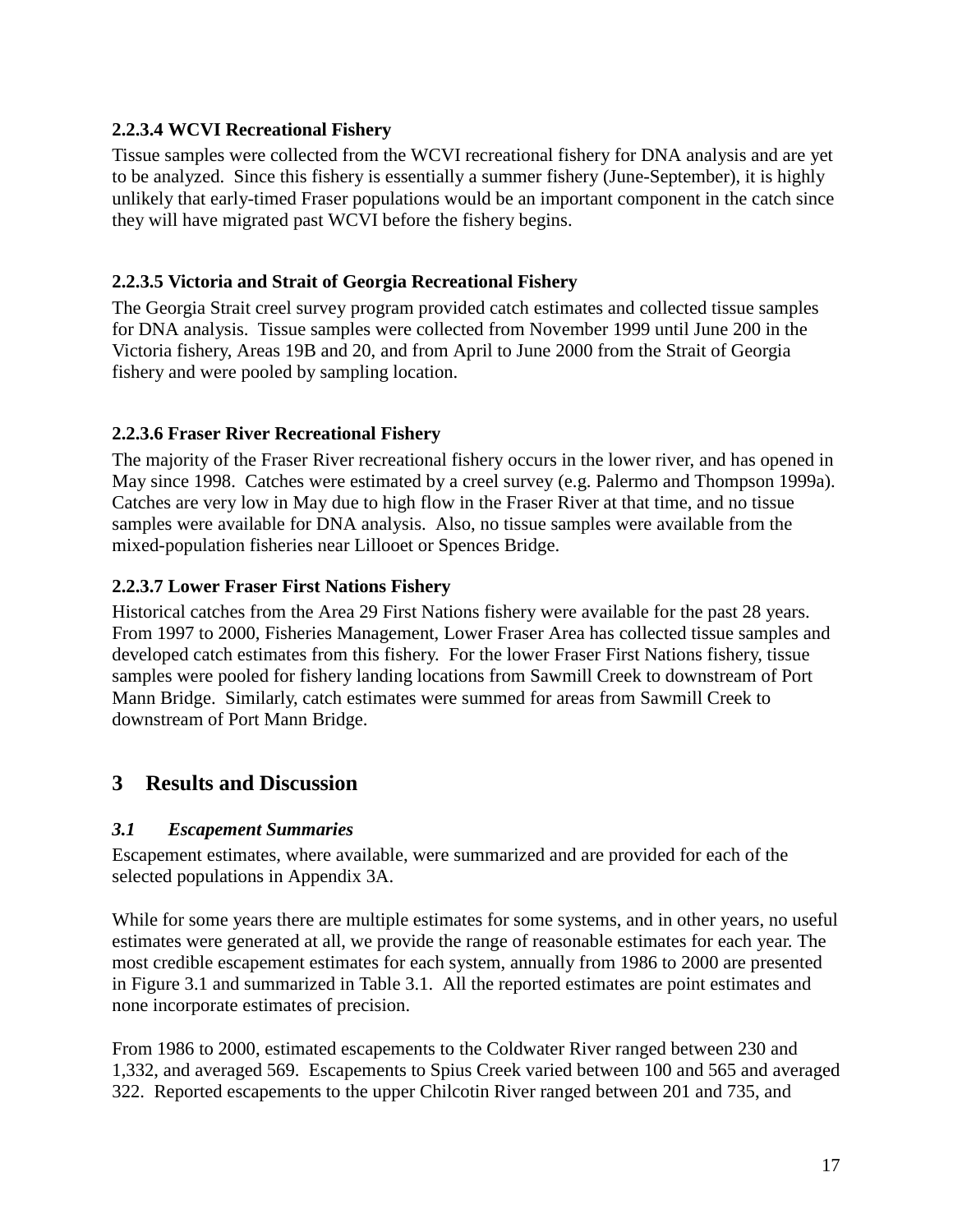#### 2.2.3.4 WCVI Recreational Fishery

Tissue samples were collected from the WCVI recreational fishery for DNA analysis and are yet to be analyzed. Since this fishery is essentially a summer fishery (June-September), it is highly unlikely that early-timed Fraser populations would be an important component in the catch since they will have migrated past WCVI before the fishery begins.

#### 2.2.3.5 Victoria and Strait of Georgia Recreational Fishery

The Georgia Strait creel survey program provided catch estimates and collected tissue samples for DNA analysis. Tissue samples were collected from November 1999 until June 200 in the Victoria fishery, Areas 19B and 20, and from April to June 2000 from the Strait of Georgia fishery and were pooled by sampling location.

#### 2.2.3.6 Fraser River Recreational Fishery

The majority of the Fraser River recreational fishery occurs in the lower river, and has opened in May since 1998. Catches were estimated by a creel survey (e.g. Palermo and Thompson 1999a). Catches are very low in May due to high flow in the Fraser River at that time, and no tissue samples were available for DNA analysis. Also, no tissue samples were available from the mixed-population fisheries near Lillooet or Spences Bridge.

#### 2.2.3.7 Lower Fraser First Nations Fishery

Historical catches from the Area 29 First Nations fishery were available for the past 28 years. From 1997 to 2000, Fisheries Management, Lower Fraser Area has collected tissue samples and developed catch estimates from this fishery. For the lower Fraser First Nations fishery, tissue samples were pooled for fishery landing locations from Sawmill Creek to downstream of Port Mann Bridge. Similarly, catch estimates were summed for areas from Sawmill Creek to downstream of Port Mann Bridge.

# 3 Results and Discussion

### *3.1 Escapement Summaries*

Escapement estimates, where available, were summarized and are provided for each of the selected populations in Appendix 3A.

While for some years there are multiple estimates for some systems, and in other years, no useful estimates were generated at all, we provide the range of reasonable estimates for each year. The most credible escapement estimates for each system, annually from 1986 to 2000 are presented in Figure 3.1 and summarized in Table 3.1. All the reported estimates are point estimates and none incorporate estimates of precision.

From 1986 to 2000, estimated escapements to the Coldwater River ranged between 230 and 1,332, and averaged 569. Escapements to Spius Creek varied between 100 and 565 and averaged 322. Reported escapements to the upper Chilcotin River ranged between 201 and 735, and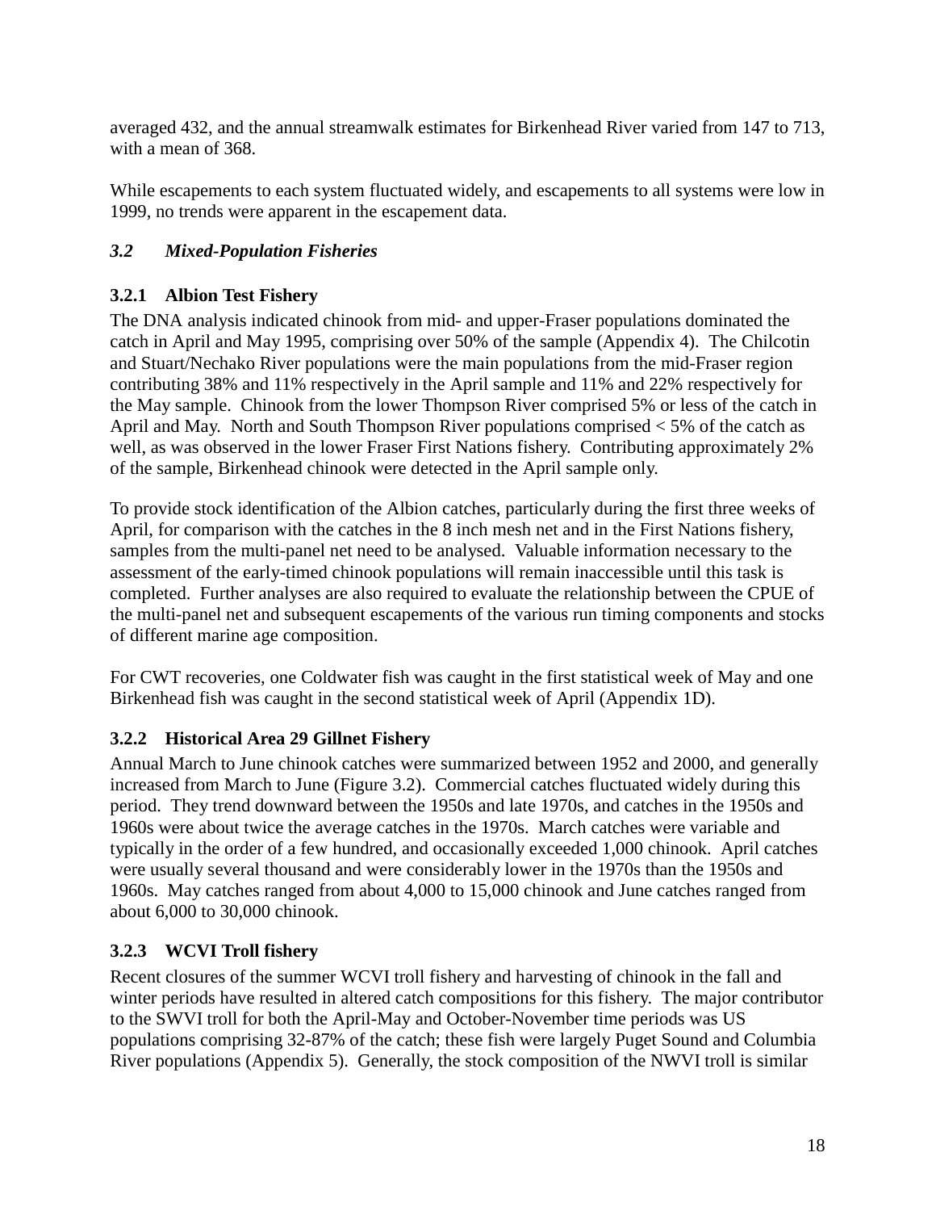averaged 432, and the annual streamwalk estimates for Birkenhead River varied from 147 to 713, with a mean of 368.

While escapements to each system fluctuated widely, and escapements to all systems were low in 1999, no trends were apparent in the escapement data.

## *3.2 Mixed-Population Fisheries*

### 3.2.1 Albion Test Fishery

The DNA analysis indicated chinook from mid- and upper-Fraser populations dominated the catch in April and May 1995, comprising over 50% of the sample (Appendix 4). The Chilcotin and Stuart/Nechako River populations were the main populations from the mid-Fraser region contributing 38% and 11% respectively in the April sample and 11% and 22% respectively for the May sample. Chinook from the lower Thompson River comprised 5% or less of the catch in April and May. North and South Thompson River populations comprised < 5% of the catch as well, as was observed in the lower Fraser First Nations fishery. Contributing approximately 2% of the sample, Birkenhead chinook were detected in the April sample only.

To provide stock identification of the Albion catches, particularly during the first three weeks of April, for comparison with the catches in the 8 inch mesh net and in the First Nations fishery, samples from the multi-panel net need to be analysed. Valuable information necessary to the assessment of the early-timed chinook populations will remain inaccessible until this task is completed. Further analyses are also required to evaluate the relationship between the CPUE of the multi-panel net and subsequent escapements of the various run timing components and stocks of different marine age composition.

For CWT recoveries, one Coldwater fish was caught in the first statistical week of May and one Birkenhead fish was caught in the second statistical week of April (Appendix 1D).

### 3.2.2 Historical Area 29 Gillnet Fishery

Annual March to June chinook catches were summarized between 1952 and 2000, and generally increased from March to June (Figure 3.2). Commercial catches fluctuated widely during this period. They trend downward between the 1950s and late 1970s, and catches in the 1950s and 1960s were about twice the average catches in the 1970s. March catches were variable and typically in the order of a few hundred, and occasionally exceeded 1,000 chinook. April catches were usually several thousand and were considerably lower in the 1970s than the 1950s and 1960s. May catches ranged from about 4,000 to 15,000 chinook and June catches ranged from about 6,000 to 30,000 chinook.

### 3.2.3 WCVI Troll fishery

Recent closures of the summer WCVI troll fishery and harvesting of chinook in the fall and winter periods have resulted in altered catch compositions for this fishery. The major contributor to the SWVI troll for both the April-May and October-November time periods was US populations comprising 32-87% of the catch; these fish were largely Puget Sound and Columbia River populations (Appendix 5). Generally, the stock composition of the NWVI troll is similar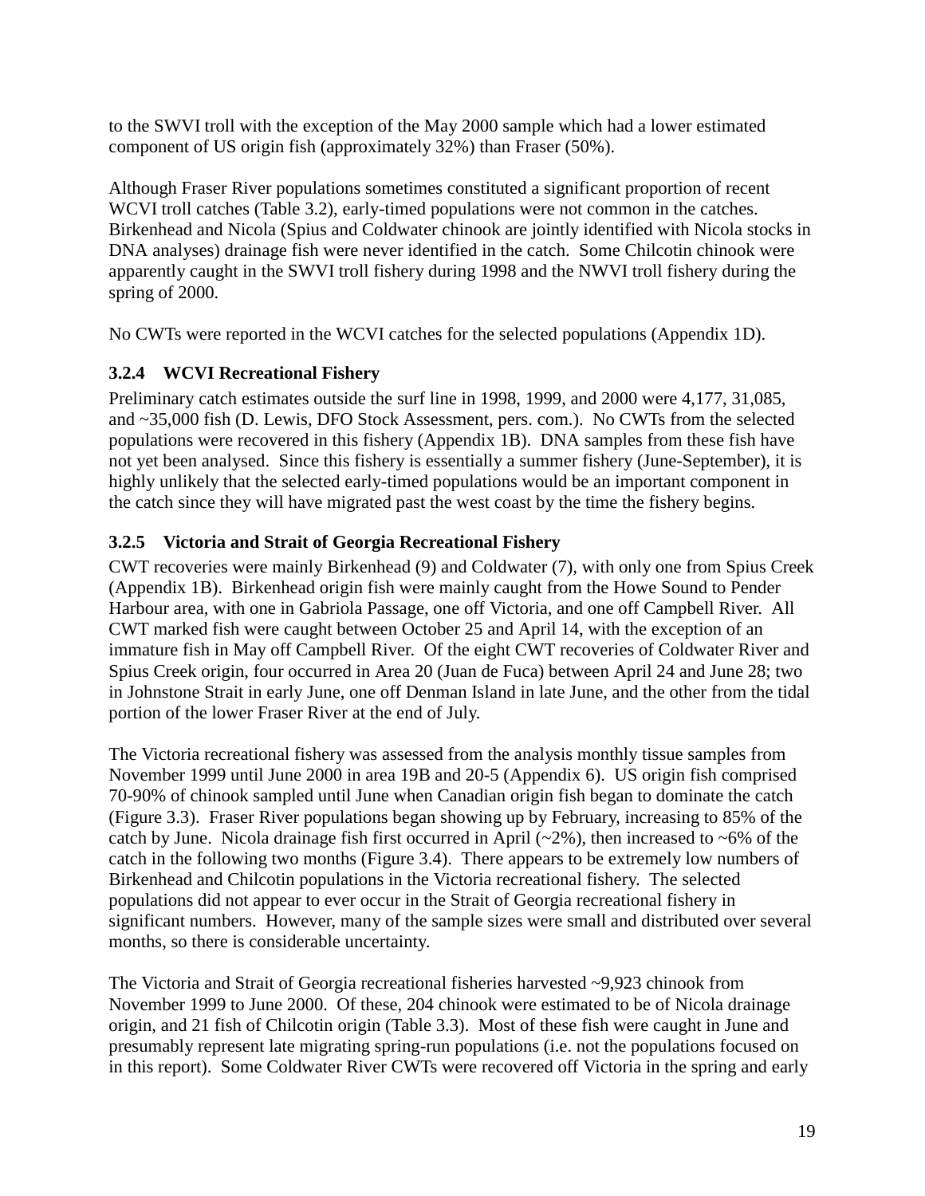to the SWVI troll with the exception of the May 2000 sample which had a lower estimated component of US origin fish (approximately 32%) than Fraser (50%).

Although Fraser River populations sometimes constituted a significant proportion of recent WCVI troll catches (Table 3.2), early-timed populations were not common in the catches. Birkenhead and Nicola (Spius and Coldwater chinook are jointly identified with Nicola stocks in DNA analyses) drainage fish were never identified in the catch. Some Chilcotin chinook were apparently caught in the SWVI troll fishery during 1998 and the NWVI troll fishery during the spring of 2000.

No CWTs were reported in the WCVI catches for the selected populations (Appendix 1D).

### 3.2.4 WCVI Recreational Fishery

Preliminary catch estimates outside the surf line in 1998, 1999, and 2000 were 4,177, 31,085, and ~35,000 fish (D. Lewis, DFO Stock Assessment, pers. com.). No CWTs from the selected populations were recovered in this fishery (Appendix 1B). DNA samples from these fish have not yet been analysed. Since this fishery is essentially a summer fishery (June-September), it is highly unlikely that the selected early-timed populations would be an important component in the catch since they will have migrated past the west coast by the time the fishery begins.

### 3.2.5 Victoria and Strait of Georgia Recreational Fishery

CWT recoveries were mainly Birkenhead (9) and Coldwater (7), with only one from Spius Creek (Appendix 1B). Birkenhead origin fish were mainly caught from the Howe Sound to Pender Harbour area, with one in Gabriola Passage, one off Victoria, and one off Campbell River. All CWT marked fish were caught between October 25 and April 14, with the exception of an immature fish in May off Campbell River. Of the eight CWT recoveries of Coldwater River and Spius Creek origin, four occurred in Area 20 (Juan de Fuca) between April 24 and June 28; two in Johnstone Strait in early June, one off Denman Island in late June, and the other from the tidal portion of the lower Fraser River at the end of July.

The Victoria recreational fishery was assessed from the analysis monthly tissue samples from November 1999 until June 2000 in area 19B and 20-5 (Appendix 6). US origin fish comprised 70-90% of chinook sampled until June when Canadian origin fish began to dominate the catch (Figure 3.3). Fraser River populations began showing up by February, increasing to 85% of the catch by June. Nicola drainage fish first occurred in April (~2%), then increased to ~6% of the catch in the following two months (Figure 3.4). There appears to be extremely low numbers of Birkenhead and Chilcotin populations in the Victoria recreational fishery. The selected populations did not appear to ever occur in the Strait of Georgia recreational fishery in significant numbers. However, many of the sample sizes were small and distributed over several months, so there is considerable uncertainty.

The Victoria and Strait of Georgia recreational fisheries harvested ~9,923 chinook from November 1999 to June 2000. Of these, 204 chinook were estimated to be of Nicola drainage origin, and 21 fish of Chilcotin origin (Table 3.3). Most of these fish were caught in June and presumably represent late migrating spring-run populations (i.e. not the populations focused on in this report). Some Coldwater River CWTs were recovered off Victoria in the spring and early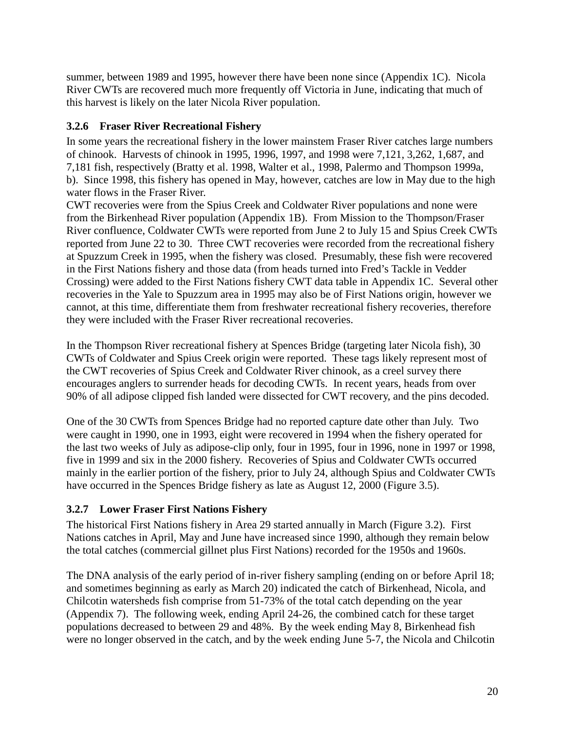summer, between 1989 and 1995, however there have been none since (Appendix 1C). Nicola River CWTs are recovered much more frequently off Victoria in June, indicating that much of this harvest is likely on the later Nicola River population.

### 3.2.6 Fraser River Recreational Fishery

In some years the recreational fishery in the lower mainstem Fraser River catches large numbers of chinook. Harvests of chinook in 1995, 1996, 1997, and 1998 were 7,121, 3,262, 1,687, and 7,181 fish, respectively (Bratty et al. 1998, Walter et al., 1998, Palermo and Thompson 1999a, b). Since 1998, this fishery has opened in May, however, catches are low in May due to the high water flows in the Fraser River.

CWT recoveries were from the Spius Creek and Coldwater River populations and none were from the Birkenhead River population (Appendix 1B). From Mission to the Thompson/Fraser River confluence, Coldwater CWTs were reported from June 2 to July 15 and Spius Creek CWTs reported from June 22 to 30. Three CWT recoveries were recorded from the recreational fishery at Spuzzum Creek in 1995, when the fishery was closed. Presumably, these fish were recovered in the First Nations fishery and those data (from heads turned into Fred's Tackle in Vedder Crossing) were added to the First Nations fishery CWT data table in Appendix 1C. Several other recoveries in the Yale to Spuzzum area in 1995 may also be of First Nations origin, however we cannot, at this time, differentiate them from freshwater recreational fishery recoveries, therefore they were included with the Fraser River recreational recoveries.

In the Thompson River recreational fishery at Spences Bridge (targeting later Nicola fish), 30 CWTs of Coldwater and Spius Creek origin were reported. These tags likely represent most of the CWT recoveries of Spius Creek and Coldwater River chinook, as a creel survey there encourages anglers to surrender heads for decoding CWTs. In recent years, heads from over 90% of all adipose clipped fish landed were dissected for CWT recovery, and the pins decoded.

One of the 30 CWTs from Spences Bridge had no reported capture date other than July. Two were caught in 1990, one in 1993, eight were recovered in 1994 when the fishery operated for the last two weeks of July as adipose-clip only, four in 1995, four in 1996, none in 1997 or 1998, five in 1999 and six in the 2000 fishery. Recoveries of Spius and Coldwater CWTs occurred mainly in the earlier portion of the fishery, prior to July 24, although Spius and Coldwater CWTs have occurred in the Spences Bridge fishery as late as August 12, 2000 (Figure 3.5).

### 3.2.7 Lower Fraser First Nations Fishery

The historical First Nations fishery in Area 29 started annually in March (Figure 3.2). First Nations catches in April, May and June have increased since 1990, although they remain below the total catches (commercial gillnet plus First Nations) recorded for the 1950s and 1960s.

The DNA analysis of the early period of in-river fishery sampling (ending on or before April 18; and sometimes beginning as early as March 20) indicated the catch of Birkenhead, Nicola, and Chilcotin watersheds fish comprise from 51-73% of the total catch depending on the year (Appendix 7). The following week, ending April 24-26, the combined catch for these target populations decreased to between 29 and 48%. By the week ending May 8, Birkenhead fish were no longer observed in the catch, and by the week ending June 5-7, the Nicola and Chilcotin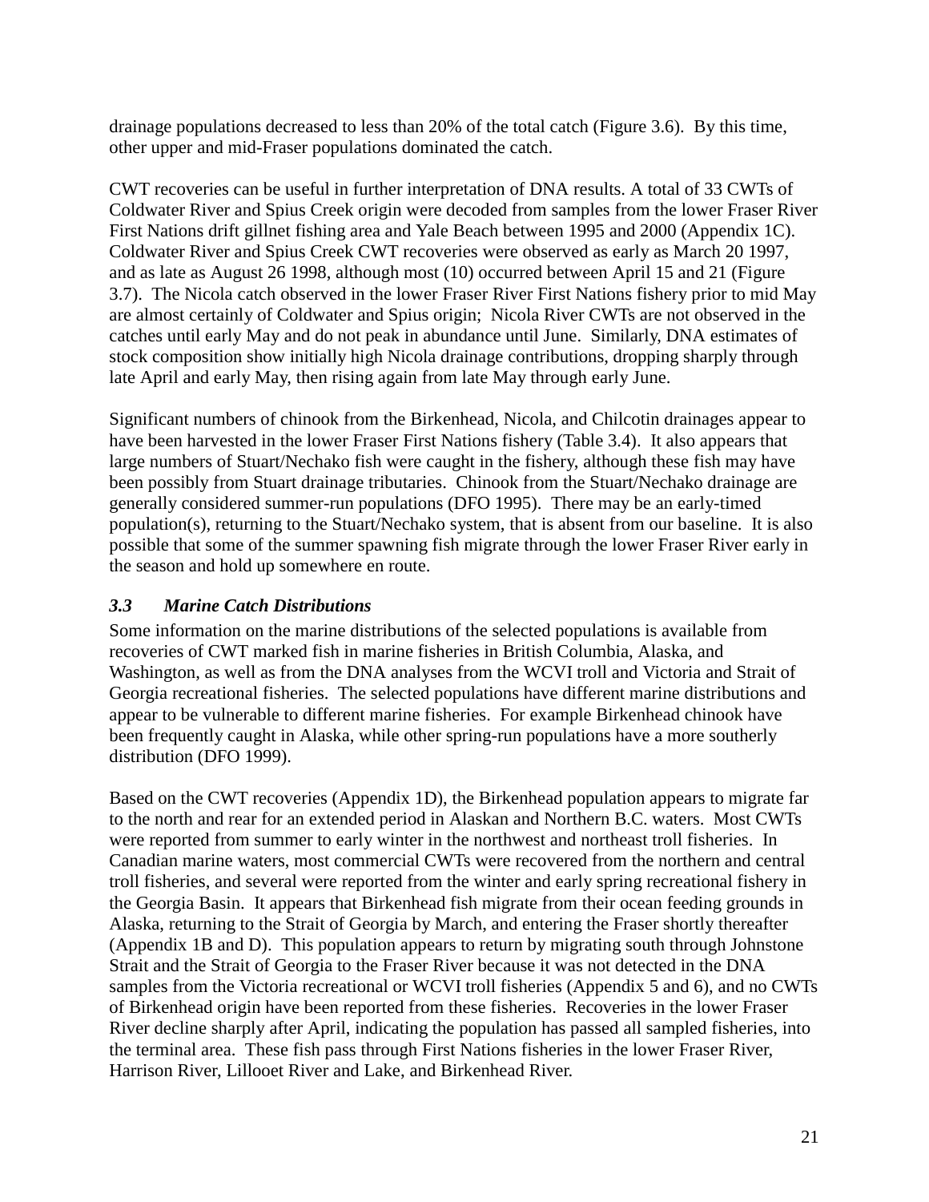drainage populations decreased to less than 20% of the total catch (Figure 3.6). By this time, other upper and mid-Fraser populations dominated the catch.

CWT recoveries can be useful in further interpretation of DNA results. A total of 33 CWTs of Coldwater River and Spius Creek origin were decoded from samples from the lower Fraser River First Nations drift gillnet fishing area and Yale Beach between 1995 and 2000 (Appendix 1C). Coldwater River and Spius Creek CWT recoveries were observed as early as March 20 1997, and as late as August 26 1998, although most (10) occurred between April 15 and 21 (Figure 3.7). The Nicola catch observed in the lower Fraser River First Nations fishery prior to mid May are almost certainly of Coldwater and Spius origin; Nicola River CWTs are not observed in the catches until early May and do not peak in abundance until June. Similarly, DNA estimates of stock composition show initially high Nicola drainage contributions, dropping sharply through late April and early May, then rising again from late May through early June.

Significant numbers of chinook from the Birkenhead, Nicola, and Chilcotin drainages appear to have been harvested in the lower Fraser First Nations fishery (Table 3.4). It also appears that large numbers of Stuart/Nechako fish were caught in the fishery, although these fish may have been possibly from Stuart drainage tributaries. Chinook from the Stuart/Nechako drainage are generally considered summer-run populations (DFO 1995). There may be an early-timed population(s), returning to the Stuart/Nechako system, that is absent from our baseline. It is also possible that some of the summer spawning fish migrate through the lower Fraser River early in the season and hold up somewhere en route.

### *3.3 Marine Catch Distributions*

Some information on the marine distributions of the selected populations is available from recoveries of CWT marked fish in marine fisheries in British Columbia, Alaska, and Washington, as well as from the DNA analyses from the WCVI troll and Victoria and Strait of Georgia recreational fisheries. The selected populations have different marine distributions and appear to be vulnerable to different marine fisheries. For example Birkenhead chinook have been frequently caught in Alaska, while other spring-run populations have a more southerly distribution (DFO 1999).

Based on the CWT recoveries (Appendix 1D), the Birkenhead population appears to migrate far to the north and rear for an extended period in Alaskan and Northern B.C. waters. Most CWTs were reported from summer to early winter in the northwest and northeast troll fisheries. In Canadian marine waters, most commercial CWTs were recovered from the northern and central troll fisheries, and several were reported from the winter and early spring recreational fishery in the Georgia Basin. It appears that Birkenhead fish migrate from their ocean feeding grounds in Alaska, returning to the Strait of Georgia by March, and entering the Fraser shortly thereafter (Appendix 1B and D). This population appears to return by migrating south through Johnstone Strait and the Strait of Georgia to the Fraser River because it was not detected in the DNA samples from the Victoria recreational or WCVI troll fisheries (Appendix 5 and 6), and no CWTs of Birkenhead origin have been reported from these fisheries. Recoveries in the lower Fraser River decline sharply after April, indicating the population has passed all sampled fisheries, into the terminal area. These fish pass through First Nations fisheries in the lower Fraser River, Harrison River, Lillooet River and Lake, and Birkenhead River.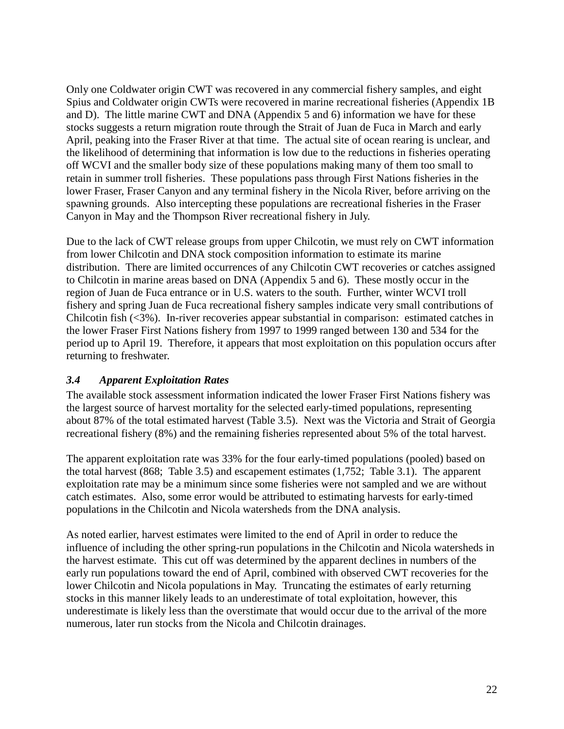Only one Coldwater origin CWT was recovered in any commercial fishery samples, and eight Spius and Coldwater origin CWTs were recovered in marine recreational fisheries (Appendix 1B and D). The little marine CWT and DNA (Appendix 5 and 6) information we have for these stocks suggests a return migration route through the Strait of Juan de Fuca in March and early April, peaking into the Fraser River at that time. The actual site of ocean rearing is unclear, and the likelihood of determining that information is low due to the reductions in fisheries operating off WCVI and the smaller body size of these populations making many of them too small to retain in summer troll fisheries. These populations pass through First Nations fisheries in the lower Fraser, Fraser Canyon and any terminal fishery in the Nicola River, before arriving on the spawning grounds. Also intercepting these populations are recreational fisheries in the Fraser Canyon in May and the Thompson River recreational fishery in July.

Due to the lack of CWT release groups from upper Chilcotin, we must rely on CWT information from lower Chilcotin and DNA stock composition information to estimate its marine distribution. There are limited occurrences of any Chilcotin CWT recoveries or catches assigned to Chilcotin in marine areas based on DNA (Appendix 5 and 6). These mostly occur in the region of Juan de Fuca entrance or in U.S. waters to the south. Further, winter WCVI troll fishery and spring Juan de Fuca recreational fishery samples indicate very small contributions of Chilcotin fish (<3%). In-river recoveries appear substantial in comparison: estimated catches in the lower Fraser First Nations fishery from 1997 to 1999 ranged between 130 and 534 for the period up to April 19. Therefore, it appears that most exploitation on this population occurs after returning to freshwater.

### *3.4 Apparent Exploitation Rates*

The available stock assessment information indicated the lower Fraser First Nations fishery was the largest source of harvest mortality for the selected early-timed populations, representing about 87% of the total estimated harvest (Table 3.5). Next was the Victoria and Strait of Georgia recreational fishery (8%) and the remaining fisheries represented about 5% of the total harvest.

The apparent exploitation rate was 33% for the four early-timed populations (pooled) based on the total harvest (868; Table 3.5) and escapement estimates (1,752; Table 3.1). The apparent exploitation rate may be a minimum since some fisheries were not sampled and we are without catch estimates. Also, some error would be attributed to estimating harvests for early-timed populations in the Chilcotin and Nicola watersheds from the DNA analysis.

As noted earlier, harvest estimates were limited to the end of April in order to reduce the influence of including the other spring-run populations in the Chilcotin and Nicola watersheds in the harvest estimate. This cut off was determined by the apparent declines in numbers of the early run populations toward the end of April, combined with observed CWT recoveries for the lower Chilcotin and Nicola populations in May. Truncating the estimates of early returning stocks in this manner likely leads to an underestimate of total exploitation, however, this underestimate is likely less than the overstimate that would occur due to the arrival of the more numerous, later run stocks from the Nicola and Chilcotin drainages.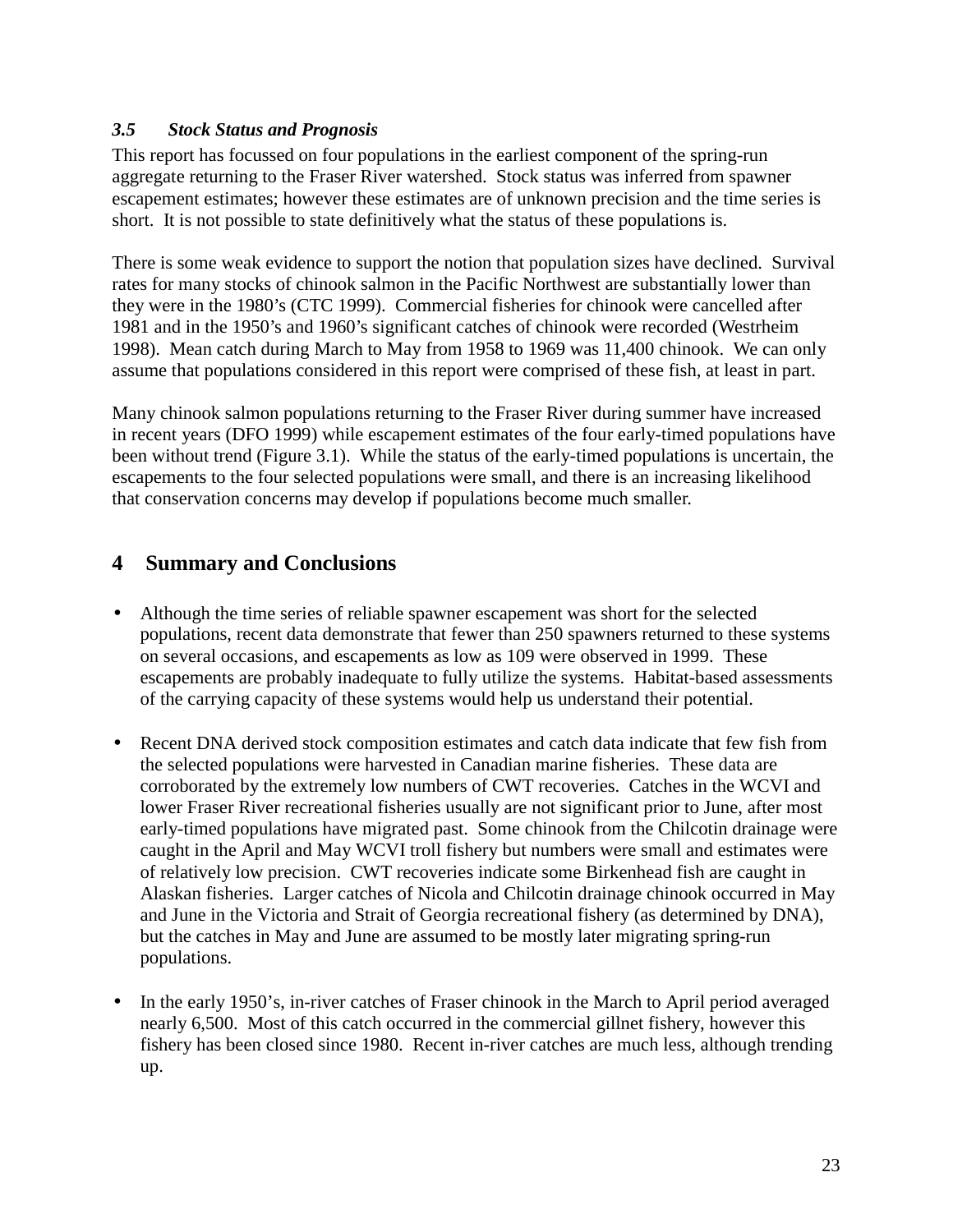### *3.5 Stock Status and Prognosis*

This report has focussed on four populations in the earliest component of the spring-run aggregate returning to the Fraser River watershed. Stock status was inferred from spawner escapement estimates; however these estimates are of unknown precision and the time series is short. It is not possible to state definitively what the status of these populations is.

There is some weak evidence to support the notion that population sizes have declined. Survival rates for many stocks of chinook salmon in the Pacific Northwest are substantially lower than they were in the 1980's (CTC 1999). Commercial fisheries for chinook were cancelled after 1981 and in the 1950's and 1960's significant catches of chinook were recorded (Westrheim 1998). Mean catch during March to May from 1958 to 1969 was 11,400 chinook. We can only assume that populations considered in this report were comprised of these fish, at least in part.

Many chinook salmon populations returning to the Fraser River during summer have increased in recent years (DFO 1999) while escapement estimates of the four early-timed populations have been without trend (Figure 3.1). While the status of the early-timed populations is uncertain, the escapements to the four selected populations were small, and there is an increasing likelihood that conservation concerns may develop if populations become much smaller.

## 4 Summary and Conclusions

- Although the time series of reliable spawner escapement was short for the selected populations, recent data demonstrate that fewer than 250 spawners returned to these systems on several occasions, and escapements as low as 109 were observed in 1999. These escapements are probably inadequate to fully utilize the systems. Habitat-based assessments of the carrying capacity of these systems would help us understand their potential.

- Recent DNA derived stock composition estimates and catch data indicate that few fish from the selected populations were harvested in Canadian marine fisheries. These data are corroborated by the extremely low numbers of CWT recoveries. Catches in the WCVI and lower Fraser River recreational fisheries usually are not significant prior to June, after most early-timed populations have migrated past. Some chinook from the Chilcotin drainage were caught in the April and May WCVI troll fishery but numbers were small and estimates were of relatively low precision. CWT recoveries indicate some Birkenhead fish are caught in Alaskan fisheries. Larger catches of Nicola and Chilcotin drainage chinook occurred in May and June in the Victoria and Strait of Georgia recreational fishery (as determined by DNA), but the catches in May and June are assumed to be mostly later migrating spring-run populations.

- In the early 1950's, in-river catches of Fraser chinook in the March to April period averaged nearly 6,500. Most of this catch occurred in the commercial gillnet fishery, however this fishery has been closed since 1980. Recent in-river catches are much less, although trending up.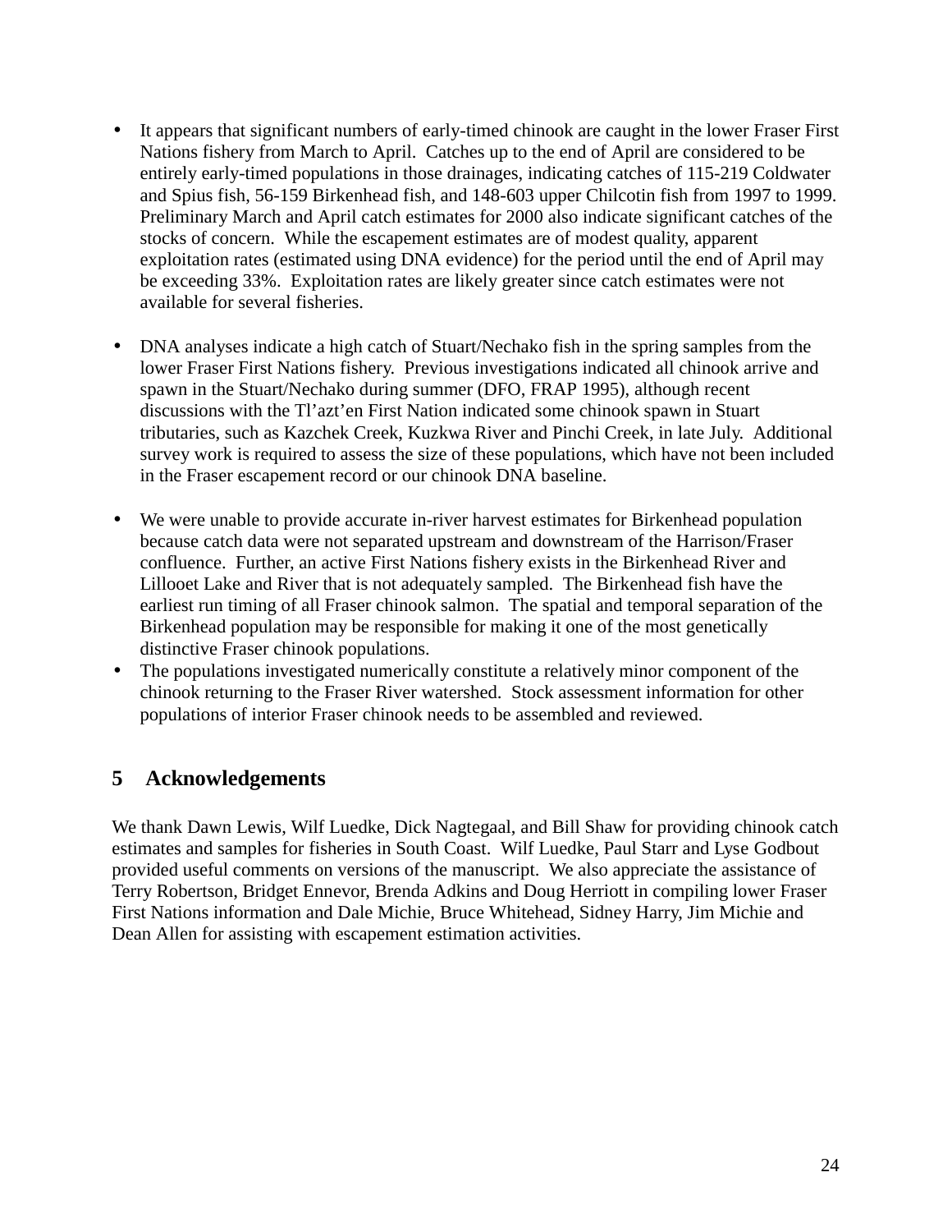- It appears that significant numbers of early-timed chinook are caught in the lower Fraser First Nations fishery from March to April. Catches up to the end of April are considered to be entirely early-timed populations in those drainages, indicating catches of 115-219 Coldwater and Spius fish, 56-159 Birkenhead fish, and 148-603 upper Chilcotin fish from 1997 to 1999. Preliminary March and April catch estimates for 2000 also indicate significant catches of the stocks of concern. While the escapement estimates are of modest quality, apparent exploitation rates (estimated using DNA evidence) for the period until the end of April may be exceeding 33%. Exploitation rates are likely greater since catch estimates were not available for several fisheries.

- DNA analyses indicate a high catch of Stuart/Nechako fish in the spring samples from the lower Fraser First Nations fishery. Previous investigations indicated all chinook arrive and spawn in the Stuart/Nechako during summer (DFO, FRAP 1995), although recent discussions with the Tl'azt'en First Nation indicated some chinook spawn in Stuart tributaries, such as Kazchek Creek, Kuzkwa River and Pinchi Creek, in late July. Additional survey work is required to assess the size of these populations, which have not been included in the Fraser escapement record or our chinook DNA baseline.

- We were unable to provide accurate in-river harvest estimates for Birkenhead population because catch data were not separated upstream and downstream of the Harrison/Fraser confluence. Further, an active First Nations fishery exists in the Birkenhead River and Lillooet Lake and River that is not adequately sampled. The Birkenhead fish have the earliest run timing of all Fraser chinook salmon. The spatial and temporal separation of the Birkenhead population may be responsible for making it one of the most genetically distinctive Fraser chinook populations.
- The populations investigated numerically constitute a relatively minor component of the chinook returning to the Fraser River watershed. Stock assessment information for other populations of interior Fraser chinook needs to be assembled and reviewed.

# 5 Acknowledgements

We thank Dawn Lewis, Wilf Luedke, Dick Nagtegaal, and Bill Shaw for providing chinook catch estimates and samples for fisheries in South Coast. Wilf Luedke, Paul Starr and Lyse Godbout provided useful comments on versions of the manuscript. We also appreciate the assistance of Terry Robertson, Bridget Ennevor, Brenda Adkins and Doug Herriott in compiling lower Fraser First Nations information and Dale Michie, Bruce Whitehead, Sidney Harry, Jim Michie and Dean Allen for assisting with escapement estimation activities.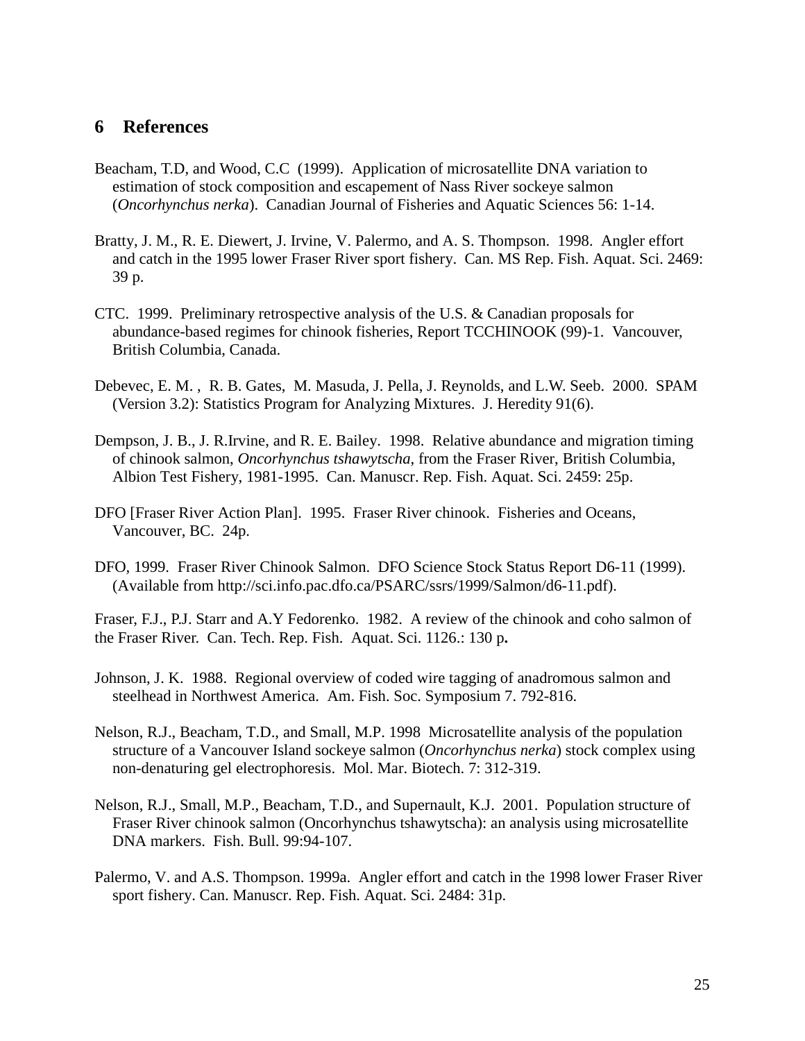## 6 References

Beacham, T.D, and Wood, C.C (1999). Application of microsatellite DNA variation to estimation of stock composition and escapement of Nass River sockeye salmon (*Oncorhynchus nerka*). Canadian Journal of Fisheries and Aquatic Sciences 56: 1-14.

Bratty, J. M., R. E. Diewert, J. Irvine, V. Palermo, and A. S. Thompson. 1998. Angler effort and catch in the 1995 lower Fraser River sport fishery. Can. MS Rep. Fish. Aquat. Sci. 2469: 39 p.

CTC. 1999. Preliminary retrospective analysis of the U.S. & Canadian proposals for abundance-based regimes for chinook fisheries, Report TCCHINOOK (99)-1. Vancouver, British Columbia, Canada.

Debevec, E. M. , R. B. Gates, M. Masuda, J. Pella, J. Reynolds, and L.W. Seeb. 2000. SPAM (Version 3.2): Statistics Program for Analyzing Mixtures. J. Heredity 91(6).

Dempson, J. B., J. R.Irvine, and R. E. Bailey. 1998. Relative abundance and migration timing of chinook salmon, *Oncorhynchus tshawytscha*, from the Fraser River, British Columbia, Albion Test Fishery, 1981-1995. Can. Manuscr. Rep. Fish. Aquat. Sci. 2459: 25p.

DFO [Fraser River Action Plan]. 1995. Fraser River chinook. Fisheries and Oceans, Vancouver, BC. 24p.

DFO, 1999. Fraser River Chinook Salmon. DFO Science Stock Status Report D6-11 (1999). (Available from http://sci.info.pac.dfo.ca/PSARC/ssrs/1999/Salmon/d6-11.pdf).

Fraser, F.J., P.J. Starr and A.Y Fedorenko. 1982. A review of the chinook and coho salmon of the Fraser River. Can. Tech. Rep. Fish. Aquat. Sci. 1126.: 130 p**.**

Johnson, J. K. 1988. Regional overview of coded wire tagging of anadromous salmon and steelhead in Northwest America. Am. Fish. Soc. Symposium 7. 792-816.

Nelson, R.J., Beacham, T.D., and Small, M.P. 1998 Microsatellite analysis of the population structure of a Vancouver Island sockeye salmon (*Oncorhynchus nerka*) stock complex using non-denaturing gel electrophoresis. Mol. Mar. Biotech. 7: 312-319.

Nelson, R.J., Small, M.P., Beacham, T.D., and Supernault, K.J. 2001. Population structure of Fraser River chinook salmon (Oncorhynchus tshawytscha): an analysis using microsatellite DNA markers. Fish. Bull. 99:94-107.

Palermo, V. and A.S. Thompson. 1999a. Angler effort and catch in the 1998 lower Fraser River sport fishery. Can. Manuscr. Rep. Fish. Aquat. Sci. 2484: 31p.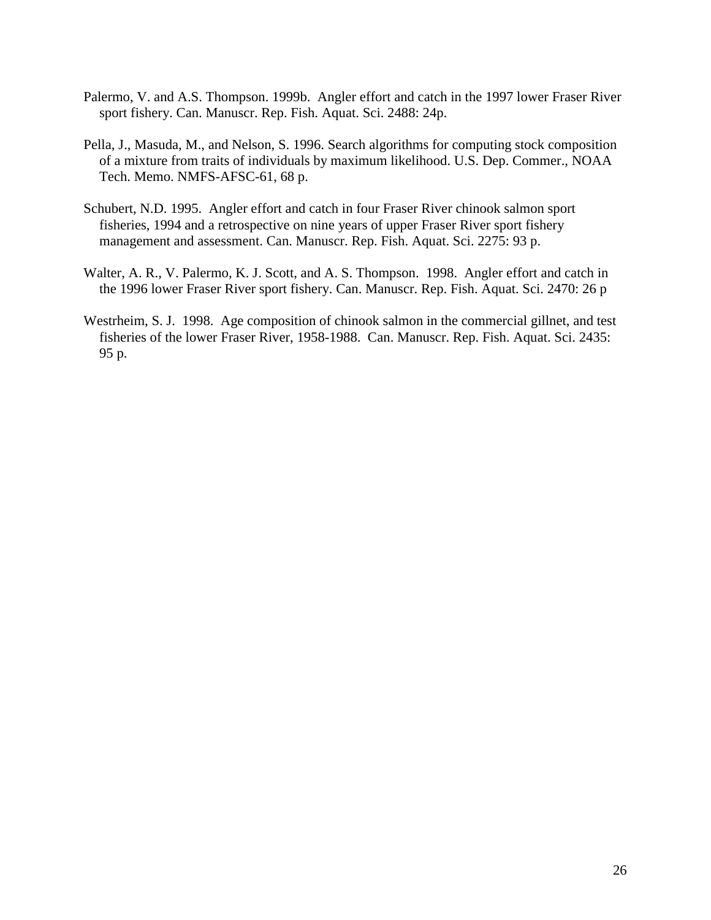Palermo, V. and A.S. Thompson. 1999b. Angler effort and catch in the 1997 lower Fraser River sport fishery. Can. Manuscr. Rep. Fish. Aquat. Sci. 2488: 24p.

Pella, J., Masuda, M., and Nelson, S. 1996. Search algorithms for computing stock composition of a mixture from traits of individuals by maximum likelihood. U.S. Dep. Commer., NOAA Tech. Memo. NMFS-AFSC-61, 68 p.

Schubert, N.D. 1995. Angler effort and catch in four Fraser River chinook salmon sport fisheries, 1994 and a retrospective on nine years of upper Fraser River sport fishery management and assessment. Can. Manuscr. Rep. Fish. Aquat. Sci. 2275: 93 p.

Walter, A. R., V. Palermo, K. J. Scott, and A. S. Thompson. 1998. Angler effort and catch in the 1996 lower Fraser River sport fishery. Can. Manuscr. Rep. Fish. Aquat. Sci. 2470: 26 p

Westrheim, S. J. 1998. Age composition of chinook salmon in the commercial gillnet, and test fisheries of the lower Fraser River, 1958-1988. Can. Manuscr. Rep. Fish. Aquat. Sci. 2435: 95 p.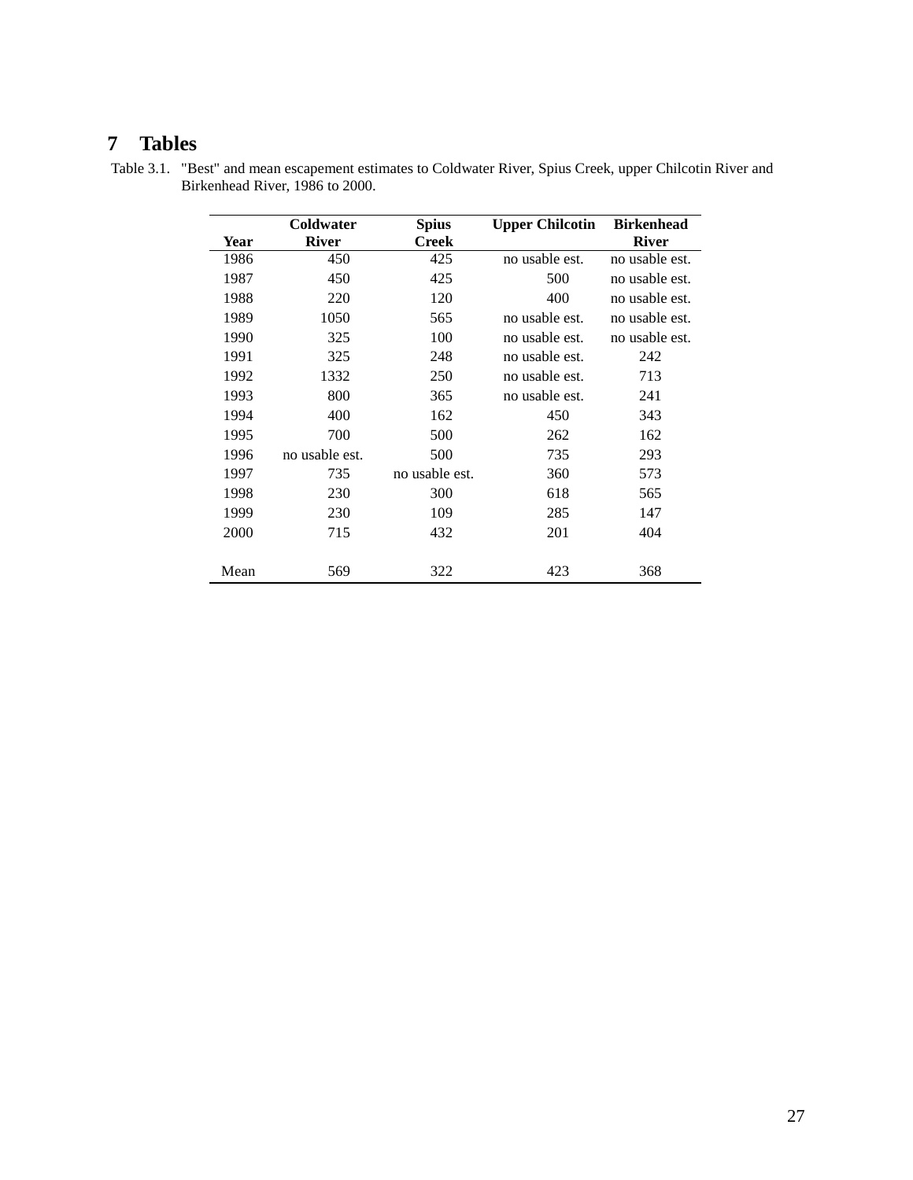# 7 Tables

Table 3.1. "Best" and mean escapement estimates to Coldwater River, Spius Creek, upper Chilcotin River and Birkenhead River, 1986 to 2000.

| Year | Coldwater River | Spius Creek | Upper Chilcotin | Birkenhead River |
|---|---|---|---|---|
| 1986 | 450 | 425 | no usable est. | no usable est. |
| 1987 | 450 | 425 | 500 | no usable est. |
| 1988 | 220 | 120 | 400 | no usable est. |
| 1989 | 1050 | 565 | no usable est. | no usable est. |
| 1990 | 325 | 100 | no usable est. | no usable est. |
| 1991 | 325 | 248 | no usable est. | 242 |
| 1992 | 1332 | 250 | no usable est. | 713 |
| 1993 | 800 | 365 | no usable est. | 241 |
| 1994 | 400 | 162 | 450 | 343 |
| 1995 | 700 | 500 | 262 | 162 |
| 1996 | no usable est. | 500 | 735 | 293 |
| 1997 | 735 | no usable est. | 360 | 573 |
| 1998 | 230 | 300 | 618 | 565 |
| 1999 | 230 | 109 | 285 | 147 |
| 2000 | 715 | 432 | 201 | 404 |
| Mean | 569 | 322 | 423 | 368 |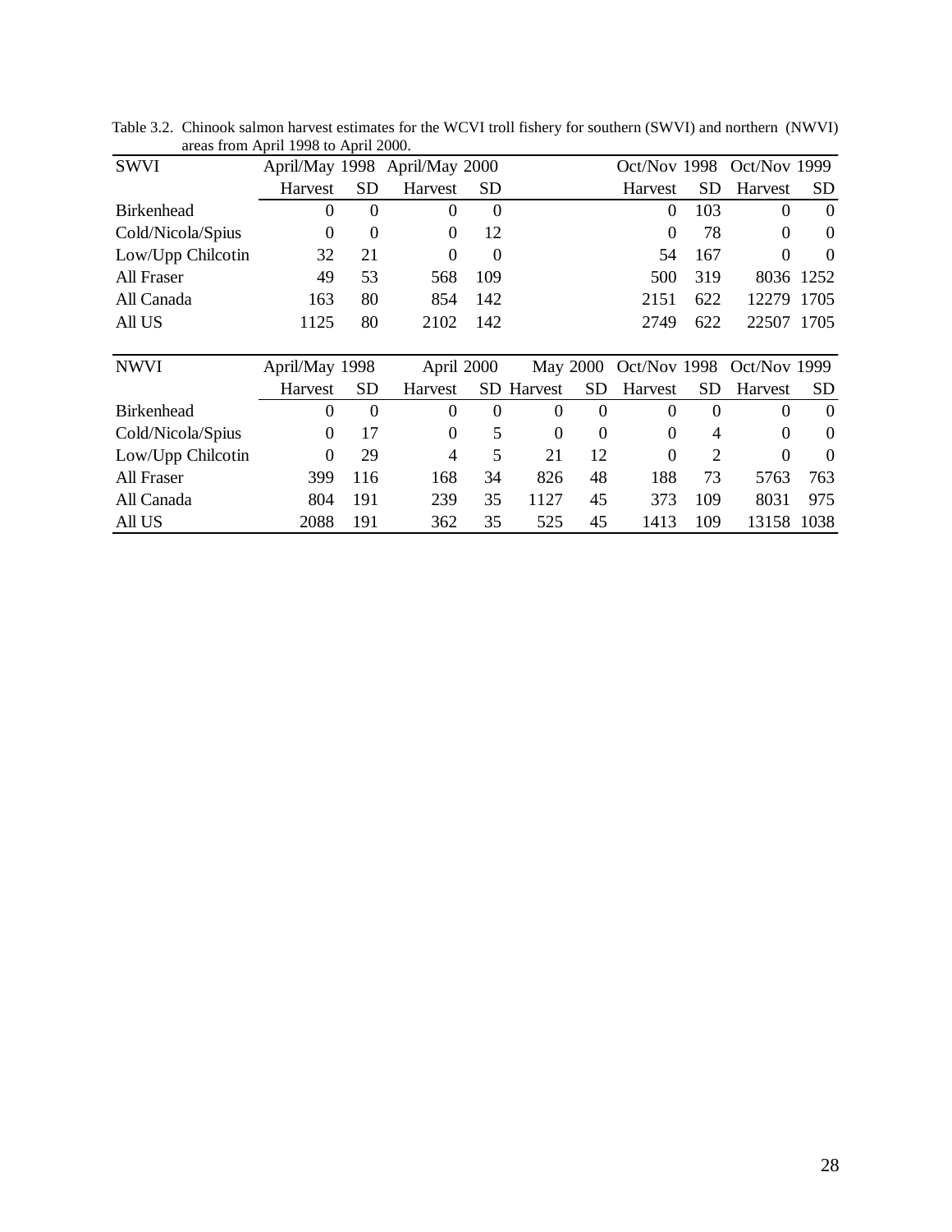Table 3.2. Chinook salmon harvest estimates for the WCVI troll fishery for southern (SWVI) and northern (NWVI) areas from April 1998 to April 2000.

| SWVI | April/May 1998 | | April/May 2000 | | | | Oct/Nov 1998 | | Oct/Nov 1999 | |
|---|---|---|---|---|---|---|---|---|---|---|
| | Harvest | SD | Harvest | SD | | | Harvest | SD | Harvest | SD |
| Birkenhead | 0 | 0 | 0 | 0 | | | 0 | 103 | 0 | 0 |
| Cold/Nicola/Spius | 0 | 0 | 0 | 12 | | | 0 | 78 | 0 | 0 |
| Low/Upp Chilcotin | 32 | 21 | 0 | 0 | | | 54 | 167 | 0 | 0 |
| All Fraser | 49 | 53 | 568 | 109 | | | 500 | 319 | 8036 | 1252 |
| All Canada | 163 | 80 | 854 | 142 | | | 2151 | 622 | 12279 | 1705 |
| All US | 1125 | 80 | 2102 | 142 | | | 2749 | 622 | 22507 | 1705 |

| NWVI | April/May 1998 | | April 2000 | | May 2000 | | Oct/Nov 1998 | | Oct/Nov 1999 | |
|---|---|---|---|---|---|---|---|---|---|---|
| | Harvest | SD | Harvest | SD | Harvest | SD | Harvest | SD | Harvest | SD |
| Birkenhead | 0 | 0 | 0 | 0 | 0 | 0 | 0 | 0 | 0 | 0 |
| Cold/Nicola/Spius | 0 | 17 | 0 | 5 | 0 | 0 | 0 | 4 | 0 | 0 |
| Low/Upp Chilcotin | 0 | 29 | 4 | 5 | 21 | 12 | 0 | 2 | 0 | 0 |
| All Fraser | 399 | 116 | 168 | 34 | 826 | 48 | 188 | 73 | 5763 | 763 |
| All Canada | 804 | 191 | 239 | 35 | 1127 | 45 | 373 | 109 | 8031 | 975 |
| All US | 2088 | 191 | 362 | 35 | 525 | 45 | 1413 | 109 | 13158 | 1038 |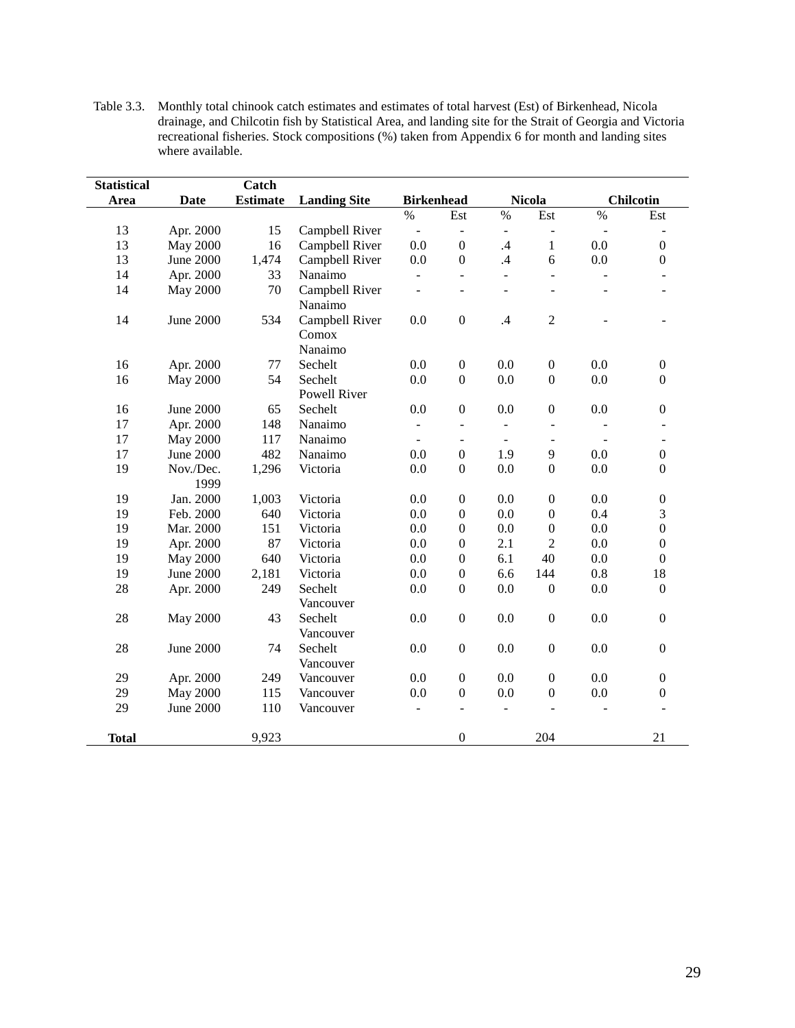Table 3.3. Monthly total chinook catch estimates and estimates of total harvest (Est) of Birkenhead, Nicola drainage, and Chilcotin fish by Statistical Area, and landing site for the Strait of Georgia and Victoria recreational fisheries. Stock compositions (%) taken from Appendix 6 for month and landing sites where available.

| Statistical Area | Date | Catch Estimate | Landing Site | Birkenhead | | Nicola | | Chilcotin | |
|---|---|---|---|---|---|---|---|---|---|
| | | | | % | Est | % | Est | % | Est |
| 13 | Apr. 2000 | 15 | Campbell River | - | - | - | - | - | - |
| 13 | May 2000 | 16 | Campbell River | 0.0 | 0 | .4 | 1 | 0.0 | 0 |
| 13 | June 2000 | 1,474 | Campbell River | 0.0 | 0 | .4 | 6 | 0.0 | 0 |
| 14 | Apr. 2000 | 33 | Nanaimo | - | - | - | - | - | - |
| 14 | May 2000 | 70 | Campbell River Nanaimo | - | - | - | - | - | - |
| 14 | June 2000 | 534 | Campbell River Comox Nanaimo | 0.0 | 0 | .4 | 2 | - | - |
| 16 | Apr. 2000 | 77 | Sechelt | 0.0 | 0 | 0.0 | 0 | 0.0 | 0 |
| 16 | May 2000 | 54 | Sechelt Powell River | 0.0 | 0 | 0.0 | 0 | 0.0 | 0 |
| 16 | June 2000 | 65 | Sechelt | 0.0 | 0 | 0.0 | 0 | 0.0 | 0 |
| 17 | Apr. 2000 | 148 | Nanaimo | - | - | - | - | - | - |
| 17 | May 2000 | 117 | Nanaimo | - | - | - | - | - | - |
| 17 | June 2000 | 482 | Nanaimo | 0.0 | 0 | 1.9 | 9 | 0.0 | 0 |
| 19 | Nov./Dec. 1999 | 1,296 | Victoria | 0.0 | 0 | 0.0 | 0 | 0.0 | 0 |
| 19 | Jan. 2000 | 1,003 | Victoria | 0.0 | 0 | 0.0 | 0 | 0.0 | 0 |
| 19 | Feb. 2000 | 640 | Victoria | 0.0 | 0 | 0.0 | 0 | 0.4 | 3 |
| 19 | Mar. 2000 | 151 | Victoria | 0.0 | 0 | 0.0 | 0 | 0.0 | 0 |
| 19 | Apr. 2000 | 87 | Victoria | 0.0 | 0 | 2.1 | 2 | 0.0 | 0 |
| 19 | May 2000 | 640 | Victoria | 0.0 | 0 | 6.1 | 40 | 0.0 | 0 |
| 19 | June 2000 | 2,181 | Victoria | 0.0 | 0 | 6.6 | 144 | 0.8 | 18 |
| 28 | Apr. 2000 | 249 | Sechelt Vancouver | 0.0 | 0 | 0.0 | 0 | 0.0 | 0 |
| 28 | May 2000 | 43 | Sechelt Vancouver | 0.0 | 0 | 0.0 | 0 | 0.0 | 0 |
| 28 | June 2000 | 74 | Sechelt Vancouver | 0.0 | 0 | 0.0 | 0 | 0.0 | 0 |
| 29 | Apr. 2000 | 249 | Vancouver | 0.0 | 0 | 0.0 | 0 | 0.0 | 0 |
| 29 | May 2000 | 115 | Vancouver | 0.0 | 0 | 0.0 | 0 | 0.0 | 0 |
| 29 | June 2000 | 110 | Vancouver | - | - | - | - | - | - |
| **Total** | | 9,923 | | | 0 | | 204 | | 21 |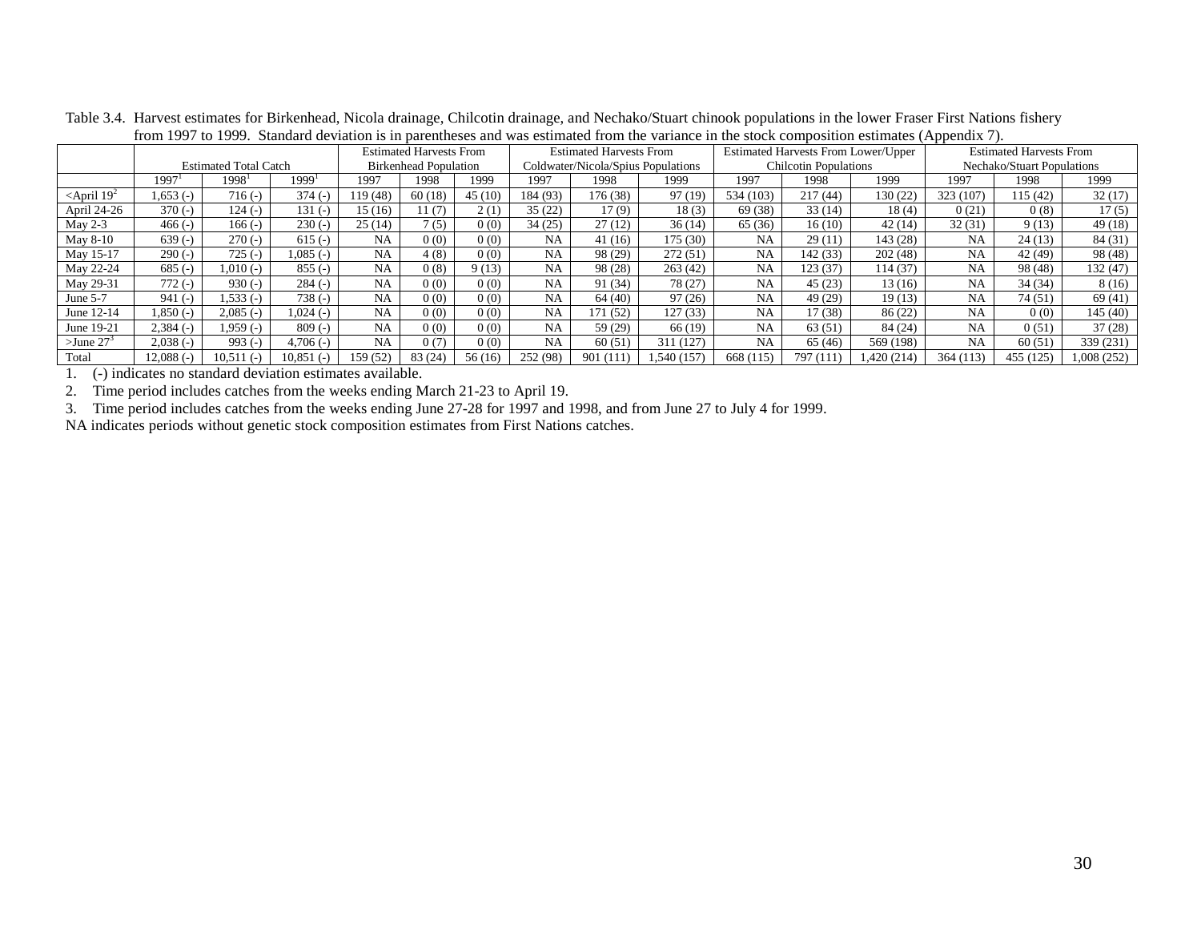Table 3.4. Harvest estimates for Birkenhead, Nicola drainage, Chilcotin drainage, and Nechako/Stuart chinook populations in the lower Fraser First Nations fishery from 1997 to 1999. Standard deviation is in parentheses and was estimated from the variance in the stock composition estimates (Appendix 7).

| | Estimated Total Catch | | | Estimated Harvests From Birkenhead Population | | | Estimated Harvests From Coldwater/Nicola/Spius Populations | | | Estimated Harvests From Lower/Upper Chilcotin Populations | | | Estimated Harvests From Nechako/Stuart Populations | | |
|---|---|---|---|---|---|---|---|---|---|---|---|---|---|---|---|
| | 1997[1] | 1998[1] | 1999[1] | 1997 | 1998 | 1999 | 1997 | 1998 | 1999 | 1997 | 1998 | 1999 | 1997 | 1998 | 1999 |
| <April 19[2] | 1,653 (-) | 716 (-) | 374 (-) | 119 (48) | 60 (18) | 45 (10) | 184 (93) | 176 (38) | 97 (19) | 534 (103) | 217 (44) | 130 (22) | 323 (107) | 115 (42) | 32 (17) |
| April 24-26 | 370 (-) | 124 (-) | 131 (-) | 15 (16) | 11 (7) | 2 (1) | 35 (22) | 17 (9) | 18 (3) | 69 (38) | 33 (14) | 18 (4) | 0 (21) | 0 (8) | 17 (5) |
| May 2-3 | 466 (-) | 166 (-) | 230 (-) | 25 (14) | 7 (5) | 0 (0) | 34 (25) | 27 (12) | 36 (14) | 65 (36) | 16 (10) | 42 (14) | 32 (31) | 9 (13) | 49 (18) |
| May 8-10 | 639 (-) | 270 (-) | 615 (-) | NA | 0 (0) | 0 (0) | NA | 41 (16) | 175 (30) | NA | 29 (11) | 143 (28) | NA | 24 (13) | 84 (31) |
| May 15-17 | 290 (-) | 725 (-) | 1,085 (-) | NA | 4 (8) | 0 (0) | NA | 98 (29) | 272 (51) | NA | 142 (33) | 202 (48) | NA | 42 (49) | 98 (48) |
| May 22-24 | 685 (-) | 1,010 (-) | 855 (-) | NA | 0 (8) | 9 (13) | NA | 98 (28) | 263 (42) | NA | 123 (37) | 114 (37) | NA | 98 (48) | 132 (47) |
| May 29-31 | 772 (-) | 930 (-) | 284 (-) | NA | 0 (0) | 0 (0) | NA | 91 (34) | 78 (27) | NA | 45 (23) | 13 (16) | NA | 34 (34) | 8 (16) |
| June 5-7 | 941 (-) | 1,533 (-) | 738 (-) | NA | 0 (0) | 0 (0) | NA | 64 (40) | 97 (26) | NA | 49 (29) | 19 (13) | NA | 74 (51) | 69 (41) |
| June 12-14 | 1,850 (-) | 2,085 (-) | 1,024 (-) | NA | 0 (0) | 0 (0) | NA | 171 (52) | 127 (33) | NA | 17 (38) | 86 (22) | NA | 0 (0) | 145 (40) |
| June 19-21 | 2,384 (-) | 1,959 (-) | 809 (-) | NA | 0 (0) | 0 (0) | NA | 59 (29) | 66 (19) | NA | 63 (51) | 84 (24) | NA | 0 (51) | 37 (28) |
| >June 27[3] | 2,038 (-) | 993 (-) | 4,706 (-) | NA | 0 (7) | 0 (0) | NA | 60 (51) | 311 (127) | NA | 65 (46) | 569 (198) | NA | 60 (51) | 339 (231) |
| Total | 12,088 (-) | 10,511 (-) | 10,851 (-) | 159 (52) | 83 (24) | 56 (16) | 252 (98) | 901 (111) | 1,540 (157) | 668 (115) | 797 (111) | 1,420 (214) | 364 (113) | 455 (125) | 1,008 (252) |

1. (-) indicates no standard deviation estimates available.
2. Time period includes catches from the weeks ending March 21-23 to April 19.
3. Time period includes catches from the weeks ending June 27-28 for 1997 and 1998, and from June 27 to July 4 for 1999.

NA indicates periods without genetic stock composition estimates from First Nations catches.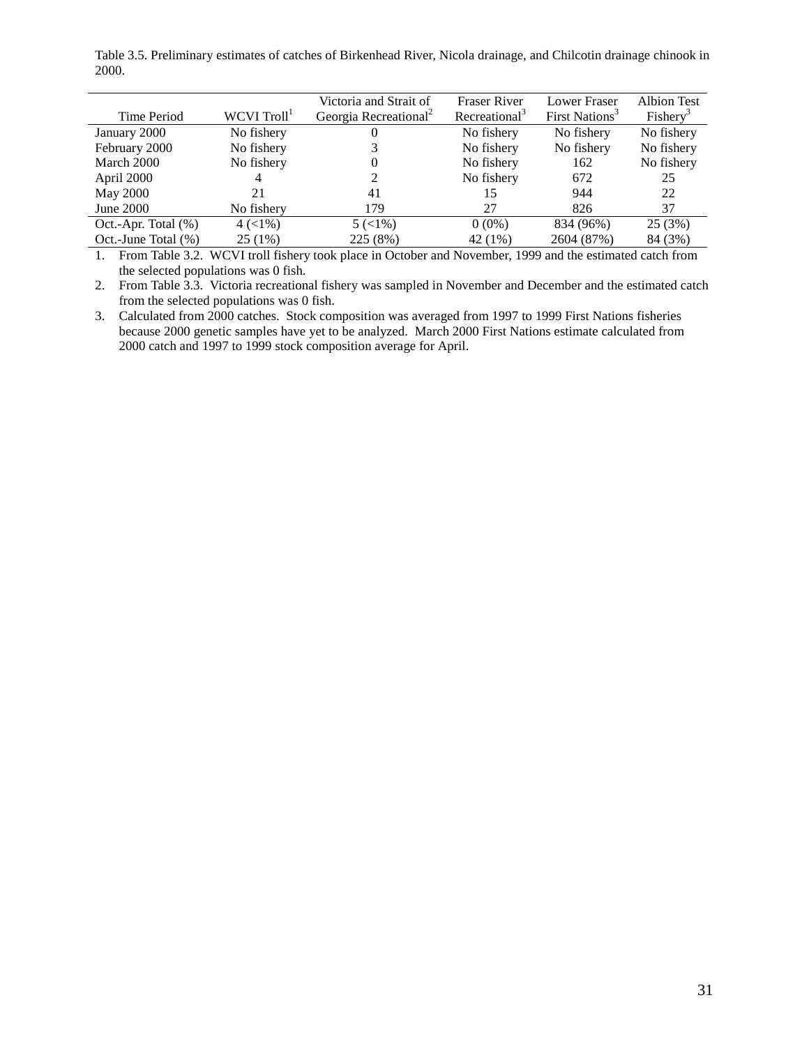Table 3.5. Preliminary estimates of catches of Birkenhead River, Nicola drainage, and Chilcotin drainage chinook in 2000.

| Time Period | WCVI Troll[1] | Victoria and Strait of Georgia Recreational[2] | Fraser River Recreational[3] | Lower Fraser First Nations[3] | Albion Test Fishery[3] |
|---|---|---|---|---|---|
| January 2000 | No fishery | 0 | No fishery | No fishery | No fishery |
| February 2000 | No fishery | 3 | No fishery | No fishery | No fishery |
| March 2000 | No fishery | 0 | No fishery | 162 | No fishery |
| April 2000 | 4 | 2 | No fishery | 672 | 25 |
| May 2000 | 21 | 41 | 15 | 944 | 22 |
| June 2000 | No fishery | 179 | 27 | 826 | 37 |
| Oct.-Apr. Total (%) | 4 (<1%) | 5 (<1%) | 0 (0%) | 834 (96%) | 25 (3%) |
| Oct.-June Total (%) | 25 (1%) | 225 (8%) | 42 (1%) | 2604 (87%) | 84 (3%) |

1. From Table 3.2. WCVI troll fishery took place in October and November, 1999 and the estimated catch from the selected populations was 0 fish.
2. From Table 3.3. Victoria recreational fishery was sampled in November and December and the estimated catch from the selected populations was 0 fish.
3. Calculated from 2000 catches. Stock composition was averaged from 1997 to 1999 First Nations fisheries because 2000 genetic samples have yet to be analyzed. March 2000 First Nations estimate calculated from 2000 catch and 1997 to 1999 stock composition average for April.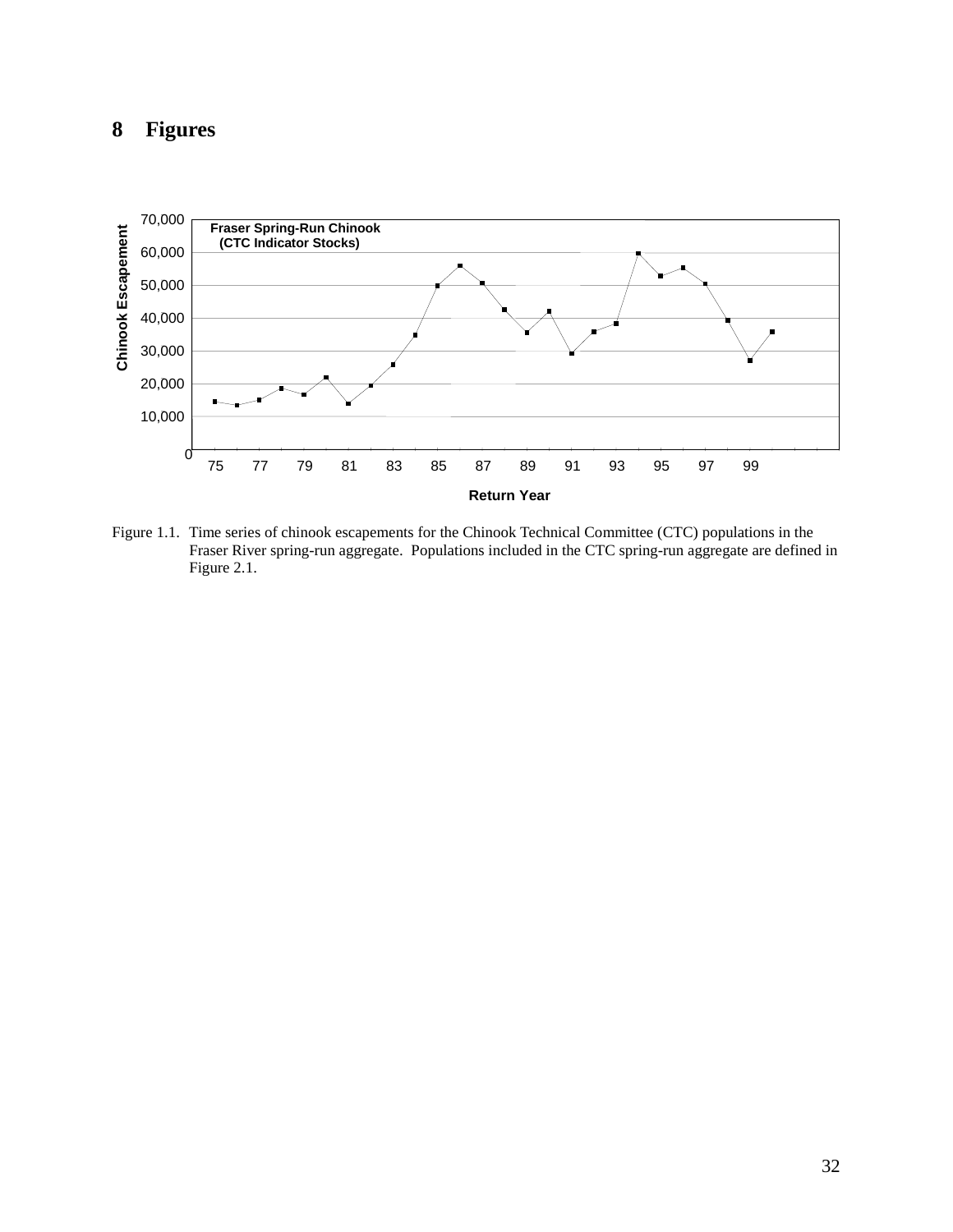# 8 Figures

Figure 1.1. Time series of chinook escapements for the Chinook Technical Committee (CTC) populations in the Fraser River spring-run aggregate. Populations included in the CTC spring-run aggregate are defined in Figure 2.1.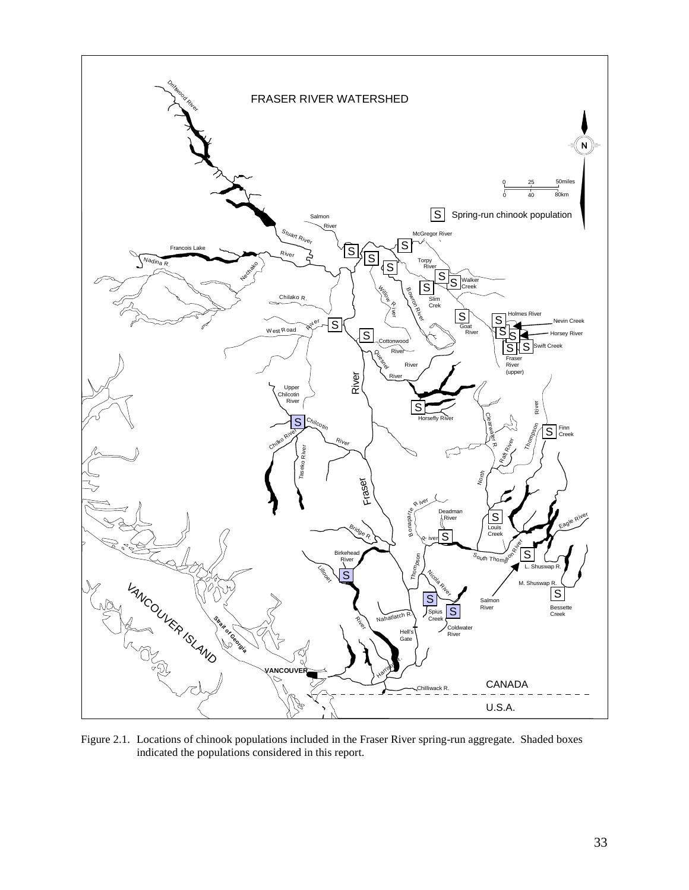Figure 2.1. Locations of chinook populations included in the Fraser River spring-run aggregate. Shaded boxes indicated the populations considered in this report.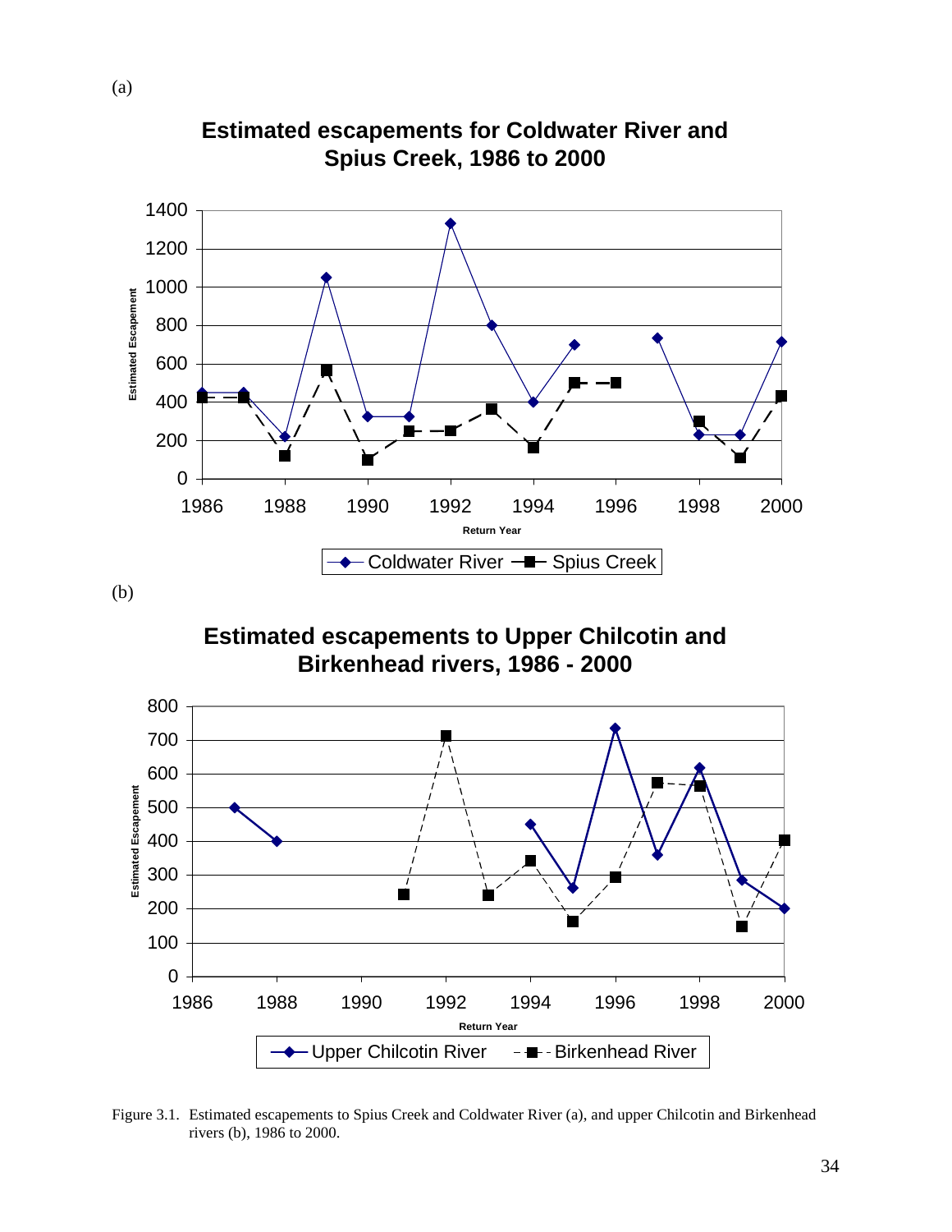(a)

(b)

Figure 3.1. Estimated escapements to Spius Creek and Coldwater River (a), and upper Chilcotin and Birkenhead rivers (b), 1986 to 2000.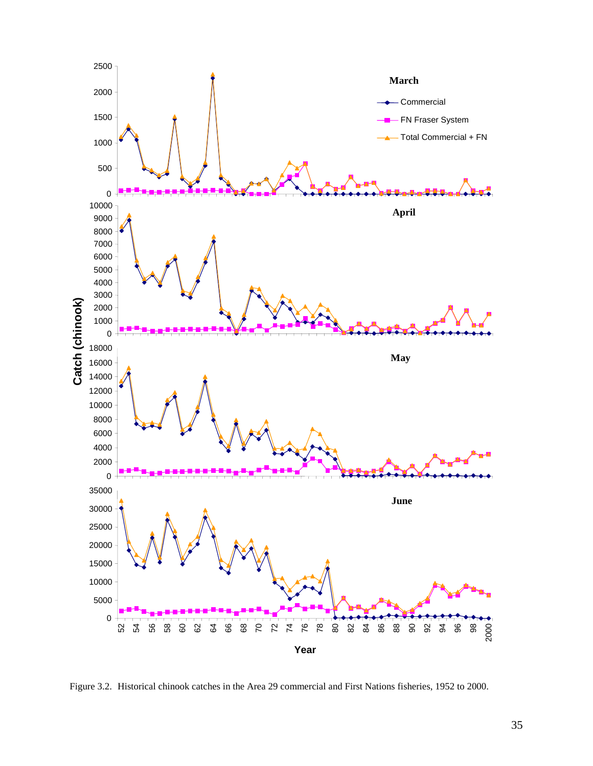Figure 3.2. Historical chinook catches in the Area 29 commercial and First Nations fisheries, 1952 to 2000.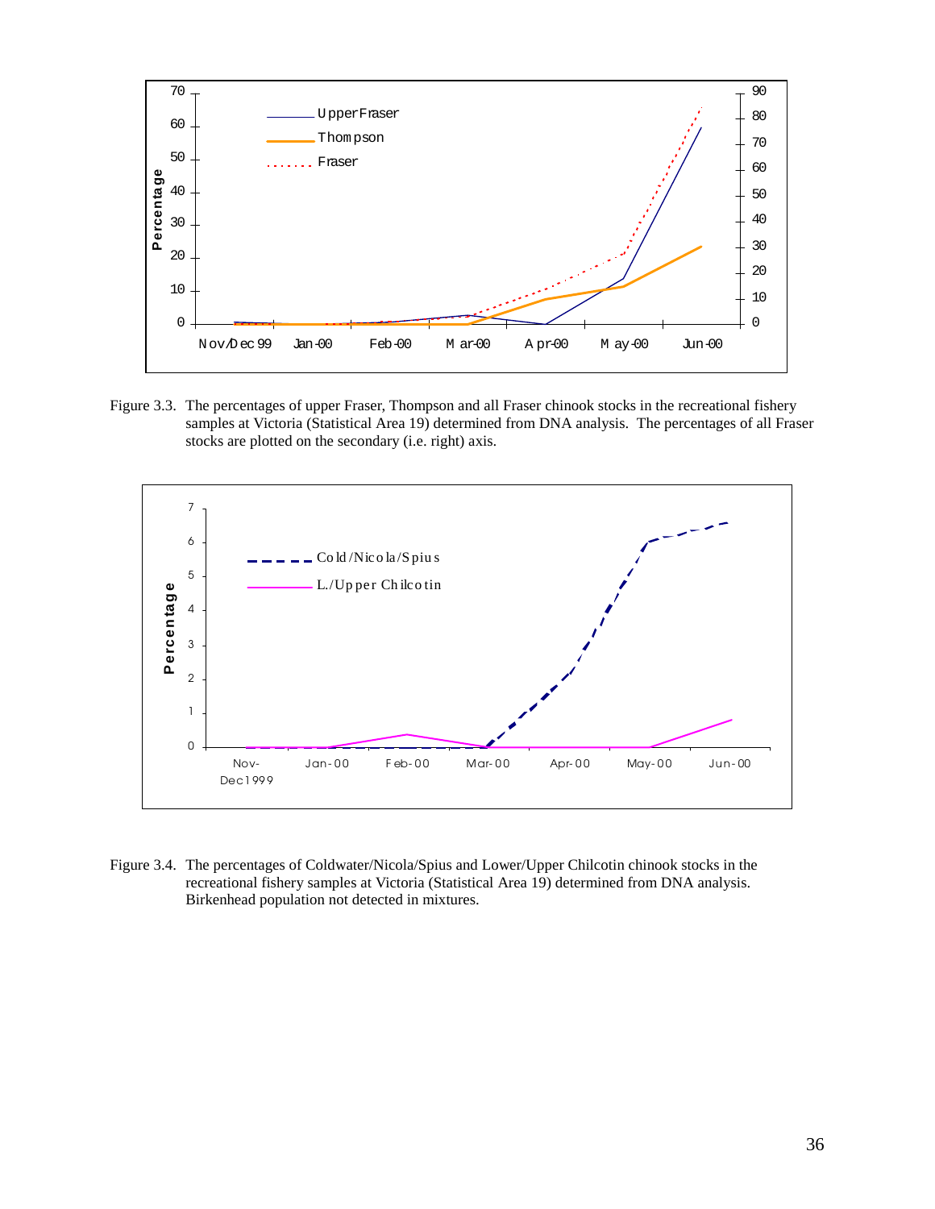Figure 3.3. The percentages of upper Fraser, Thompson and all Fraser chinook stocks in the recreational fishery samples at Victoria (Statistical Area 19) determined from DNA analysis. The percentages of all Fraser stocks are plotted on the secondary (i.e. right) axis.

Figure 3.4. The percentages of Coldwater/Nicola/Spius and Lower/Upper Chilcotin chinook stocks in the recreational fishery samples at Victoria (Statistical Area 19) determined from DNA analysis. Birkenhead population not detected in mixtures.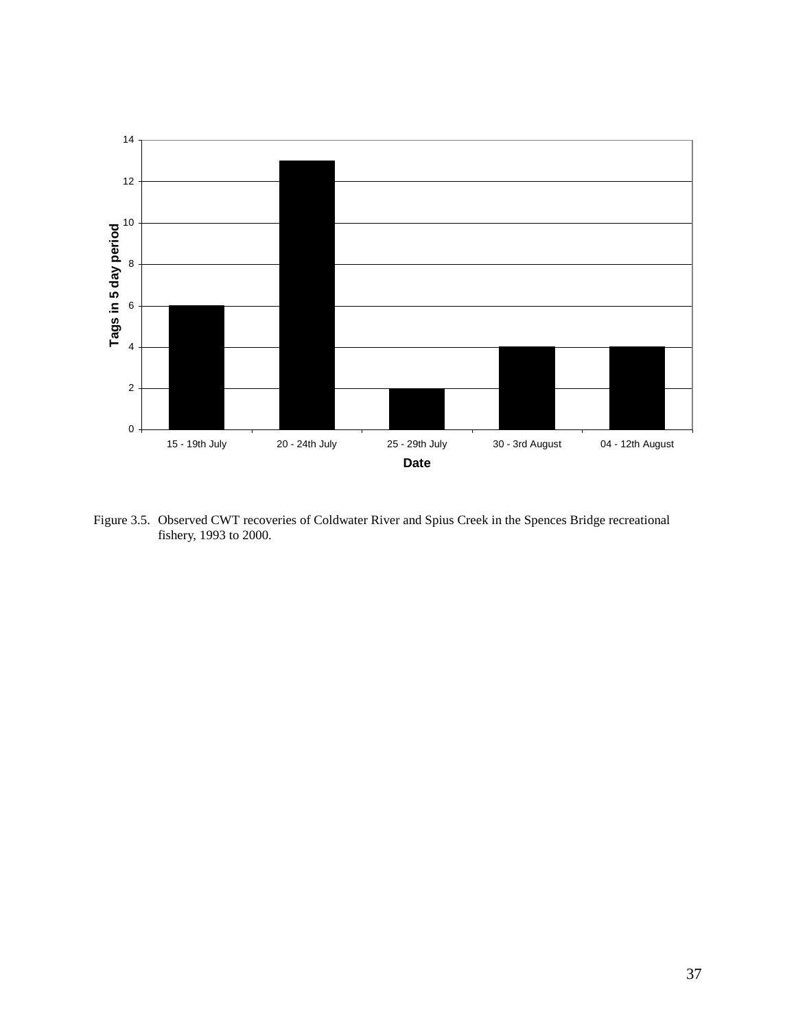Figure 3.5. Observed CWT recoveries of Coldwater River and Spius Creek in the Spences Bridge recreational fishery, 1993 to 2000.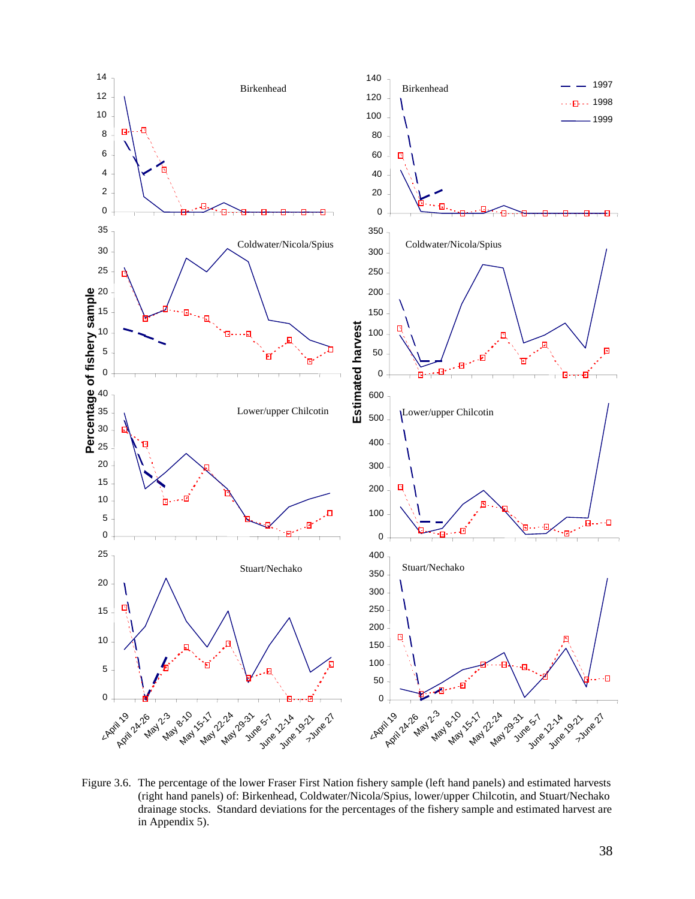Figure 3.6. The percentage of the lower Fraser First Nation fishery sample (left hand panels) and estimated harvests (right hand panels) of: Birkenhead, Coldwater/Nicola/Spius, lower/upper Chilcotin, and Stuart/Nechako drainage stocks. Standard deviations for the percentages of the fishery sample and estimated harvest are in Appendix 5).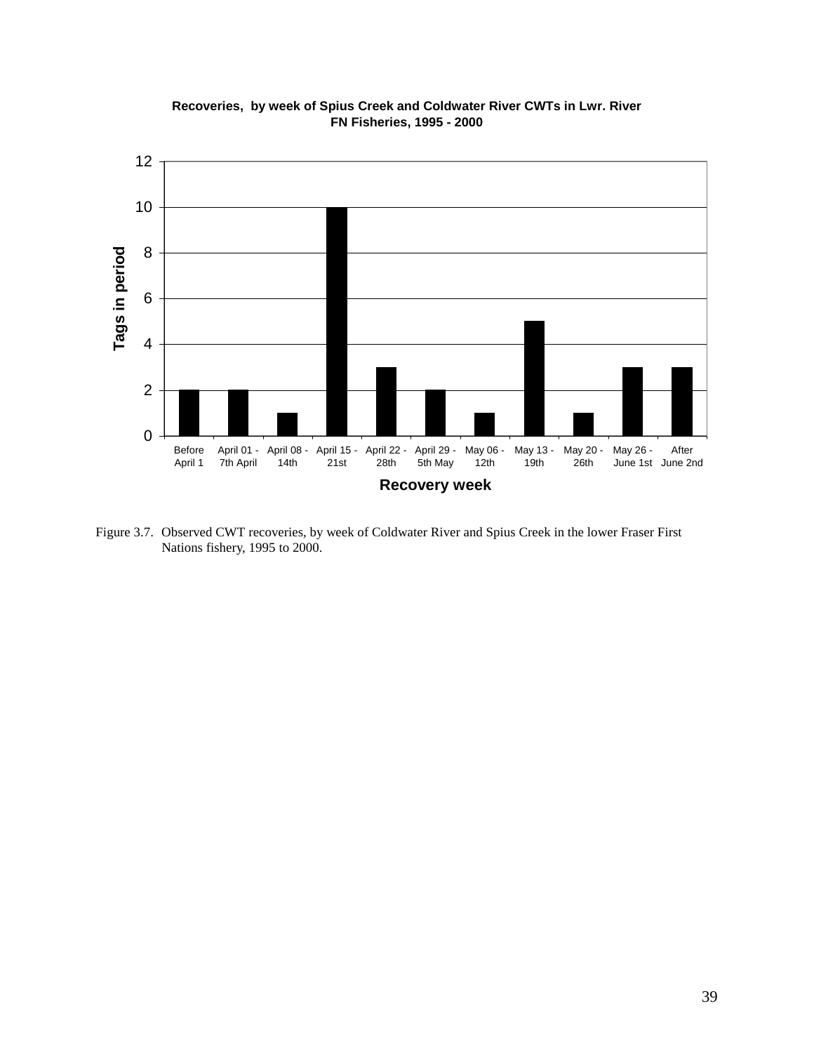**Recoveries, by week of Spius Creek and Coldwater River CWTs in Lwr. River FN Fisheries, 1995 - 2000**

| Recovery week | Tags in period |
| --- | --- |
| Before April 1 | 2 |
| April 01 - 7th April | 2 |
| April 08 - 14th | 1 |
| April 15 - 21st | 10 |
| April 22 - 28th | 3 |
| April 29 - 5th May | 2 |
| May 06 - 12th | 1 |
| May 13 - 19th | 5 |
| May 20 - 26th | 1 |
| May 26 - June 1st | 3 |
| After June 2nd | 3 |

Figure 3.7. Observed CWT recoveries, by week of Coldwater River and Spius Creek in the lower Fraser First Nations fishery, 1995 to 2000.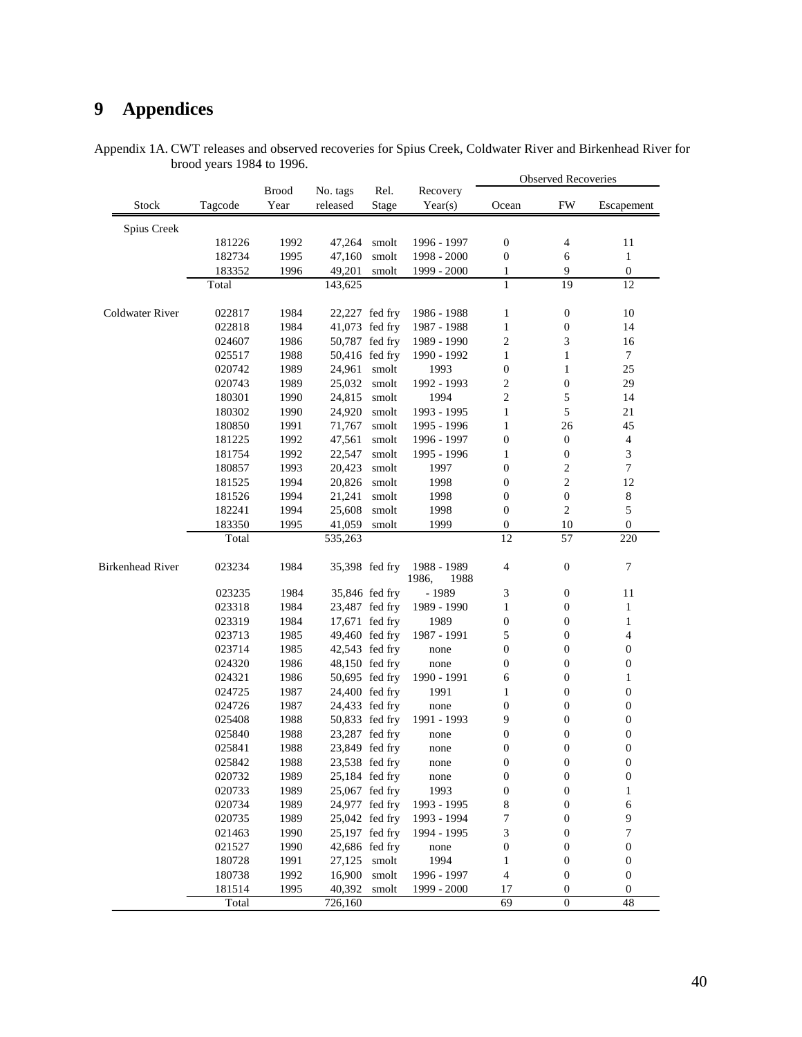# 9 Appendices

Appendix 1A. CWT releases and observed recoveries for Spius Creek, Coldwater River and Birkenhead River for brood years 1984 to 1996.

| Stock | Tagcode | Brood Year | No. tags released | Rel. Stage | Recovery Year(s) | Observed Recoveries | | |
|---|---|---|---|---|---|---|---|---|
| | | | | | | Ocean | FW | Escapement |
| Spius Creek | | | | | | | | |
| | 181226 | 1992 | 47,264 | smolt | 1996 - 1997 | 0 | 4 | 11 |
| | 182734 | 1995 | 47,160 | smolt | 1998 - 2000 | 0 | 6 | 1 |
| | 183352 | 1996 | 49,201 | smolt | 1999 - 2000 | 1 | 9 | 0 |
| | Total | | 143,625 | | | 1 | 19 | 12 |
| Coldwater River | 022817 | 1984 | 22,227 | fed fry | 1986 - 1988 | 1 | 0 | 10 |
| | 022818 | 1984 | 41,073 | fed fry | 1987 - 1988 | 1 | 0 | 14 |
| | 024607 | 1986 | 50,787 | fed fry | 1989 - 1990 | 2 | 3 | 16 |
| | 025517 | 1988 | 50,416 | fed fry | 1990 - 1992 | 1 | 1 | 7 |
| | 020742 | 1989 | 24,961 | smolt | 1993 | 0 | 1 | 25 |
| | 020743 | 1989 | 25,032 | smolt | 1992 - 1993 | 2 | 0 | 29 |
| | 180301 | 1990 | 24,815 | smolt | 1994 | 2 | 5 | 14 |
| | 180302 | 1990 | 24,920 | smolt | 1993 - 1995 | 1 | 5 | 21 |
| | 180850 | 1991 | 71,767 | smolt | 1995 - 1996 | 1 | 26 | 45 |
| | 181225 | 1992 | 47,561 | smolt | 1996 - 1997 | 0 | 0 | 4 |
| | 181754 | 1992 | 22,547 | smolt | 1995 - 1996 | 1 | 0 | 3 |
| | 180857 | 1993 | 20,423 | smolt | 1997 | 0 | 2 | 7 |
| | 181525 | 1994 | 20,826 | smolt | 1998 | 0 | 2 | 12 |
| | 181526 | 1994 | 21,241 | smolt | 1998 | 0 | 0 | 8 |
| | 182241 | 1994 | 25,608 | smolt | 1998 | 0 | 2 | 5 |
| | 183350 | 1995 | 41,059 | smolt | 1999 | 0 | 10 | 0 |
| | Total | | 535,263 | | | 12 | 57 | 220 |
| Birkenhead River | 023234 | 1984 | 35,398 | fed fry | 1988 - 1989 | 4 | 0 | 7 |
| | 023235 | 1984 | 35,846 | fed fry | 1986, 1988 - 1989 | 3 | 0 | 11 |
| | 023318 | 1984 | 23,487 | fed fry | 1989 - 1990 | 1 | 0 | 1 |
| | 023319 | 1984 | 17,671 | fed fry | 1989 | 0 | 0 | 1 |
| | 023713 | 1985 | 49,460 | fed fry | 1987 - 1991 | 5 | 0 | 4 |
| | 023714 | 1985 | 42,543 | fed fry | none | 0 | 0 | 0 |
| | 024320 | 1986 | 48,150 | fed fry | none | 0 | 0 | 0 |
| | 024321 | 1986 | 50,695 | fed fry | 1990 - 1991 | 6 | 0 | 1 |
| | 024725 | 1987 | 24,400 | fed fry | 1991 | 1 | 0 | 0 |
| | 024726 | 1987 | 24,433 | fed fry | none | 0 | 0 | 0 |
| | 025408 | 1988 | 50,833 | fed fry | 1991 - 1993 | 9 | 0 | 0 |
| | 025840 | 1988 | 23,287 | fed fry | none | 0 | 0 | 0 |
| | 025841 | 1988 | 23,849 | fed fry | none | 0 | 0 | 0 |
| | 025842 | 1988 | 23,538 | fed fry | none | 0 | 0 | 0 |
| | 020732 | 1989 | 25,184 | fed fry | none | 0 | 0 | 0 |
| | 020733 | 1989 | 25,067 | fed fry | 1993 | 0 | 0 | 1 |
| | 020734 | 1989 | 24,977 | fed fry | 1993 - 1995 | 8 | 0 | 6 |
| | 020735 | 1989 | 25,042 | fed fry | 1993 - 1994 | 7 | 0 | 9 |
| | 021463 | 1990 | 25,197 | fed fry | 1994 - 1995 | 3 | 0 | 7 |
| | 021527 | 1990 | 42,686 | fed fry | none | 0 | 0 | 0 |
| | 180728 | 1991 | 27,125 | smolt | 1994 | 1 | 0 | 0 |
| | 180738 | 1992 | 16,900 | smolt | 1996 - 1997 | 4 | 0 | 0 |
| | 181514 | 1995 | 40,392 | smolt | 1999 - 2000 | 17 | 0 | 0 |
| | Total | | 726,160 | | | 69 | 0 | 48 |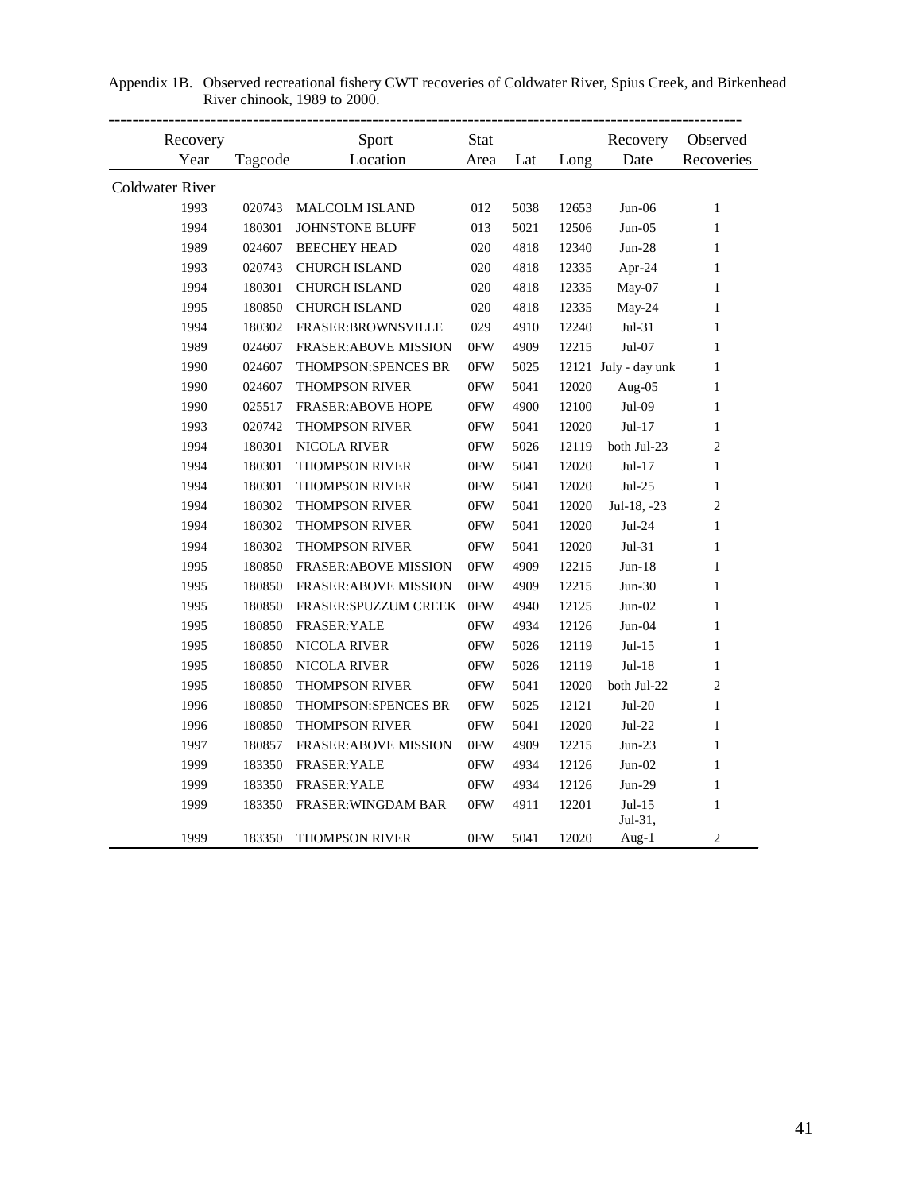Appendix 1B. Observed recreational fishery CWT recoveries of Coldwater River, Spius Creek, and Birkenhead River chinook, 1989 to 2000.

| Recovery Year | Tagcode | Sport Location | Stat Area | Lat | Long | Recovery Date | Observed Recoveries |
|---|---|---|---|---|---|---|---|
| **Coldwater River** | | | | | | | |
| 1993 | 020743 | MALCOLM ISLAND | 012 | 5038 | 12653 | Jun-06 | 1 |
| 1994 | 180301 | JOHNSTONE BLUFF | 013 | 5021 | 12506 | Jun-05 | 1 |
| 1989 | 024607 | BEECHEY HEAD | 020 | 4818 | 12340 | Jun-28 | 1 |
| 1993 | 020743 | CHURCH ISLAND | 020 | 4818 | 12335 | Apr-24 | 1 |
| 1994 | 180301 | CHURCH ISLAND | 020 | 4818 | 12335 | May-07 | 1 |
| 1995 | 180850 | CHURCH ISLAND | 020 | 4818 | 12335 | May-24 | 1 |
| 1994 | 180302 | FRASER:BROWNSVILLE | 029 | 4910 | 12240 | Jul-31 | 1 |
| 1989 | 024607 | FRASER:ABOVE MISSION | 0FW | 4909 | 12215 | Jul-07 | 1 |
| 1990 | 024607 | THOMPSON:SPENCES BR | 0FW | 5025 | 12121 | July - day unk | 1 |
| 1990 | 024607 | THOMPSON RIVER | 0FW | 5041 | 12020 | Aug-05 | 1 |
| 1990 | 025517 | FRASER:ABOVE HOPE | 0FW | 4900 | 12100 | Jul-09 | 1 |
| 1993 | 020742 | THOMPSON RIVER | 0FW | 5041 | 12020 | Jul-17 | 1 |
| 1994 | 180301 | NICOLA RIVER | 0FW | 5026 | 12119 | both Jul-23 | 2 |
| 1994 | 180301 | THOMPSON RIVER | 0FW | 5041 | 12020 | Jul-17 | 1 |
| 1994 | 180301 | THOMPSON RIVER | 0FW | 5041 | 12020 | Jul-25 | 1 |
| 1994 | 180302 | THOMPSON RIVER | 0FW | 5041 | 12020 | Jul-18, -23 | 2 |
| 1994 | 180302 | THOMPSON RIVER | 0FW | 5041 | 12020 | Jul-24 | 1 |
| 1994 | 180302 | THOMPSON RIVER | 0FW | 5041 | 12020 | Jul-31 | 1 |
| 1995 | 180850 | FRASER:ABOVE MISSION | 0FW | 4909 | 12215 | Jun-18 | 1 |
| 1995 | 180850 | FRASER:ABOVE MISSION | 0FW | 4909 | 12215 | Jun-30 | 1 |
| 1995 | 180850 | FRASER:SPUZZUM CREEK | 0FW | 4940 | 12125 | Jun-02 | 1 |
| 1995 | 180850 | FRASER:YALE | 0FW | 4934 | 12126 | Jun-04 | 1 |
| 1995 | 180850 | NICOLA RIVER | 0FW | 5026 | 12119 | Jul-15 | 1 |
| 1995 | 180850 | NICOLA RIVER | 0FW | 5026 | 12119 | Jul-18 | 1 |
| 1995 | 180850 | THOMPSON RIVER | 0FW | 5041 | 12020 | both Jul-22 | 2 |
| 1996 | 180850 | THOMPSON:SPENCES BR | 0FW | 5025 | 12121 | Jul-20 | 1 |
| 1996 | 180850 | THOMPSON RIVER | 0FW | 5041 | 12020 | Jul-22 | 1 |
| 1997 | 180857 | FRASER:ABOVE MISSION | 0FW | 4909 | 12215 | Jun-23 | 1 |
| 1999 | 183350 | FRASER:YALE | 0FW | 4934 | 12126 | Jun-02 | 1 |
| 1999 | 183350 | FRASER:YALE | 0FW | 4934 | 12126 | Jun-29 | 1 |
| 1999 | 183350 | FRASER:WINGDAM BAR | 0FW | 4911 | 12201 | Jul-15 | 1 |
| 1999 | 183350 | THOMPSON RIVER | 0FW | 5041 | 12020 | Jul-31, Aug-1 | 2 |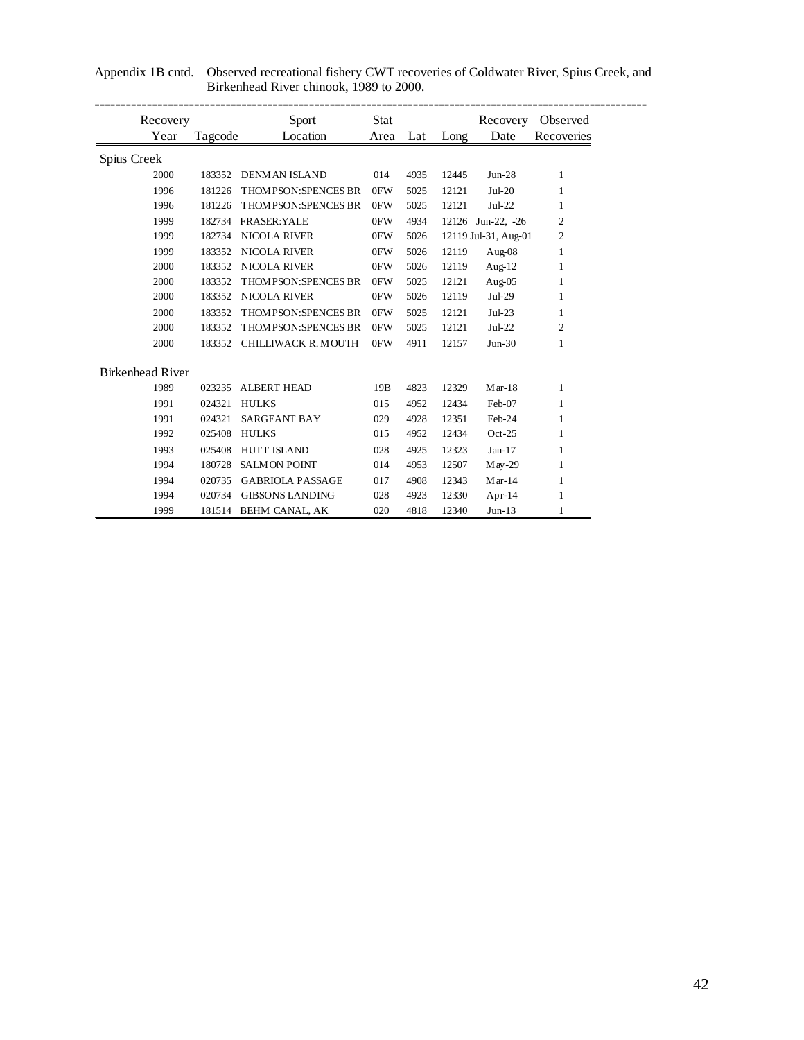Appendix 1B cntd. Observed recreational fishery CWT recoveries of Coldwater River, Spius Creek, and Birkenhead River chinook, 1989 to 2000.

| Recovery Year | Tagcode | Sport Location | Stat Area | Lat | Long | Recovery Date | Observed Recoveries |
|---|---|---|---|---|---|---|---|
| Spius Creek | | | | | | | |
| 2000 | 183352 | DENMAN ISLAND | 014 | 4935 | 12445 | Jun-28 | 1 |
| 1996 | 181226 | THOMPSON:SPENCES BR | 0FW | 5025 | 12121 | Jul-20 | 1 |
| 1996 | 181226 | THOMPSON:SPENCES BR | 0FW | 5025 | 12121 | Jul-22 | 1 |
| 1999 | 182734 | FRASER:YALE | 0FW | 4934 | 12126 | Jun-22, -26 | 2 |
| 1999 | 182734 | NICOLA RIVER | 0FW | 5026 | 12119 | Jul-31, Aug-01 | 2 |
| 1999 | 183352 | NICOLA RIVER | 0FW | 5026 | 12119 | Aug-08 | 1 |
| 2000 | 183352 | NICOLA RIVER | 0FW | 5026 | 12119 | Aug-12 | 1 |
| 2000 | 183352 | THOMPSON:SPENCES BR | 0FW | 5025 | 12121 | Aug-05 | 1 |
| 2000 | 183352 | NICOLA RIVER | 0FW | 5026 | 12119 | Jul-29 | 1 |
| 2000 | 183352 | THOMPSON:SPENCES BR | 0FW | 5025 | 12121 | Jul-23 | 1 |
| 2000 | 183352 | THOMPSON:SPENCES BR | 0FW | 5025 | 12121 | Jul-22 | 2 |
| 2000 | 183352 | CHILLIWACK R. MOUTH | 0FW | 4911 | 12157 | Jun-30 | 1 |
| Birkenhead River | | | | | | | |
| 1989 | 023235 | ALBERT HEAD | 19B | 4823 | 12329 | Mar-18 | 1 |
| 1991 | 024321 | HULKS | 015 | 4952 | 12434 | Feb-07 | 1 |
| 1991 | 024321 | SARGEANT BAY | 029 | 4928 | 12351 | Feb-24 | 1 |
| 1992 | 025408 | HULKS | 015 | 4952 | 12434 | Oct-25 | 1 |
| 1993 | 025408 | HUTT ISLAND | 028 | 4925 | 12323 | Jan-17 | 1 |
| 1994 | 180728 | SALMON POINT | 014 | 4953 | 12507 | May-29 | 1 |
| 1994 | 020735 | GABRIOLA PASSAGE | 017 | 4908 | 12343 | Mar-14 | 1 |
| 1994 | 020734 | GIBSONS LANDING | 028 | 4923 | 12330 | Apr-14 | 1 |
| 1999 | 181514 | BEHM CANAL, AK | 020 | 4818 | 12340 | Jun-13 | 1 |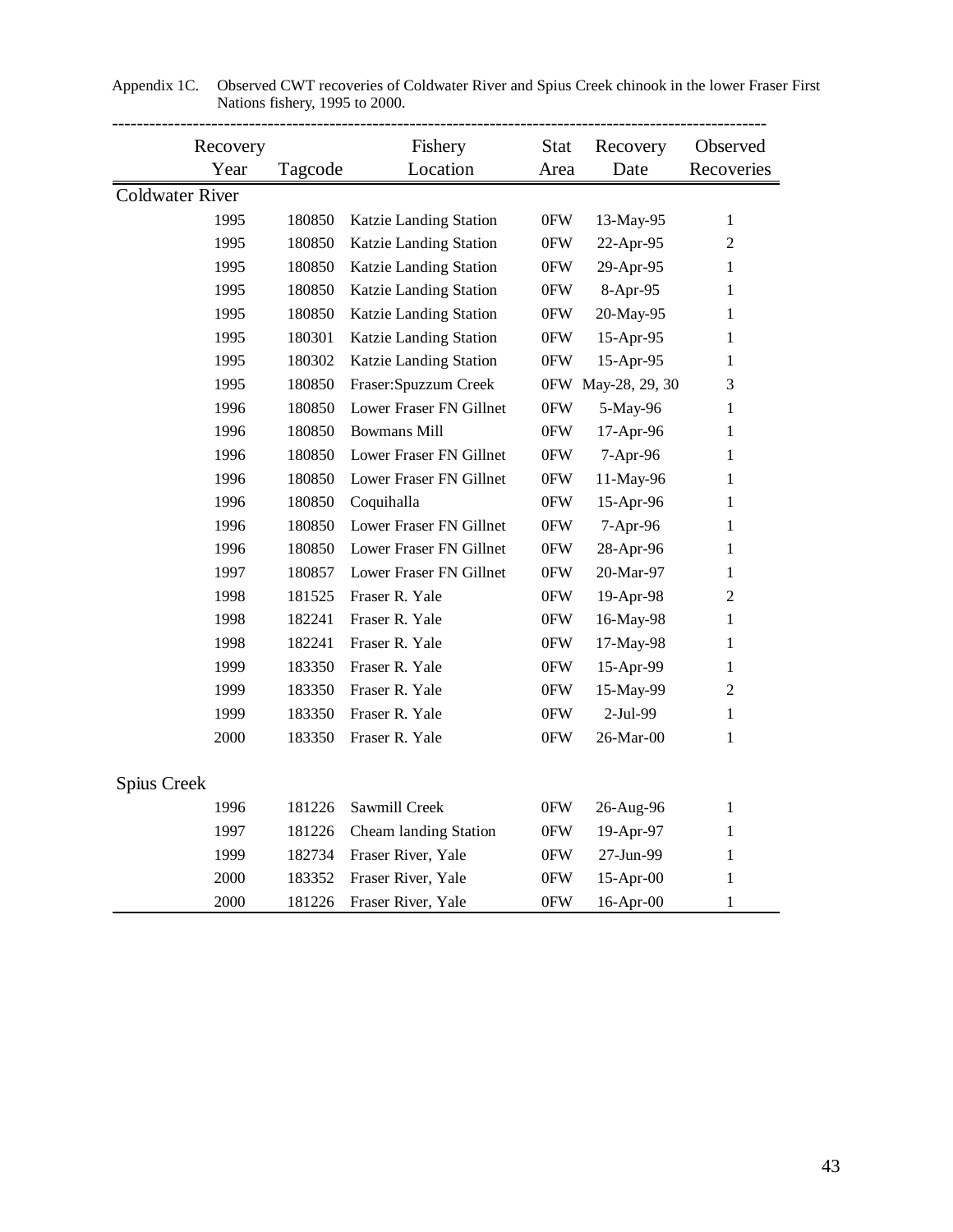Appendix 1C. Observed CWT recoveries of Coldwater River and Spius Creek chinook in the lower Fraser First Nations fishery, 1995 to 2000.

| Recovery Year | Tagcode | Fishery Location | Stat Area | Recovery Date | Observed Recoveries |
|---|---|---|---|---|---|
| Coldwater River | | | | | |
| 1995 | 180850 | Katzie Landing Station | 0FW | 13-May-95 | 1 |
| 1995 | 180850 | Katzie Landing Station | 0FW | 22-Apr-95 | 2 |
| 1995 | 180850 | Katzie Landing Station | 0FW | 29-Apr-95 | 1 |
| 1995 | 180850 | Katzie Landing Station | 0FW | 8-Apr-95 | 1 |
| 1995 | 180850 | Katzie Landing Station | 0FW | 20-May-95 | 1 |
| 1995 | 180301 | Katzie Landing Station | 0FW | 15-Apr-95 | 1 |
| 1995 | 180302 | Katzie Landing Station | 0FW | 15-Apr-95 | 1 |
| 1995 | 180850 | Fraser:Spuzzum Creek | 0FW | May-28, 29, 30 | 3 |
| 1996 | 180850 | Lower Fraser FN Gillnet | 0FW | 5-May-96 | 1 |
| 1996 | 180850 | Bowmans Mill | 0FW | 17-Apr-96 | 1 |
| 1996 | 180850 | Lower Fraser FN Gillnet | 0FW | 7-Apr-96 | 1 |
| 1996 | 180850 | Lower Fraser FN Gillnet | 0FW | 11-May-96 | 1 |
| 1996 | 180850 | Coquihalla | 0FW | 15-Apr-96 | 1 |
| 1996 | 180850 | Lower Fraser FN Gillnet | 0FW | 7-Apr-96 | 1 |
| 1996 | 180850 | Lower Fraser FN Gillnet | 0FW | 28-Apr-96 | 1 |
| 1997 | 180857 | Lower Fraser FN Gillnet | 0FW | 20-Mar-97 | 1 |
| 1998 | 181525 | Fraser R. Yale | 0FW | 19-Apr-98 | 2 |
| 1998 | 182241 | Fraser R. Yale | 0FW | 16-May-98 | 1 |
| 1998 | 182241 | Fraser R. Yale | 0FW | 17-May-98 | 1 |
| 1999 | 183350 | Fraser R. Yale | 0FW | 15-Apr-99 | 1 |
| 1999 | 183350 | Fraser R. Yale | 0FW | 15-May-99 | 2 |
| 1999 | 183350 | Fraser R. Yale | 0FW | 2-Jul-99 | 1 |
| 2000 | 183350 | Fraser R. Yale | 0FW | 26-Mar-00 | 1 |
| Spius Creek | | | | | |
| 1996 | 181226 | Sawmill Creek | 0FW | 26-Aug-96 | 1 |
| 1997 | 181226 | Cheam landing Station | 0FW | 19-Apr-97 | 1 |
| 1999 | 182734 | Fraser River, Yale | 0FW | 27-Jun-99 | 1 |
| 2000 | 183352 | Fraser River, Yale | 0FW | 15-Apr-00 | 1 |
| 2000 | 181226 | Fraser River, Yale | 0FW | 16-Apr-00 | 1 |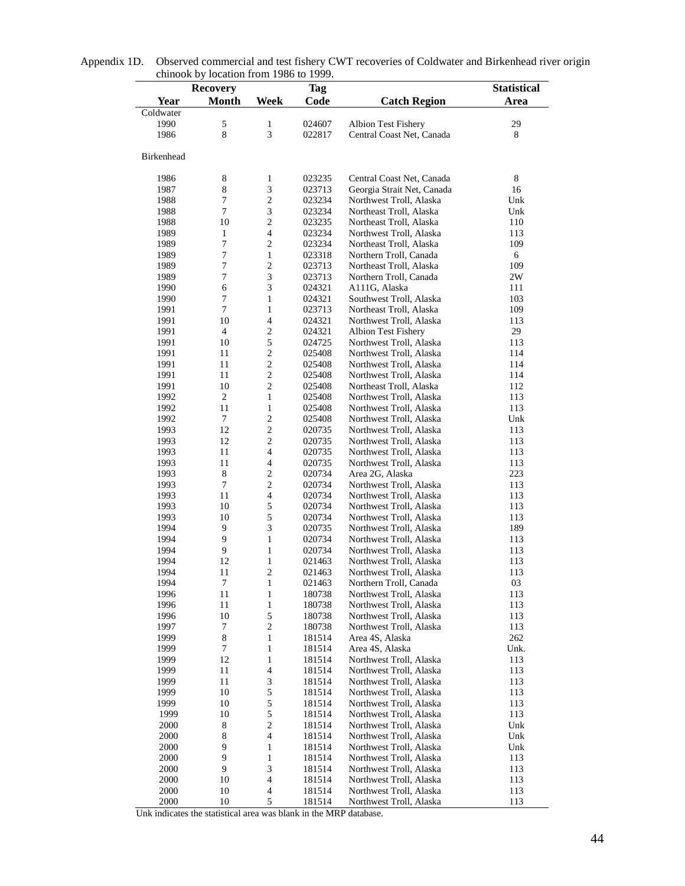Appendix 1D. Observed commercial and test fishery CWT recoveries of Coldwater and Birkenhead river origin chinook by location from 1986 to 1999.

| Recovery | | | Tag | | Statistical |
|---|---|---|---|---|---|
| Year | Month | Week | Code | Catch Region | Area |
| Coldwater | | | | | |
| 1990 | 5 | 1 | 024607 | Albion Test Fishery | 29 |
| 1986 | 8 | 3 | 022817 | Central Coast Net, Canada | 8 |
| Birkenhead | | | | | |
| 1986 | 8 | 1 | 023235 | Central Coast Net, Canada | 8 |
| 1987 | 8 | 3 | 023713 | Georgia Strait Net, Canada | 16 |
| 1988 | 7 | 2 | 023234 | Northwest Troll, Alaska | Unk |
| 1988 | 7 | 3 | 023234 | Northeast Troll, Alaska | Unk |
| 1988 | 10 | 2 | 023235 | Northeast Troll, Alaska | 110 |
| 1989 | 1 | 4 | 023234 | Northwest Troll, Alaska | 113 |
| 1989 | 7 | 2 | 023234 | Northeast Troll, Alaska | 109 |
| 1989 | 7 | 1 | 023318 | Northern Troll, Canada | 6 |
| 1989 | 7 | 2 | 023713 | Northeast Troll, Alaska | 109 |
| 1989 | 7 | 3 | 023713 | Northern Troll, Canada | 2W |
| 1990 | 6 | 3 | 024321 | A111G, Alaska | 111 |
| 1990 | 7 | 1 | 024321 | Southwest Troll, Alaska | 103 |
| 1991 | 7 | 1 | 023713 | Northeast Troll, Alaska | 109 |
| 1991 | 10 | 4 | 024321 | Northwest Troll, Alaska | 113 |
| 1991 | 4 | 2 | 024321 | Albion Test Fishery | 29 |
| 1991 | 10 | 5 | 024725 | Northwest Troll, Alaska | 113 |
| 1991 | 11 | 2 | 025408 | Northwest Troll, Alaska | 114 |
| 1991 | 11 | 2 | 025408 | Northwest Troll, Alaska | 114 |
| 1991 | 11 | 2 | 025408 | Northwest Troll, Alaska | 114 |
| 1991 | 10 | 2 | 025408 | Northeast Troll, Alaska | 112 |
| 1992 | 2 | 1 | 025408 | Northwest Troll, Alaska | 113 |
| 1992 | 11 | 1 | 025408 | Northwest Troll, Alaska | 113 |
| 1992 | 7 | 2 | 025408 | Northwest Troll, Alaska | Unk |
| 1993 | 12 | 2 | 020735 | Northwest Troll, Alaska | 113 |
| 1993 | 12 | 2 | 020735 | Northwest Troll, Alaska | 113 |
| 1993 | 11 | 4 | 020735 | Northwest Troll, Alaska | 113 |
| 1993 | 11 | 4 | 020735 | Northwest Troll, Alaska | 113 |
| 1993 | 8 | 2 | 020734 | Area 2G, Alaska | 223 |
| 1993 | 7 | 2 | 020734 | Northwest Troll, Alaska | 113 |
| 1993 | 11 | 4 | 020734 | Northwest Troll, Alaska | 113 |
| 1993 | 10 | 5 | 020734 | Northwest Troll, Alaska | 113 |
| 1993 | 10 | 5 | 020734 | Northwest Troll, Alaska | 113 |
| 1994 | 9 | 3 | 020735 | Northwest Troll, Alaska | 189 |
| 1994 | 9 | 1 | 020734 | Northwest Troll, Alaska | 113 |
| 1994 | 9 | 1 | 020734 | Northwest Troll, Alaska | 113 |
| 1994 | 12 | 1 | 021463 | Northwest Troll, Alaska | 113 |
| 1994 | 11 | 2 | 021463 | Northwest Troll, Alaska | 113 |
| 1994 | 7 | 1 | 021463 | Northern Troll, Canada | 03 |
| 1996 | 11 | 1 | 180738 | Northwest Troll, Alaska | 113 |
| 1996 | 11 | 1 | 180738 | Northwest Troll, Alaska | 113 |
| 1996 | 10 | 5 | 180738 | Northwest Troll, Alaska | 113 |
| 1997 | 7 | 2 | 180738 | Northwest Troll, Alaska | 113 |
| 1999 | 8 | 1 | 181514 | Area 4S, Alaska | 262 |
| 1999 | 7 | 1 | 181514 | Area 4S, Alaska | Unk. |
| 1999 | 12 | 1 | 181514 | Northwest Troll, Alaska | 113 |
| 1999 | 11 | 4 | 181514 | Northwest Troll, Alaska | 113 |
| 1999 | 11 | 3 | 181514 | Northwest Troll, Alaska | 113 |
| 1999 | 10 | 5 | 181514 | Northwest Troll, Alaska | 113 |
| 1999 | 10 | 5 | 181514 | Northwest Troll, Alaska | 113 |
| 1999 | 10 | 5 | 181514 | Northwest Troll, Alaska | 113 |
| 2000 | 8 | 2 | 181514 | Northwest Troll, Alaska | Unk |
| 2000 | 8 | 4 | 181514 | Northwest Troll, Alaska | Unk |
| 2000 | 9 | 1 | 181514 | Northwest Troll, Alaska | Unk |
| 2000 | 9 | 1 | 181514 | Northwest Troll, Alaska | 113 |
| 2000 | 9 | 3 | 181514 | Northwest Troll, Alaska | 113 |
| 2000 | 10 | 4 | 181514 | Northwest Troll, Alaska | 113 |
| 2000 | 10 | 4 | 181514 | Northwest Troll, Alaska | 113 |
| 2000 | 10 | 5 | 181514 | Northwest Troll, Alaska | 113 |

Unk indicates the statistical area was blank in the MRP database.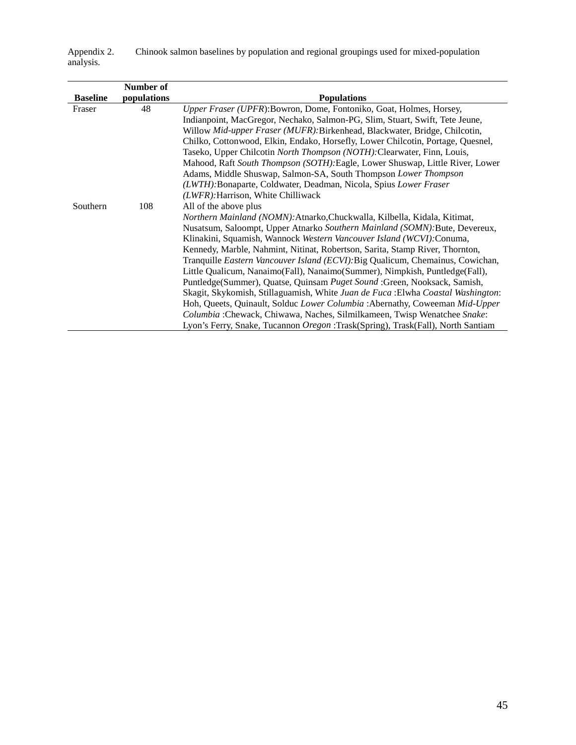Appendix 2. Chinook salmon baselines by population and regional groupings used for mixed-population analysis.

| Baseline | Number of populations | Populations |
|---|---|---|
| Fraser | 48 | *Upper Fraser (UPFR)*:Bowron, Dome, Fontoniko, Goat, Holmes, Horsey, Indianpoint, MacGregor, Nechako, Salmon-PG, Slim, Stuart, Swift, Tete Jeune, Willow *Mid-upper Fraser (MUFR):*Birkenhead, Blackwater, Bridge, Chilcotin, Chilko, Cottonwood, Elkin, Endako, Horsefly, Lower Chilcotin, Portage, Quesnel, Taseko, Upper Chilcotin *North Thompson (NOTH):*Clearwater, Finn, Louis, Mahood, Raft *South Thompson (SOTH):*Eagle, Lower Shuswap, Little River, Lower Adams, Middle Shuswap, Salmon-SA, South Thompson *Lower Thompson (LWTH):*Bonaparte, Coldwater, Deadman, Nicola, Spius *Lower Fraser (LWFR):*Harrison, White Chilliwack |
| Southern | 108 | All of the above plus *Northern Mainland (NOMN):*Atnarko,Chuckwalla, Kilbella, Kidala, Kitimat, Nusatsum, Saloompt, Upper Atnarko *Southern Mainland (SOMN):*Bute, Devereux, Klinakini, Squamish, Wannock *Western Vancouver Island (WCVI):*Conuma, Kennedy, Marble, Nahmint, Nitinat, Robertson, Sarita, Stamp River, Thornton, Tranquille *Eastern Vancouver Island (ECVI):*Big Qualicum, Chemainus, Cowichan, Little Qualicum, Nanaimo(Fall), Nanaimo(Summer), Nimpkish, Puntledge(Fall), Puntledge(Summer), Quatse, Quinsam *Puget Sound* :Green, Nooksack, Samish, Skagit, Skykomish, Stillaguamish, White *Juan de Fuca* :Elwha *Coastal Washington*: Hoh, Queets, Quinault, Solduc *Lower Columbia* :Abernathy, Coweeman *Mid-Upper Columbia* :Chewack, Chiwawa, Naches, Silmilkameen, Twisp Wenatchee *Snake*: Lyon's Ferry, Snake, Tucannon *Oregon* :Trask(Spring), Trask(Fall), North Santiam |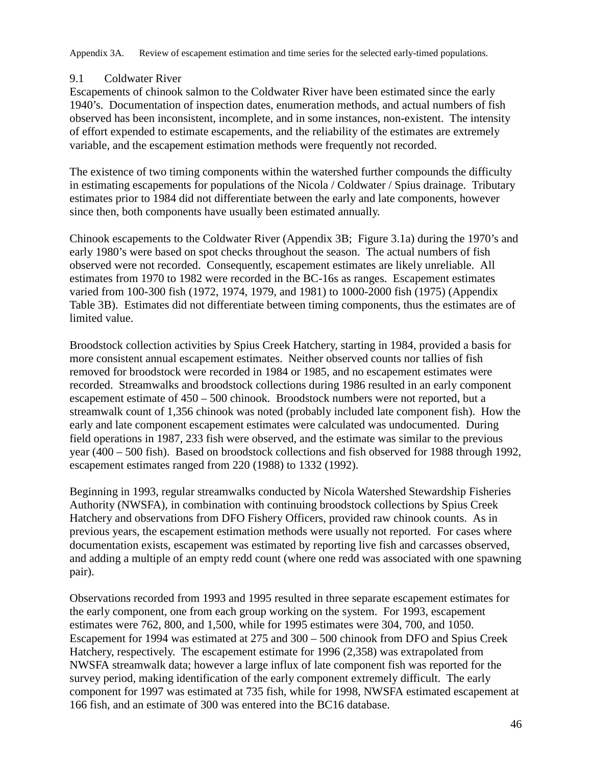Appendix 3A. Review of escapement estimation and time series for the selected early-timed populations.

## 9.1 Coldwater River

Escapements of chinook salmon to the Coldwater River have been estimated since the early 1940's. Documentation of inspection dates, enumeration methods, and actual numbers of fish observed has been inconsistent, incomplete, and in some instances, non-existent. The intensity of effort expended to estimate escapements, and the reliability of the estimates are extremely variable, and the escapement estimation methods were frequently not recorded.

The existence of two timing components within the watershed further compounds the difficulty in estimating escapements for populations of the Nicola / Coldwater / Spius drainage. Tributary estimates prior to 1984 did not differentiate between the early and late components, however since then, both components have usually been estimated annually.

Chinook escapements to the Coldwater River (Appendix 3B; Figure 3.1a) during the 1970's and early 1980's were based on spot checks throughout the season. The actual numbers of fish observed were not recorded. Consequently, escapement estimates are likely unreliable. All estimates from 1970 to 1982 were recorded in the BC-16s as ranges. Escapement estimates varied from 100-300 fish (1972, 1974, 1979, and 1981) to 1000-2000 fish (1975) (Appendix Table 3B). Estimates did not differentiate between timing components, thus the estimates are of limited value.

Broodstock collection activities by Spius Creek Hatchery, starting in 1984, provided a basis for more consistent annual escapement estimates. Neither observed counts nor tallies of fish removed for broodstock were recorded in 1984 or 1985, and no escapement estimates were recorded. Streamwalks and broodstock collections during 1986 resulted in an early component escapement estimate of 450 – 500 chinook. Broodstock numbers were not reported, but a streamwalk count of 1,356 chinook was noted (probably included late component fish). How the early and late component escapement estimates were calculated was undocumented. During field operations in 1987, 233 fish were observed, and the estimate was similar to the previous year (400 – 500 fish). Based on broodstock collections and fish observed for 1988 through 1992, escapement estimates ranged from 220 (1988) to 1332 (1992).

Beginning in 1993, regular streamwalks conducted by Nicola Watershed Stewardship Fisheries Authority (NWSFA), in combination with continuing broodstock collections by Spius Creek Hatchery and observations from DFO Fishery Officers, provided raw chinook counts. As in previous years, the escapement estimation methods were usually not reported. For cases where documentation exists, escapement was estimated by reporting live fish and carcasses observed, and adding a multiple of an empty redd count (where one redd was associated with one spawning pair).

Observations recorded from 1993 and 1995 resulted in three separate escapement estimates for the early component, one from each group working on the system. For 1993, escapement estimates were 762, 800, and 1,500, while for 1995 estimates were 304, 700, and 1050. Escapement for 1994 was estimated at 275 and 300 – 500 chinook from DFO and Spius Creek Hatchery, respectively. The escapement estimate for 1996 (2,358) was extrapolated from NWSFA streamwalk data; however a large influx of late component fish was reported for the survey period, making identification of the early component extremely difficult. The early component for 1997 was estimated at 735 fish, while for 1998, NWSFA estimated escapement at 166 fish, and an estimate of 300 was entered into the BC16 database.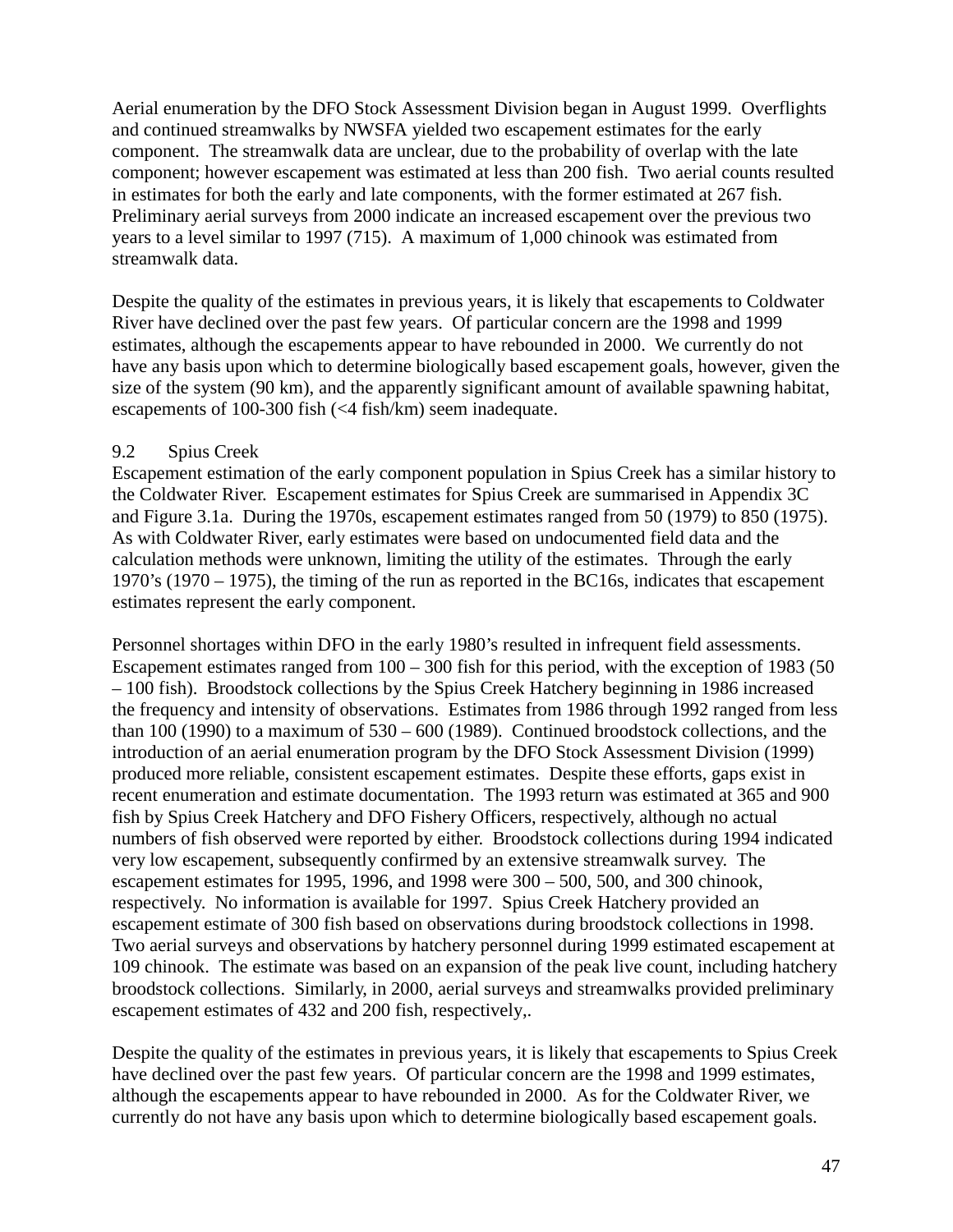Aerial enumeration by the DFO Stock Assessment Division began in August 1999. Overflights and continued streamwalks by NWSFA yielded two escapement estimates for the early component. The streamwalk data are unclear, due to the probability of overlap with the late component; however escapement was estimated at less than 200 fish. Two aerial counts resulted in estimates for both the early and late components, with the former estimated at 267 fish. Preliminary aerial surveys from 2000 indicate an increased escapement over the previous two years to a level similar to 1997 (715). A maximum of 1,000 chinook was estimated from streamwalk data.

Despite the quality of the estimates in previous years, it is likely that escapements to Coldwater River have declined over the past few years. Of particular concern are the 1998 and 1999 estimates, although the escapements appear to have rebounded in 2000. We currently do not have any basis upon which to determine biologically based escapement goals, however, given the size of the system (90 km), and the apparently significant amount of available spawning habitat, escapements of 100-300 fish (<4 fish/km) seem inadequate.

### 9.2 Spius Creek

Escapement estimation of the early component population in Spius Creek has a similar history to the Coldwater River. Escapement estimates for Spius Creek are summarised in Appendix 3C and Figure 3.1a. During the 1970s, escapement estimates ranged from 50 (1979) to 850 (1975). As with Coldwater River, early estimates were based on undocumented field data and the calculation methods were unknown, limiting the utility of the estimates. Through the early 1970's (1970 – 1975), the timing of the run as reported in the BC16s, indicates that escapement estimates represent the early component.

Personnel shortages within DFO in the early 1980's resulted in infrequent field assessments. Escapement estimates ranged from 100 – 300 fish for this period, with the exception of 1983 (50 – 100 fish). Broodstock collections by the Spius Creek Hatchery beginning in 1986 increased the frequency and intensity of observations. Estimates from 1986 through 1992 ranged from less than 100 (1990) to a maximum of 530 – 600 (1989). Continued broodstock collections, and the introduction of an aerial enumeration program by the DFO Stock Assessment Division (1999) produced more reliable, consistent escapement estimates. Despite these efforts, gaps exist in recent enumeration and estimate documentation. The 1993 return was estimated at 365 and 900 fish by Spius Creek Hatchery and DFO Fishery Officers, respectively, although no actual numbers of fish observed were reported by either. Broodstock collections during 1994 indicated very low escapement, subsequently confirmed by an extensive streamwalk survey. The escapement estimates for 1995, 1996, and 1998 were 300 – 500, 500, and 300 chinook, respectively. No information is available for 1997. Spius Creek Hatchery provided an escapement estimate of 300 fish based on observations during broodstock collections in 1998. Two aerial surveys and observations by hatchery personnel during 1999 estimated escapement at 109 chinook. The estimate was based on an expansion of the peak live count, including hatchery broodstock collections. Similarly, in 2000, aerial surveys and streamwalks provided preliminary escapement estimates of 432 and 200 fish, respectively,.

Despite the quality of the estimates in previous years, it is likely that escapements to Spius Creek have declined over the past few years. Of particular concern are the 1998 and 1999 estimates, although the escapements appear to have rebounded in 2000. As for the Coldwater River, we currently do not have any basis upon which to determine biologically based escapement goals.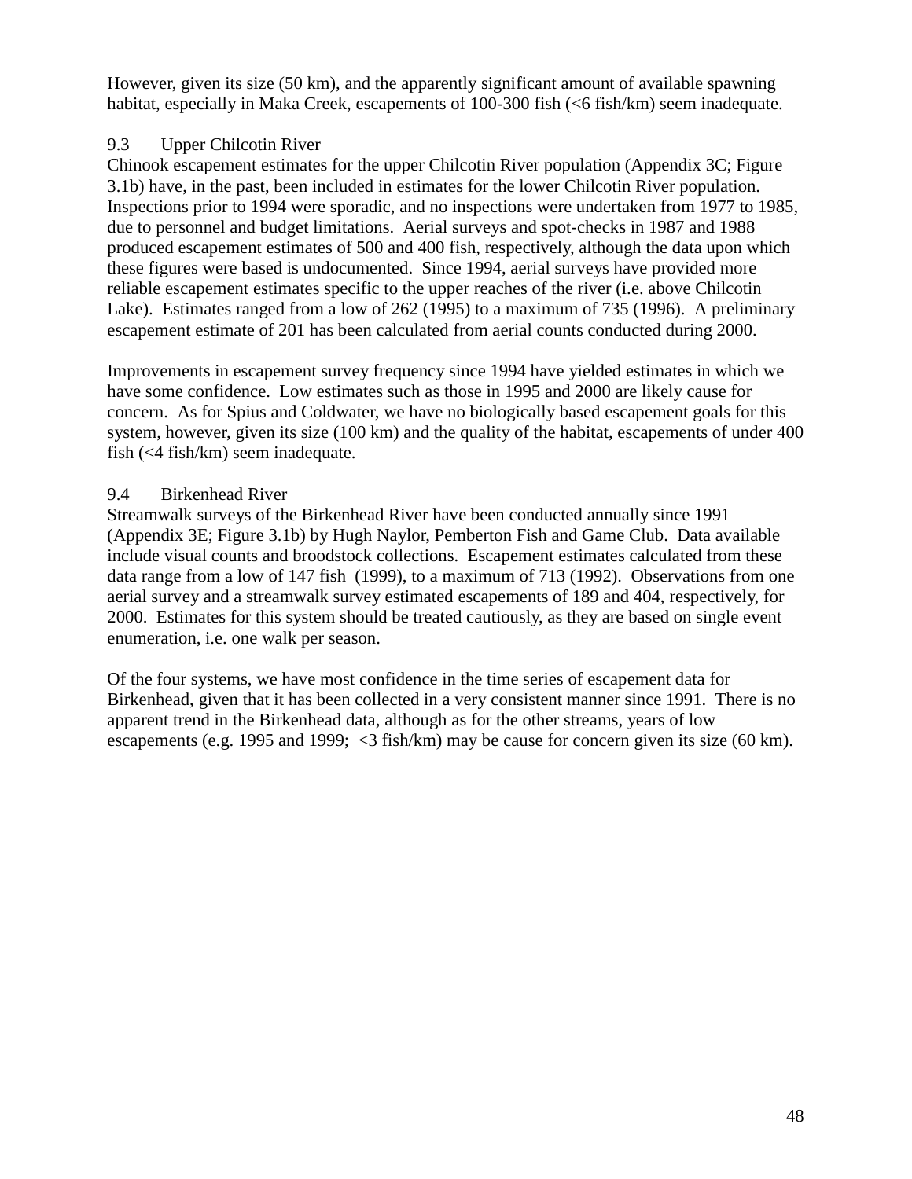However, given its size (50 km), and the apparently significant amount of available spawning habitat, especially in Maka Creek, escapements of 100-300 fish (<6 fish/km) seem inadequate.

### 9.3 Upper Chilcotin River

Chinook escapement estimates for the upper Chilcotin River population (Appendix 3C; Figure 3.1b) have, in the past, been included in estimates for the lower Chilcotin River population. Inspections prior to 1994 were sporadic, and no inspections were undertaken from 1977 to 1985, due to personnel and budget limitations. Aerial surveys and spot-checks in 1987 and 1988 produced escapement estimates of 500 and 400 fish, respectively, although the data upon which these figures were based is undocumented. Since 1994, aerial surveys have provided more reliable escapement estimates specific to the upper reaches of the river (i.e. above Chilcotin Lake). Estimates ranged from a low of 262 (1995) to a maximum of 735 (1996). A preliminary escapement estimate of 201 has been calculated from aerial counts conducted during 2000.

Improvements in escapement survey frequency since 1994 have yielded estimates in which we have some confidence. Low estimates such as those in 1995 and 2000 are likely cause for concern. As for Spius and Coldwater, we have no biologically based escapement goals for this system, however, given its size (100 km) and the quality of the habitat, escapements of under 400 fish (<4 fish/km) seem inadequate.

### 9.4 Birkenhead River

Streamwalk surveys of the Birkenhead River have been conducted annually since 1991 (Appendix 3E; Figure 3.1b) by Hugh Naylor, Pemberton Fish and Game Club. Data available include visual counts and broodstock collections. Escapement estimates calculated from these data range from a low of 147 fish (1999), to a maximum of 713 (1992). Observations from one aerial survey and a streamwalk survey estimated escapements of 189 and 404, respectively, for 2000. Estimates for this system should be treated cautiously, as they are based on single event enumeration, i.e. one walk per season.

Of the four systems, we have most confidence in the time series of escapement data for Birkenhead, given that it has been collected in a very consistent manner since 1991. There is no apparent trend in the Birkenhead data, although as for the other streams, years of low escapements (e.g. 1995 and 1999; <3 fish/km) may be cause for concern given its size (60 km).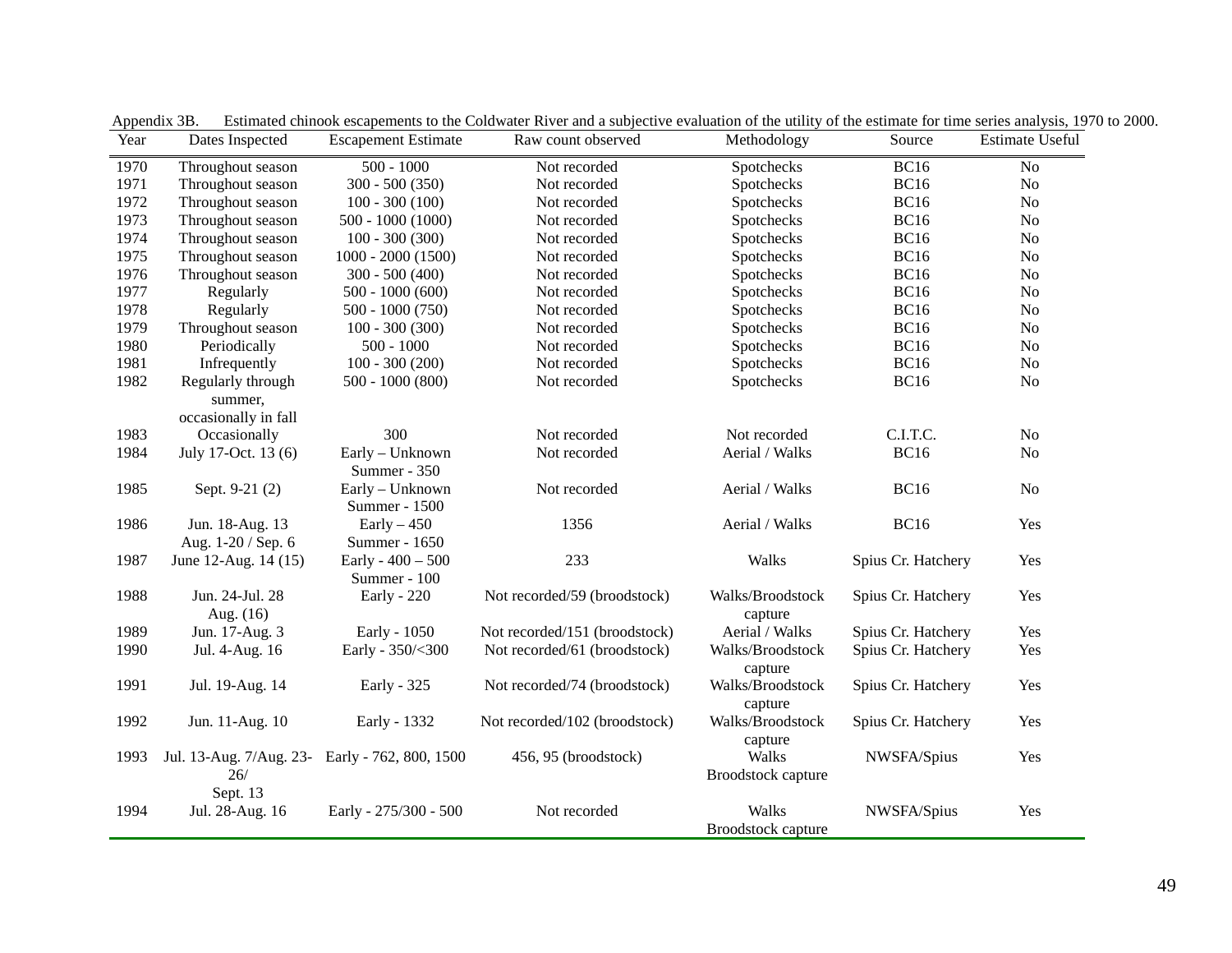Appendix 3B. Estimated chinook escapements to the Coldwater River and a subjective evaluation of the utility of the estimate for time series analysis, 1970 to 2000.

| Year | Dates Inspected | Escapement Estimate | Raw count observed | Methodology | Source | Estimate Useful |
|---|---|---|---|---|---|---|
| 1970 | Throughout season | 500 - 1000 | Not recorded | Spotchecks | BC16 | No |
| 1971 | Throughout season | 300 - 500 (350) | Not recorded | Spotchecks | BC16 | No |
| 1972 | Throughout season | 100 - 300 (100) | Not recorded | Spotchecks | BC16 | No |
| 1973 | Throughout season | 500 - 1000 (1000) | Not recorded | Spotchecks | BC16 | No |
| 1974 | Throughout season | 100 - 300 (300) | Not recorded | Spotchecks | BC16 | No |
| 1975 | Throughout season | 1000 - 2000 (1500) | Not recorded | Spotchecks | BC16 | No |
| 1976 | Throughout season | 300 - 500 (400) | Not recorded | Spotchecks | BC16 | No |
| 1977 | Regularly | 500 - 1000 (600) | Not recorded | Spotchecks | BC16 | No |
| 1978 | Regularly | 500 - 1000 (750) | Not recorded | Spotchecks | BC16 | No |
| 1979 | Throughout season | 100 - 300 (300) | Not recorded | Spotchecks | BC16 | No |
| 1980 | Periodically | 500 - 1000 | Not recorded | Spotchecks | BC16 | No |
| 1981 | Infrequently | 100 - 300 (200) | Not recorded | Spotchecks | BC16 | No |
| 1982 | Regularly through summer, occasionally in fall | 500 - 1000 (800) | Not recorded | Spotchecks | BC16 | No |
| 1983 | Occasionally | 300 | Not recorded | Not recorded | C.I.T.C. | No |
| 1984 | July 17-Oct. 13 (6) | Early – Unknown<br>Summer - 350 | Not recorded | Aerial / Walks | BC16 | No |
| 1985 | Sept. 9-21 (2) | Early – Unknown<br>Summer - 1500 | Not recorded | Aerial / Walks | BC16 | No |
| 1986 | Jun. 18-Aug. 13<br>Aug. 1-20 / Sep. 6 | Early – 450<br>Summer - 1650 | 1356 | Aerial / Walks | BC16 | Yes |
| 1987 | June 12-Aug. 14 (15) | Early - 400 – 500<br>Summer - 100 | 233 | Walks | Spius Cr. Hatchery | Yes |
| 1988 | Jun. 24-Jul. 28<br>Aug. (16) | Early - 220 | Not recorded/59 (broodstock) | Walks/Broodstock capture | Spius Cr. Hatchery | Yes |
| 1989 | Jun. 17-Aug. 3 | Early - 1050 | Not recorded/151 (broodstock) | Aerial / Walks | Spius Cr. Hatchery | Yes |
| 1990 | Jul. 4-Aug. 16 | Early - 350/<300 | Not recorded/61 (broodstock) | Walks/Broodstock capture | Spius Cr. Hatchery | Yes |
| 1991 | Jul. 19-Aug. 14 | Early - 325 | Not recorded/74 (broodstock) | Walks/Broodstock capture | Spius Cr. Hatchery | Yes |
| 1992 | Jun. 11-Aug. 10 | Early - 1332 | Not recorded/102 (broodstock) | Walks/Broodstock capture | Spius Cr. Hatchery | Yes |
| 1993 | Jul. 13-Aug. 7/Aug. 23-26/<br>Sept. 13 | Early - 762, 800, 1500 | 456, 95 (broodstock) | Walks<br>Broodstock capture | NWSFA/Spius | Yes |
| 1994 | Jul. 28-Aug. 16 | Early - 275/300 - 500 | Not recorded | Walks<br>Broodstock capture | NWSFA/Spius | Yes |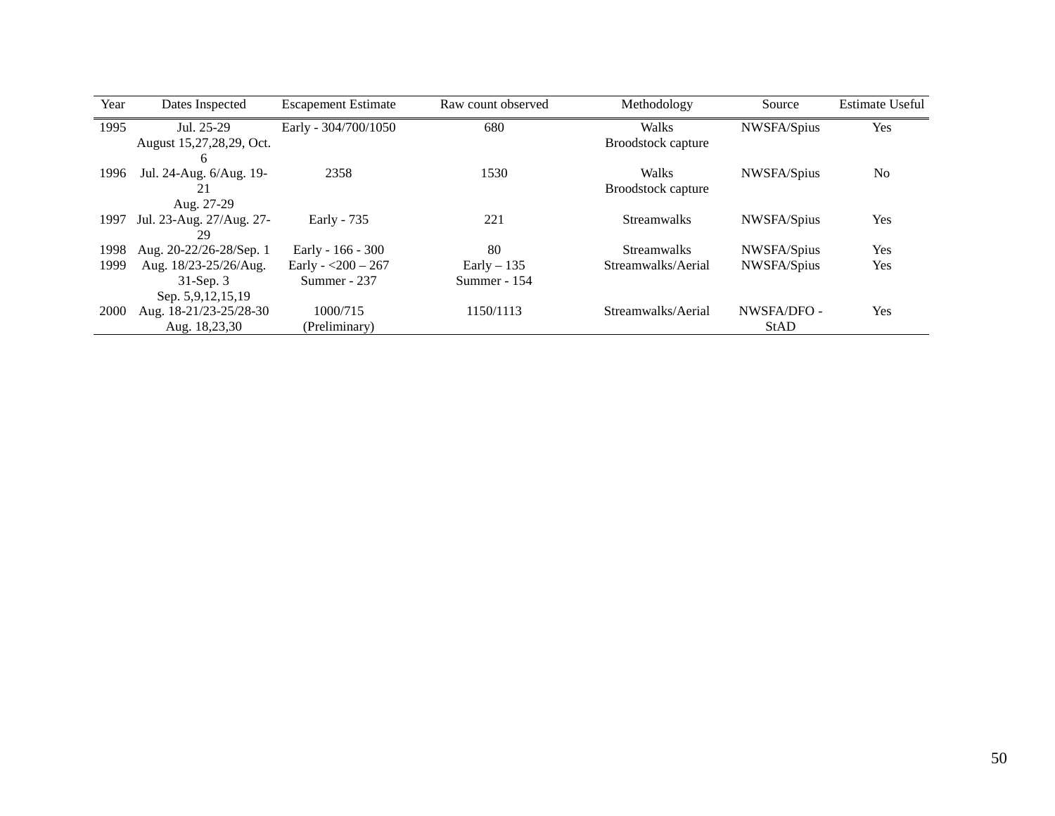| Year | Dates Inspected | Escapement Estimate | Raw count observed | Methodology | Source | Estimate Useful |
|---|---|---|---|---|---|---|
| 1995 | Jul. 25-29<br>August 15,27,28,29, Oct. 6 | Early - 304/700/1050 | 680 | Walks<br>Broodstock capture | NWSFA/Spius | Yes |
| 1996 | Jul. 24-Aug. 6/Aug. 19-21<br>Aug. 27-29 | 2358 | 1530 | Walks<br>Broodstock capture | NWSFA/Spius | No |
| 1997 | Jul. 23-Aug. 27/Aug. 27-29 | Early - 735 | 221 | Streamwalks | NWSFA/Spius | Yes |
| 1998 | Aug. 20-22/26-28/Sep. 1 | Early - 166 - 300 | 80 | Streamwalks | NWSFA/Spius | Yes |
| 1999 | Aug. 18/23-25/26/Aug. 31-Sep. 3<br>Sep. 5,9,12,15,19 | Early - <200 – 267<br>Summer - 237 | Early – 135<br>Summer - 154 | Streamwalks/Aerial | NWSFA/Spius | Yes |
| 2000 | Aug. 18-21/23-25/28-30<br>Aug. 18,23,30 | 1000/715<br>(Preliminary) | 1150/1113 | Streamwalks/Aerial | NWSFA/DFO - StAD | Yes |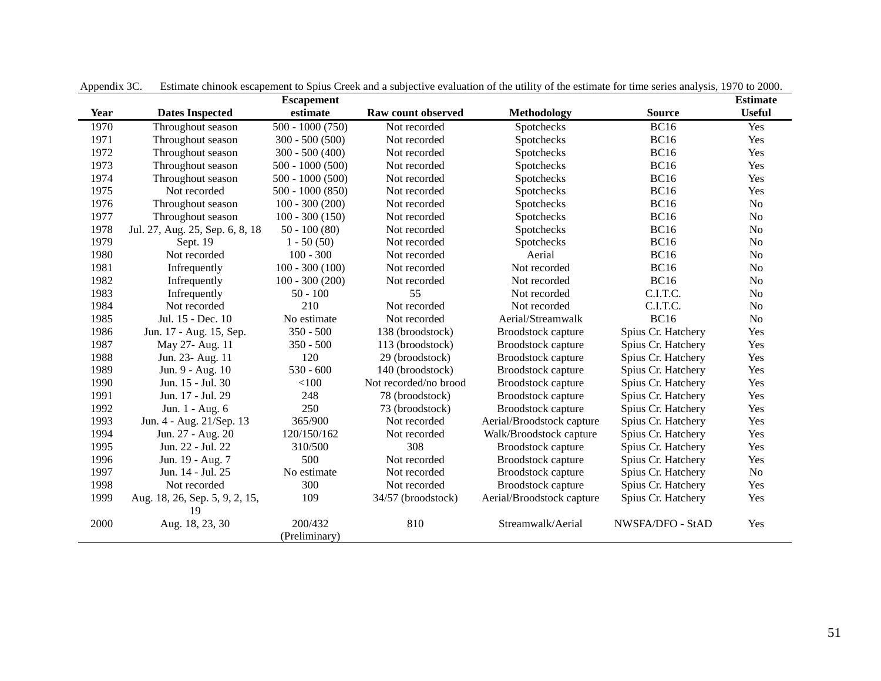Appendix 3C. Estimate chinook escapement to Spius Creek and a subjective evaluation of the utility of the estimate for time series analysis, 1970 to 2000.

| Year | Dates Inspected | Escapement estimate | Raw count observed | Methodology | Source | Estimate Useful |
|---|---|---|---|---|---|---|
| 1970 | Throughout season | 500 - 1000 (750) | Not recorded | Spotchecks | BC16 | Yes |
| 1971 | Throughout season | 300 - 500 (500) | Not recorded | Spotchecks | BC16 | Yes |
| 1972 | Throughout season | 300 - 500 (400) | Not recorded | Spotchecks | BC16 | Yes |
| 1973 | Throughout season | 500 - 1000 (500) | Not recorded | Spotchecks | BC16 | Yes |
| 1974 | Throughout season | 500 - 1000 (500) | Not recorded | Spotchecks | BC16 | Yes |
| 1975 | Not recorded | 500 - 1000 (850) | Not recorded | Spotchecks | BC16 | Yes |
| 1976 | Throughout season | 100 - 300 (200) | Not recorded | Spotchecks | BC16 | No |
| 1977 | Throughout season | 100 - 300 (150) | Not recorded | Spotchecks | BC16 | No |
| 1978 | Jul. 27, Aug. 25, Sep. 6, 8, 18 | 50 - 100 (80) | Not recorded | Spotchecks | BC16 | No |
| 1979 | Sept. 19 | 1 - 50 (50) | Not recorded | Spotchecks | BC16 | No |
| 1980 | Not recorded | 100 - 300 | Not recorded | Aerial | BC16 | No |
| 1981 | Infrequently | 100 - 300 (100) | Not recorded | Not recorded | BC16 | No |
| 1982 | Infrequently | 100 - 300 (200) | Not recorded | Not recorded | BC16 | No |
| 1983 | Infrequently | 50 - 100 | 55 | Not recorded | C.I.T.C. | No |
| 1984 | Not recorded | 210 | Not recorded | Not recorded | C.I.T.C. | No |
| 1985 | Jul. 15 - Dec. 10 | No estimate | Not recorded | Aerial/Streamwalk | BC16 | No |
| 1986 | Jun. 17 - Aug. 15, Sep. | 350 - 500 | 138 (broodstock) | Broodstock capture | Spius Cr. Hatchery | Yes |
| 1987 | May 27- Aug. 11 | 350 - 500 | 113 (broodstock) | Broodstock capture | Spius Cr. Hatchery | Yes |
| 1988 | Jun. 23- Aug. 11 | 120 | 29 (broodstock) | Broodstock capture | Spius Cr. Hatchery | Yes |
| 1989 | Jun. 9 - Aug. 10 | 530 - 600 | 140 (broodstock) | Broodstock capture | Spius Cr. Hatchery | Yes |
| 1990 | Jun. 15 - Jul. 30 | <100 | Not recorded/no brood | Broodstock capture | Spius Cr. Hatchery | Yes |
| 1991 | Jun. 17 - Jul. 29 | 248 | 78 (broodstock) | Broodstock capture | Spius Cr. Hatchery | Yes |
| 1992 | Jun. 1 - Aug. 6 | 250 | 73 (broodstock) | Broodstock capture | Spius Cr. Hatchery | Yes |
| 1993 | Jun. 4 - Aug. 21/Sep. 13 | 365/900 | Not recorded | Aerial/Broodstock capture | Spius Cr. Hatchery | Yes |
| 1994 | Jun. 27 - Aug. 20 | 120/150/162 | Not recorded | Walk/Broodstock capture | Spius Cr. Hatchery | Yes |
| 1995 | Jun. 22 - Jul. 22 | 310/500 | 308 | Broodstock capture | Spius Cr. Hatchery | Yes |
| 1996 | Jun. 19 - Aug. 7 | 500 | Not recorded | Broodstock capture | Spius Cr. Hatchery | Yes |
| 1997 | Jun. 14 - Jul. 25 | No estimate | Not recorded | Broodstock capture | Spius Cr. Hatchery | No |
| 1998 | Not recorded | 300 | Not recorded | Broodstock capture | Spius Cr. Hatchery | Yes |
| 1999 | Aug. 18, 26, Sep. 5, 9, 2, 15, 19 | 109 | 34/57 (broodstock) | Aerial/Broodstock capture | Spius Cr. Hatchery | Yes |
| 2000 | Aug. 18, 23, 30 | 200/432 (Preliminary) | 810 | Streamwalk/Aerial | NWSFA/DFO - StAD | Yes |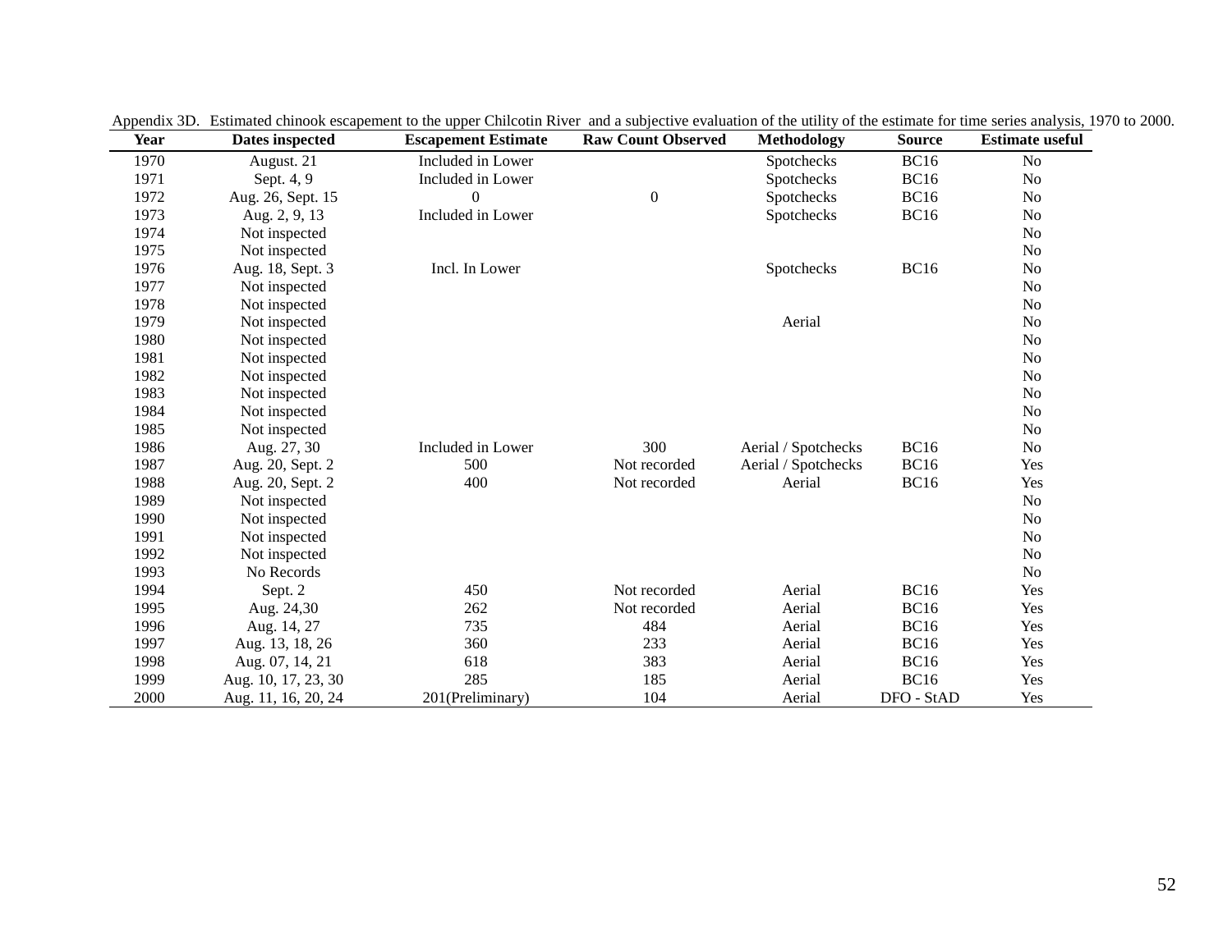Appendix 3D. Estimated chinook escapement to the upper Chilcotin River and a subjective evaluation of the utility of the estimate for time series analysis, 1970 to 2000.

| Year | Dates inspected | Escapement Estimate | Raw Count Observed | Methodology | Source | Estimate useful |
|---|---|---|---|---|---|---|
| 1970 | August. 21 | Included in Lower | | Spotchecks | BC16 | No |
| 1971 | Sept. 4, 9 | Included in Lower | | Spotchecks | BC16 | No |
| 1972 | Aug. 26, Sept. 15 | 0 | 0 | Spotchecks | BC16 | No |
| 1973 | Aug. 2, 9, 13 | Included in Lower | | Spotchecks | BC16 | No |
| 1974 | Not inspected | | | | | No |
| 1975 | Not inspected | | | | | No |
| 1976 | Aug. 18, Sept. 3 | Incl. In Lower | | Spotchecks | BC16 | No |
| 1977 | Not inspected | | | | | No |
| 1978 | Not inspected | | | | | No |
| 1979 | Not inspected | | | Aerial | | No |
| 1980 | Not inspected | | | | | No |
| 1981 | Not inspected | | | | | No |
| 1982 | Not inspected | | | | | No |
| 1983 | Not inspected | | | | | No |
| 1984 | Not inspected | | | | | No |
| 1985 | Not inspected | | | | | No |
| 1986 | Aug. 27, 30 | Included in Lower | 300 | Aerial / Spotchecks | BC16 | No |
| 1987 | Aug. 20, Sept. 2 | 500 | Not recorded | Aerial / Spotchecks | BC16 | Yes |
| 1988 | Aug. 20, Sept. 2 | 400 | Not recorded | Aerial | BC16 | Yes |
| 1989 | Not inspected | | | | | No |
| 1990 | Not inspected | | | | | No |
| 1991 | Not inspected | | | | | No |
| 1992 | Not inspected | | | | | No |
| 1993 | No Records | | | | | No |
| 1994 | Sept. 2 | 450 | Not recorded | Aerial | BC16 | Yes |
| 1995 | Aug. 24,30 | 262 | Not recorded | Aerial | BC16 | Yes |
| 1996 | Aug. 14, 27 | 735 | 484 | Aerial | BC16 | Yes |
| 1997 | Aug. 13, 18, 26 | 360 | 233 | Aerial | BC16 | Yes |
| 1998 | Aug. 07, 14, 21 | 618 | 383 | Aerial | BC16 | Yes |
| 1999 | Aug. 10, 17, 23, 30 | 285 | 185 | Aerial | BC16 | Yes |
| 2000 | Aug. 11, 16, 20, 24 | 201(Preliminary) | 104 | Aerial | DFO - StAD | Yes |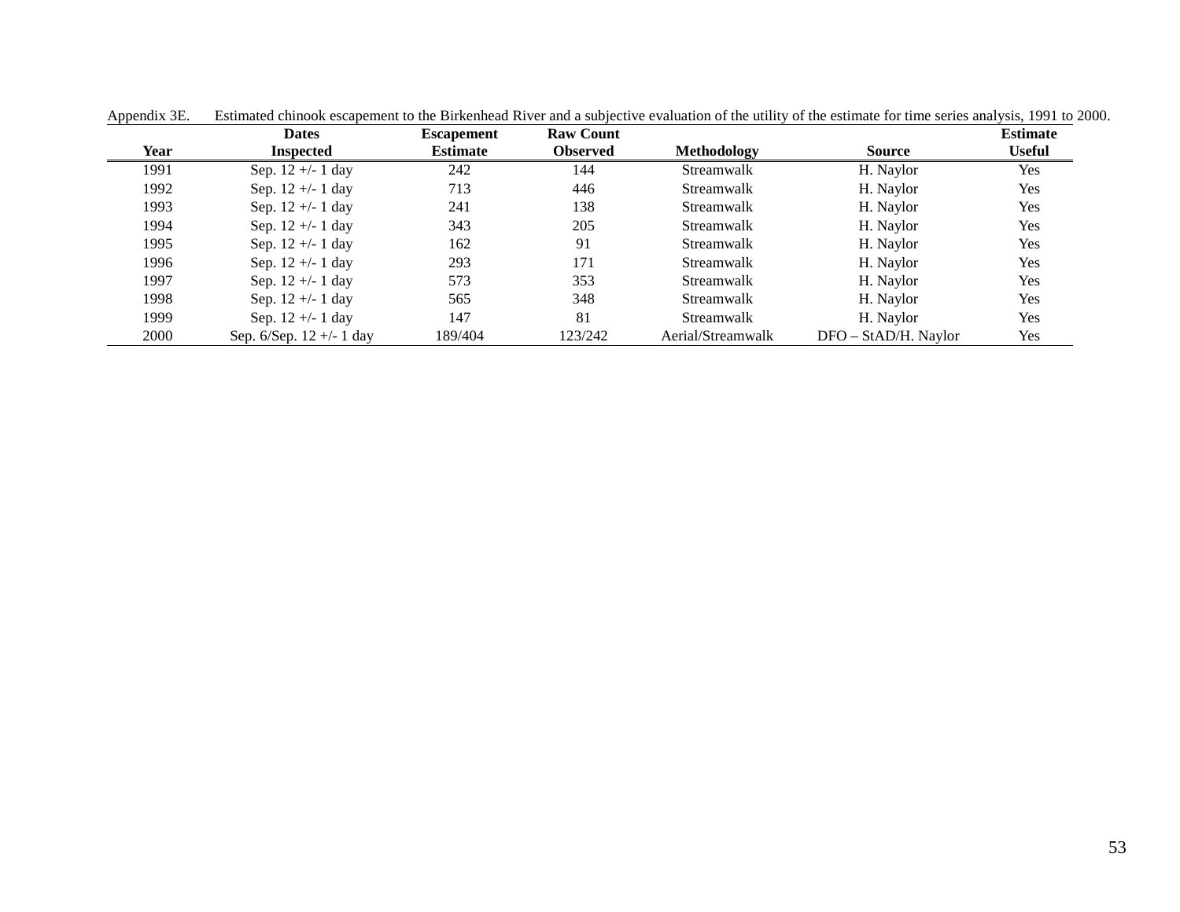Appendix 3E. Estimated chinook escapement to the Birkenhead River and a subjective evaluation of the utility of the estimate for time series analysis, 1991 to 2000.

| Year | Dates Inspected | Escapement Estimate | Raw Count Observed | Methodology | Source | Estimate Useful |
|---|---|---|---|---|---|---|
| 1991 | Sep. 12 +/- 1 day | 242 | 144 | Streamwalk | H. Naylor | Yes |
| 1992 | Sep. 12 +/- 1 day | 713 | 446 | Streamwalk | H. Naylor | Yes |
| 1993 | Sep. 12 +/- 1 day | 241 | 138 | Streamwalk | H. Naylor | Yes |
| 1994 | Sep. 12 +/- 1 day | 343 | 205 | Streamwalk | H. Naylor | Yes |
| 1995 | Sep. 12 +/- 1 day | 162 | 91 | Streamwalk | H. Naylor | Yes |
| 1996 | Sep. 12 +/- 1 day | 293 | 171 | Streamwalk | H. Naylor | Yes |
| 1997 | Sep. 12 +/- 1 day | 573 | 353 | Streamwalk | H. Naylor | Yes |
| 1998 | Sep. 12 +/- 1 day | 565 | 348 | Streamwalk | H. Naylor | Yes |
| 1999 | Sep. 12 +/- 1 day | 147 | 81 | Streamwalk | H. Naylor | Yes |
| 2000 | Sep. 6/Sep. 12 +/- 1 day | 189/404 | 123/242 | Aerial/Streamwalk | DFO – StAD/H. Naylor | Yes |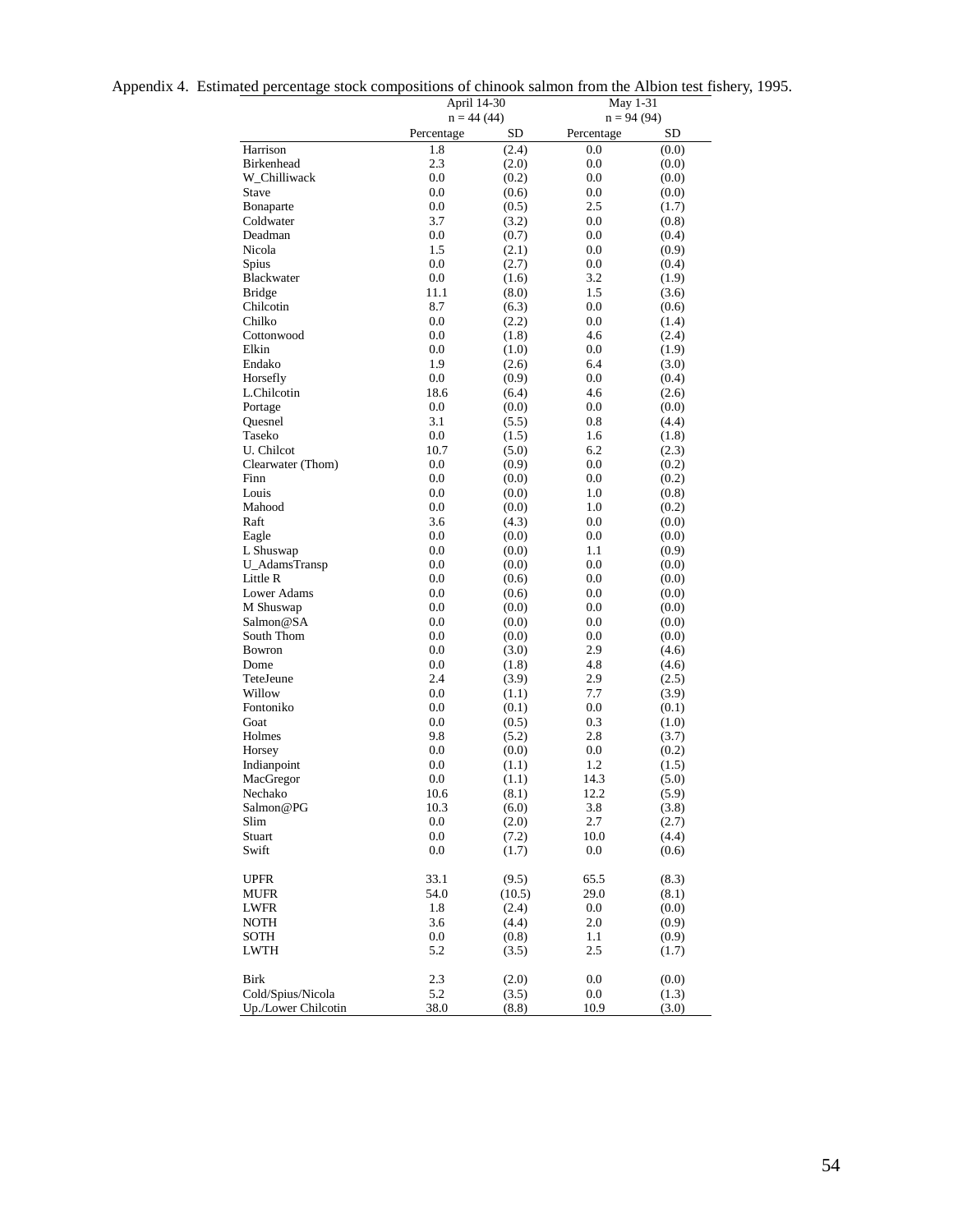Appendix 4. Estimated percentage stock compositions of chinook salmon from the Albion test fishery, 1995.

| | April 14-30 n = 44 (44) | | May 1-31 n = 94 (94) | |
|---|---|---|---|---|
| | Percentage | SD | Percentage | SD |
| Harrison | 1.8 | (2.4) | 0.0 | (0.0) |
| Birkenhead | 2.3 | (2.0) | 0.0 | (0.0) |
| W_Chilliwack | 0.0 | (0.2) | 0.0 | (0.0) |
| Stave | 0.0 | (0.6) | 0.0 | (0.0) |
| Bonaparte | 0.0 | (0.5) | 2.5 | (1.7) |
| Coldwater | 3.7 | (3.2) | 0.0 | (0.8) |
| Deadman | 0.0 | (0.7) | 0.0 | (0.4) |
| Nicola | 1.5 | (2.1) | 0.0 | (0.9) |
| Spius | 0.0 | (2.7) | 0.0 | (0.4) |
| Blackwater | 0.0 | (1.6) | 3.2 | (1.9) |
| Bridge | 11.1 | (8.0) | 1.5 | (3.6) |
| Chilcotin | 8.7 | (6.3) | 0.0 | (0.6) |
| Chilko | 0.0 | (2.2) | 0.0 | (1.4) |
| Cottonwood | 0.0 | (1.8) | 4.6 | (2.4) |
| Elkin | 0.0 | (1.0) | 0.0 | (1.9) |
| Endako | 1.9 | (2.6) | 6.4 | (3.0) |
| Horsefly | 0.0 | (0.9) | 0.0 | (0.4) |
| L.Chilcotin | 18.6 | (6.4) | 4.6 | (2.6) |
| Portage | 0.0 | (0.0) | 0.0 | (0.0) |
| Quesnel | 3.1 | (5.5) | 0.8 | (4.4) |
| Taseko | 0.0 | (1.5) | 1.6 | (1.8) |
| U. Chilcot | 10.7 | (5.0) | 6.2 | (2.3) |
| Clearwater (Thom) | 0.0 | (0.9) | 0.0 | (0.2) |
| Finn | 0.0 | (0.0) | 0.0 | (0.2) |
| Louis | 0.0 | (0.0) | 1.0 | (0.8) |
| Mahood | 0.0 | (0.0) | 1.0 | (0.2) |
| Raft | 3.6 | (4.3) | 0.0 | (0.0) |
| Eagle | 0.0 | (0.0) | 0.0 | (0.0) |
| L Shuswap | 0.0 | (0.0) | 1.1 | (0.9) |
| U_AdamsTransp | 0.0 | (0.0) | 0.0 | (0.0) |
| Little R | 0.0 | (0.6) | 0.0 | (0.0) |
| Lower Adams | 0.0 | (0.6) | 0.0 | (0.0) |
| M Shuswap | 0.0 | (0.0) | 0.0 | (0.0) |
| Salmon@SA | 0.0 | (0.0) | 0.0 | (0.0) |
| South Thom | 0.0 | (0.0) | 0.0 | (0.0) |
| Bowron | 0.0 | (3.0) | 2.9 | (4.6) |
| Dome | 0.0 | (1.8) | 4.8 | (4.6) |
| TeteJeune | 2.4 | (3.9) | 2.9 | (2.5) |
| Willow | 0.0 | (1.1) | 7.7 | (3.9) |
| Fontoniko | 0.0 | (0.1) | 0.0 | (0.1) |
| Goat | 0.0 | (0.5) | 0.3 | (1.0) |
| Holmes | 9.8 | (5.2) | 2.8 | (3.7) |
| Horsey | 0.0 | (0.0) | 0.0 | (0.2) |
| Indianpoint | 0.0 | (1.1) | 1.2 | (1.5) |
| MacGregor | 0.0 | (1.1) | 14.3 | (5.0) |
| Nechako | 10.6 | (8.1) | 12.2 | (5.9) |
| Salmon@PG | 10.3 | (6.0) | 3.8 | (3.8) |
| Slim | 0.0 | (2.0) | 2.7 | (2.7) |
| Stuart | 0.0 | (7.2) | 10.0 | (4.4) |
| Swift | 0.0 | (1.7) | 0.0 | (0.6) |
| | | | | |
| UPFR | 33.1 | (9.5) | 65.5 | (8.3) |
| MUFR | 54.0 | (10.5) | 29.0 | (8.1) |
| LWFR | 1.8 | (2.4) | 0.0 | (0.0) |
| NOTH | 3.6 | (4.4) | 2.0 | (0.9) |
| SOTH | 0.0 | (0.8) | 1.1 | (0.9) |
| LWTH | 5.2 | (3.5) | 2.5 | (1.7) |
| | | | | |
| Birk | 2.3 | (2.0) | 0.0 | (0.0) |
| Cold/Spius/Nicola | 5.2 | (3.5) | 0.0 | (1.3) |
| Up./Lower Chilcotin | 38.0 | (8.8) | 10.9 | (3.0) |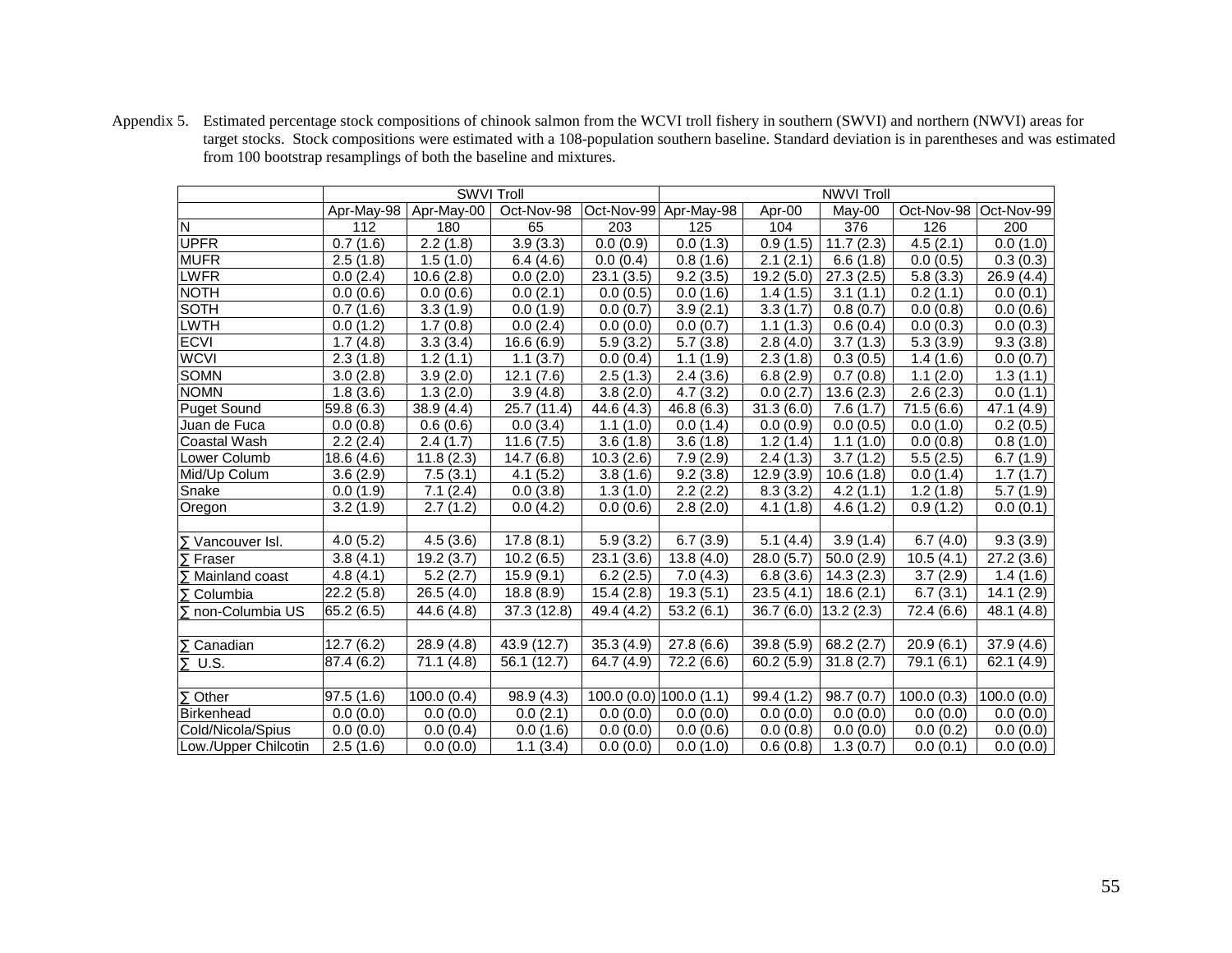Appendix 5. Estimated percentage stock compositions of chinook salmon from the WCVI troll fishery in southern (SWVI) and northern (NWVI) areas for target stocks. Stock compositions were estimated with a 108-population southern baseline. Standard deviation is in parentheses and was estimated from 100 bootstrap resamplings of both the baseline and mixtures.

| | SWVI Troll | | | | NWVI Troll | | | | |
|---|---|---|---|---|---|---|---|---|---|
| | Apr-May-98 | Apr-May-00 | Oct-Nov-98 | Oct-Nov-99 | Apr-May-98 | Apr-00 | May-00 | Oct-Nov-98 | Oct-Nov-99 |
| N | 112 | 180 | 65 | 203 | 125 | 104 | 376 | 126 | 200 |
| UPFR | 0.7 (1.6) | 2.2 (1.8) | 3.9 (3.3) | 0.0 (0.9) | 0.0 (1.3) | 0.9 (1.5) | 11.7 (2.3) | 4.5 (2.1) | 0.0 (1.0) |
| MUFR | 2.5 (1.8) | 1.5 (1.0) | 6.4 (4.6) | 0.0 (0.4) | 0.8 (1.6) | 2.1 (2.1) | 6.6 (1.8) | 0.0 (0.5) | 0.3 (0.3) |
| LWFR | 0.0 (2.4) | 10.6 (2.8) | 0.0 (2.0) | 23.1 (3.5) | 9.2 (3.5) | 19.2 (5.0) | 27.3 (2.5) | 5.8 (3.3) | 26.9 (4.4) |
| NOTH | 0.0 (0.6) | 0.0 (0.6) | 0.0 (2.1) | 0.0 (0.5) | 0.0 (1.6) | 1.4 (1.5) | 3.1 (1.1) | 0.2 (1.1) | 0.0 (0.1) |
| SOTH | 0.7 (1.6) | 3.3 (1.9) | 0.0 (1.9) | 0.0 (0.7) | 3.9 (2.1) | 3.3 (1.7) | 0.8 (0.7) | 0.0 (0.8) | 0.0 (0.6) |
| LWTH | 0.0 (1.2) | 1.7 (0.8) | 0.0 (2.4) | 0.0 (0.0) | 0.0 (0.7) | 1.1 (1.3) | 0.6 (0.4) | 0.0 (0.3) | 0.0 (0.3) |
| ECVI | 1.7 (4.8) | 3.3 (3.4) | 16.6 (6.9) | 5.9 (3.2) | 5.7 (3.8) | 2.8 (4.0) | 3.7 (1.3) | 5.3 (3.9) | 9.3 (3.8) |
| WCVI | 2.3 (1.8) | 1.2 (1.1) | 1.1 (3.7) | 0.0 (0.4) | 1.1 (1.9) | 2.3 (1.8) | 0.3 (0.5) | 1.4 (1.6) | 0.0 (0.7) |
| SOMN | 3.0 (2.8) | 3.9 (2.0) | 12.1 (7.6) | 2.5 (1.3) | 2.4 (3.6) | 6.8 (2.9) | 0.7 (0.8) | 1.1 (2.0) | 1.3 (1.1) |
| NOMN | 1.8 (3.6) | 1.3 (2.0) | 3.9 (4.8) | 3.8 (2.0) | 4.7 (3.2) | 0.0 (2.7) | 13.6 (2.3) | 2.6 (2.3) | 0.0 (1.1) |
| Puget Sound | 59.8 (6.3) | 38.9 (4.4) | 25.7 (11.4) | 44.6 (4.3) | 46.8 (6.3) | 31.3 (6.0) | 7.6 (1.7) | 71.5 (6.6) | 47.1 (4.9) |
| Juan de Fuca | 0.0 (0.8) | 0.6 (0.6) | 0.0 (3.4) | 1.1 (1.0) | 0.0 (1.4) | 0.0 (0.9) | 0.0 (0.5) | 0.0 (1.0) | 0.2 (0.5) |
| Coastal Wash | 2.2 (2.4) | 2.4 (1.7) | 11.6 (7.5) | 3.6 (1.8) | 3.6 (1.8) | 1.2 (1.4) | 1.1 (1.0) | 0.0 (0.8) | 0.8 (1.0) |
| Lower Columb | 18.6 (4.6) | 11.8 (2.3) | 14.7 (6.8) | 10.3 (2.6) | 7.9 (2.9) | 2.4 (1.3) | 3.7 (1.2) | 5.5 (2.5) | 6.7 (1.9) |
| Mid/Up Colum | 3.6 (2.9) | 7.5 (3.1) | 4.1 (5.2) | 3.8 (1.6) | 9.2 (3.8) | 12.9 (3.9) | 10.6 (1.8) | 0.0 (1.4) | 1.7 (1.7) |
| Snake | 0.0 (1.9) | 7.1 (2.4) | 0.0 (3.8) | 1.3 (1.0) | 2.2 (2.2) | 8.3 (3.2) | 4.2 (1.1) | 1.2 (1.8) | 5.7 (1.9) |
| Oregon | 3.2 (1.9) | 2.7 (1.2) | 0.0 (4.2) | 0.0 (0.6) | 2.8 (2.0) | 4.1 (1.8) | 4.6 (1.2) | 0.9 (1.2) | 0.0 (0.1) |
| | | | | | | | | | |
| ∑ Vancouver Isl. | 4.0 (5.2) | 4.5 (3.6) | 17.8 (8.1) | 5.9 (3.2) | 6.7 (3.9) | 5.1 (4.4) | 3.9 (1.4) | 6.7 (4.0) | 9.3 (3.9) |
| ∑ Fraser | 3.8 (4.1) | 19.2 (3.7) | 10.2 (6.5) | 23.1 (3.6) | 13.8 (4.0) | 28.0 (5.7) | 50.0 (2.9) | 10.5 (4.1) | 27.2 (3.6) |
| ∑ Mainland coast | 4.8 (4.1) | 5.2 (2.7) | 15.9 (9.1) | 6.2 (2.5) | 7.0 (4.3) | 6.8 (3.6) | 14.3 (2.3) | 3.7 (2.9) | 1.4 (1.6) |
| ∑ Columbia | 22.2 (5.8) | 26.5 (4.0) | 18.8 (8.9) | 15.4 (2.8) | 19.3 (5.1) | 23.5 (4.1) | 18.6 (2.1) | 6.7 (3.1) | 14.1 (2.9) |
| ∑ non-Columbia US | 65.2 (6.5) | 44.6 (4.8) | 37.3 (12.8) | 49.4 (4.2) | 53.2 (6.1) | 36.7 (6.0) | 13.2 (2.3) | 72.4 (6.6) | 48.1 (4.8) |
| | | | | | | | | | |
| ∑ Canadian | 12.7 (6.2) | 28.9 (4.8) | 43.9 (12.7) | 35.3 (4.9) | 27.8 (6.6) | 39.8 (5.9) | 68.2 (2.7) | 20.9 (6.1) | 37.9 (4.6) |
| ∑ U.S. | 87.4 (6.2) | 71.1 (4.8) | 56.1 (12.7) | 64.7 (4.9) | 72.2 (6.6) | 60.2 (5.9) | 31.8 (2.7) | 79.1 (6.1) | 62.1 (4.9) |
| | | | | | | | | | |
| ∑ Other | 97.5 (1.6) | 100.0 (0.4) | 98.9 (4.3) | 100.0 (0.0) | 100.0 (1.1) | 99.4 (1.2) | 98.7 (0.7) | 100.0 (0.3) | 100.0 (0.0) |
| Birkenhead | 0.0 (0.0) | 0.0 (0.0) | 0.0 (2.1) | 0.0 (0.0) | 0.0 (0.0) | 0.0 (0.0) | 0.0 (0.0) | 0.0 (0.0) | 0.0 (0.0) |
| Cold/Nicola/Spius | 0.0 (0.0) | 0.0 (0.4) | 0.0 (1.6) | 0.0 (0.0) | 0.0 (0.6) | 0.0 (0.8) | 0.0 (0.0) | 0.0 (0.2) | 0.0 (0.0) |
| Low./Upper Chilcotin | 2.5 (1.6) | 0.0 (0.0) | 1.1 (3.4) | 0.0 (0.0) | 0.0 (1.0) | 0.6 (0.8) | 1.3 (0.7) | 0.0 (0.1) | 0.0 (0.0) |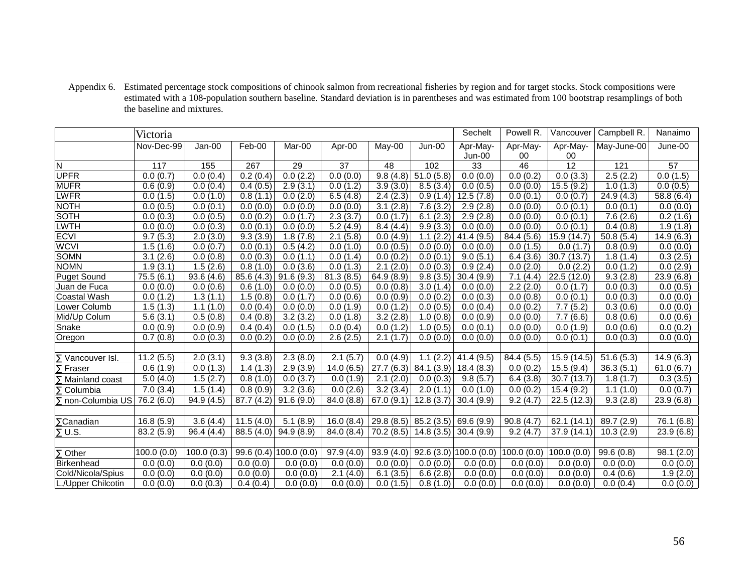Appendix 6. Estimated percentage stock compositions of chinook salmon from recreational fisheries by region and for target stocks. Stock compositions were estimated with a 108-population southern baseline. Standard deviation is in parentheses and was estimated from 100 bootstrap resamplings of both the baseline and mixtures.

| | Victoria | | | | | | | Sechelt | Powell R. | Vancouver | Campbell R. | Nanaimo |
|---|---|---|---|---|---|---|---|---|---|---|---|---|
| | Nov-Dec-99 | Jan-00 | Feb-00 | Mar-00 | Apr-00 | May-00 | Jun-00 | Apr-May-Jun-00 | Apr-May-00 | Apr-May-00 | May-June-00 | June-00 |
| N | 117 | 155 | 267 | 29 | 37 | 48 | 102 | 33 | 46 | 12 | 121 | 57 |
| UPFR | 0.0 (0.7) | 0.0 (0.4) | 0.2 (0.4) | 0.0 (2.2) | 0.0 (0.0) | 9.8 (4.8) | 51.0 (5.8) | 0.0 (0.0) | 0.0 (0.2) | 0.0 (3.3) | 2.5 (2.2) | 0.0 (1.5) |
| MUFR | 0.6 (0.9) | 0.0 (0.4) | 0.4 (0.5) | 2.9 (3.1) | 0.0 (1.2) | 3.9 (3.0) | 8.5 (3.4) | 0.0 (0.5) | 0.0 (0.0) | 15.5 (9.2) | 1.0 (1.3) | 0.0 (0.5) |
| LWFR | 0.0 (1.5) | 0.0 (1.0) | 0.8 (1.1) | 0.0 (2.0) | 6.5 (4.8) | 2.4 (2.3) | 0.9 (1.4) | 12.5 (7.8) | 0.0 (0.1) | 0.0 (0.7) | 24.9 (4.3) | 58.8 (6.4) |
| NOTH | 0.0 (0.5) | 0.0 (0.1) | 0.0 (0.0) | 0.0 (0.0) | 0.0 (0.0) | 3.1 (2.8) | 7.6 (3.2) | 2.9 (2.8) | 0.0 (0.0) | 0.0 (0.1) | 0.0 (0.1) | 0.0 (0.0) |
| SOTH | 0.0 (0.3) | 0.0 (0.5) | 0.0 (0.2) | 0.0 (1.7) | 2.3 (3.7) | 0.0 (1.7) | 6.1 (2.3) | 2.9 (2.8) | 0.0 (0.0) | 0.0 (0.1) | 7.6 (2.6) | 0.2 (1.6) |
| LWTH | 0.0 (0.0) | 0.0 (0.3) | 0.0 (0.1) | 0.0 (0.0) | 5.2 (4.9) | 8.4 (4.4) | 9.9 (3.3) | 0.0 (0.0) | 0.0 (0.0) | 0.0 (0.1) | 0.4 (0.8) | 1.9 (1.8) |
| ECVI | 9.7 (5.3) | 2.0 (3.0) | 9.3 (3.9) | 1.8 (7.8) | 2.1 (5.8) | 0.0 (4.9) | 1.1 (2.2) | 41.4 (9.5) | 84.4 (5.6) | 15.9 (14.7) | 50.8 (5.4) | 14.9 (6.3) |
| WCVI | 1.5 (1.6) | 0.0 (0.7) | 0.0 (0.1) | 0.5 (4.2) | 0.0 (1.0) | 0.0 (0.5) | 0.0 (0.0) | 0.0 (0.0) | 0.0 (1.5) | 0.0 (1.7) | 0.8 (0.9) | 0.0 (0.0) |
| SOMN | 3.1 (2.6) | 0.0 (0.8) | 0.0 (0.3) | 0.0 (1.1) | 0.0 (1.4) | 0.0 (0.2) | 0.0 (0.1) | 9.0 (5.1) | 6.4 (3.6) | 30.7 (13.7) | 1.8 (1.4) | 0.3 (2.5) |
| NOMN | 1.9 (3.1) | 1.5 (2.6) | 0.8 (1.0) | 0.0 (3.6) | 0.0 (1.3) | 2.1 (2.0) | 0.0 (0.3) | 0.9 (2.4) | 0.0 (2.0) | 0.0 (2.2) | 0.0 (1.2) | 0.0 (2.9) |
| Puget Sound | 75.5 (6.1) | 93.6 (4.6) | 85.6 (4.3) | 91.6 (9.3) | 81.3 (8.5) | 64.9 (8.9) | 9.8 (3.5) | 30.4 (9.9) | 7.1 (4.4) | 22.5 (12.0) | 9.3 (2.8) | 23.9 (6.8) |
| Juan de Fuca | 0.0 (0.0) | 0.0 (0.6) | 0.6 (1.0) | 0.0 (0.0) | 0.0 (0.5) | 0.0 (0.8) | 3.0 (1.4) | 0.0 (0.0) | 2.2 (2.0) | 0.0 (1.7) | 0.0 (0.3) | 0.0 (0.5) |
| Coastal Wash | 0.0 (1.2) | 1.3 (1.1) | 1.5 (0.8) | 0.0 (1.7) | 0.0 (0.6) | 0.0 (0.9) | 0.0 (0.2) | 0.0 (0.3) | 0.0 (0.8) | 0.0 (0.1) | 0.0 (0.3) | 0.0 (0.0) |
| Lower Columb | 1.5 (1.3) | 1.1 (1.0) | 0.0 (0.4) | 0.0 (0.0) | 0.0 (1.9) | 0.0 (1.2) | 0.0 (0.5) | 0.0 (0.4) | 0.0 (0.2) | 7.7 (5.2) | 0.3 (0.6) | 0.0 (0.0) |
| Mid/Up Colum | 5.6 (3.1) | 0.5 (0.8) | 0.4 (0.8) | 3.2 (3.2) | 0.0 (1.8) | 3.2 (2.8) | 1.0 (0.8) | 0.0 (0.9) | 0.0 (0.0) | 7.7 (6.6) | 0.8 (0.6) | 0.0 (0.6) |
| Snake | 0.0 (0.9) | 0.0 (0.9) | 0.4 (0.4) | 0.0 (1.5) | 0.0 (0.4) | 0.0 (1.2) | 1.0 (0.5) | 0.0 (0.1) | 0.0 (0.0) | 0.0 (1.9) | 0.0 (0.6) | 0.0 (0.2) |
| Oregon | 0.7 (0.8) | 0.0 (0.3) | 0.0 (0.2) | 0.0 (0.0) | 2.6 (2.5) | 2.1 (1.7) | 0.0 (0.0) | 0.0 (0.0) | 0.0 (0.0) | 0.0 (0.1) | 0.0 (0.3) | 0.0 (0.0) |
| | | | | | | | | | | | | |
| ∑ Vancouver Isl. | 11.2 (5.5) | 2.0 (3.1) | 9.3 (3.8) | 2.3 (8.0) | 2.1 (5.7) | 0.0 (4.9) | 1.1 (2.2) | 41.4 (9.5) | 84.4 (5.5) | 15.9 (14.5) | 51.6 (5.3) | 14.9 (6.3) |
| ∑ Fraser | 0.6 (1.9) | 0.0 (1.3) | 1.4 (1.3) | 2.9 (3.9) | 14.0 (6.5) | 27.7 (6.3) | 84.1 (3.9) | 18.4 (8.3) | 0.0 (0.2) | 15.5 (9.4) | 36.3 (5.1) | 61.0 (6.7) |
| ∑ Mainland coast | 5.0 (4.0) | 1.5 (2.7) | 0.8 (1.0) | 0.0 (3.7) | 0.0 (1.9) | 2.1 (2.0) | 0.0 (0.3) | 9.8 (5.7) | 6.4 (3.8) | 30.7 (13.7) | 1.8 (1.7) | 0.3 (3.5) |
| ∑ Columbia | 7.0 (3.4) | 1.5 (1.4) | 0.8 (0.9) | 3.2 (3.6) | 0.0 (2.6) | 3.2 (3.4) | 2.0 (1.1) | 0.0 (1.0) | 0.0 (0.2) | 15.4 (9.2) | 1.1 (1.0) | 0.0 (0.7) |
| ∑ non-Columbia US | 76.2 (6.0) | 94.9 (4.5) | 87.7 (4.2) | 91.6 (9.0) | 84.0 (8.8) | 67.0 (9.1) | 12.8 (3.7) | 30.4 (9.9) | 9.2 (4.7) | 22.5 (12.3) | 9.3 (2.8) | 23.9 (6.8) |
| | | | | | | | | | | | | |
| ∑Canadian | 16.8 (5.9) | 3.6 (4.4) | 11.5 (4.0) | 5.1 (8.9) | 16.0 (8.4) | 29.8 (8.5) | 85.2 (3.5) | 69.6 (9.9) | 90.8 (4.7) | 62.1 (14.1) | 89.7 (2.9) | 76.1 (6.8) |
| ∑ U.S. | 83.2 (5.9) | 96.4 (4.4) | 88.5 (4.0) | 94.9 (8.9) | 84.0 (8.4) | 70.2 (8.5) | 14.8 (3.5) | 30.4 (9.9) | 9.2 (4.7) | 37.9 (14.1) | 10.3 (2.9) | 23.9 (6.8) |
| | | | | | | | | | | | | |
| ∑ Other | 100.0 (0.0) | 100.0 (0.3) | 99.6 (0.4) | 100.0 (0.0) | 97.9 (4.0) | 93.9 (4.0) | 92.6 (3.0) | 100.0 (0.0) | 100.0 (0.0) | 100.0 (0.0) | 99.6 (0.8) | 98.1 (2.0) |
| Birkenhead | 0.0 (0.0) | 0.0 (0.0) | 0.0 (0.0) | 0.0 (0.0) | 0.0 (0.0) | 0.0 (0.0) | 0.0 (0.0) | 0.0 (0.0) | 0.0 (0.0) | 0.0 (0.0) | 0.0 (0.0) | 0.0 (0.0) |
| Cold/Nicola/Spius | 0.0 (0.0) | 0.0 (0.0) | 0.0 (0.0) | 0.0 (0.0) | 2.1 (4.0) | 6.1 (3.5) | 6.6 (2.8) | 0.0 (0.0) | 0.0 (0.0) | 0.0 (0.0) | 0.4 (0.6) | 1.9 (2.0) |
| L./Upper Chilcotin | 0.0 (0.0) | 0.0 (0.3) | 0.4 (0.4) | 0.0 (0.0) | 0.0 (0.0) | 0.0 (1.5) | 0.8 (1.0) | 0.0 (0.0) | 0.0 (0.0) | 0.0 (0.0) | 0.0 (0.4) | 0.0 (0.0) |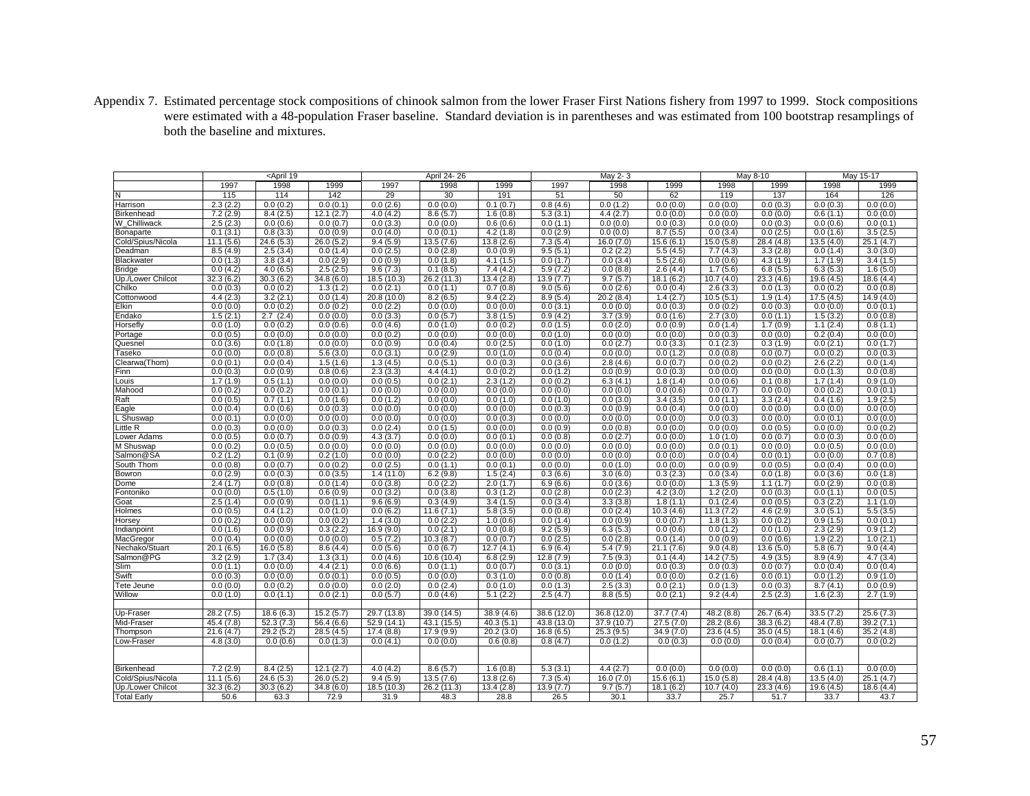Appendix 7. Estimated percentage stock compositions of chinook salmon from the lower Fraser First Nations fishery from 1997 to 1999. Stock compositions were estimated with a 48-population Fraser baseline. Standard deviation is in parentheses and was estimated from 100 bootstrap resamplings of both the baseline and mixtures.

| | <April 19 | | | April 24- 26 | | | May 2- 3 | | | May 8-10 | | May 15-17 | |
|---|---|---|---|---|---|---|---|---|---|---|---|---|---|
| | 1997 | 1998 | 1999 | 1997 | 1998 | 1999 | 1997 | 1998 | 1999 | 1998 | 1999 | 1998 | 1999 |
| N | 115 | 114 | 142 | 29 | 30 | 191 | 51 | 50 | 62 | 119 | 137 | 164 | 126 |
| Harrison | 2.3 (2.2) | 0.0 (0.2) | 0.0 (0.1) | 0.0 (2.6) | 0.0 (0.0) | 0.1 (0.7) | 0.8 (4.6) | 0.0 (1.2) | 0.0 (0.0) | 0.0 (0.0) | 0.0 (0.3) | 0.0 (0.3) | 0.0 (0.0) |
| Birkenhead | 7.2 (2.9) | 8.4 (2.5) | 12.1 (2.7) | 4.0 (4.2) | 8.6 (5.7) | 1.6 (0.8) | 5.3 (3.1) | 4.4 (2.7) | 0.0 (0.0) | 0.0 (0.0) | 0.0 (0.0) | 0.6 (1.1) | 0.0 (0.0) |
| W_Chilliwack | 2.5 (2.3) | 0.0 (0.6) | 0.0 (0.7) | 0.0 (3.3) | 0.0 (0.0) | 0.6 (0.6) | 0.0 (1.1) | 0.0 (0.0) | 0.0 (0.3) | 0.0 (0.0) | 0.0 (0.3) | 0.0 (0.6) | 0.0 (0.1) |
| Bonaparte | 0.1 (3.1) | 0.8 (3.3) | 0.0 (0.9) | 0.0 (4.0) | 0.0 (0.1) | 4.2 (1.8) | 0.0 (2.9) | 0.0 (0.0) | 8.7 (5.5) | 0.0 (3.4) | 0.0 (2.5) | 0.0 (1.6) | 3.5 (2.5) |
| Cold/Spius/Nicola | 11.1 (5.6) | 24.6 (5.3) | 26.0 (5.2) | 9.4 (5.9) | 13.5 (7.6) | 13.8 (2.6) | 7.3 (5.4) | 16.0 (7.0) | 15.6 (6.1) | 15.0 (5.8) | 28.4 (4.8) | 13.5 (4.0) | 25.1 (4.7) |
| Deadman | 8.5 (4.9) | 2.5 (3.4) | 0.0 (1.4) | 0.0 (2.5) | 0.0 (2.8) | 0.0 (0.9) | 9.5 (5.1) | 0.2 (2.2) | 5.5 (4.5) | 7.7 (4.3) | 3.3 (2.8) | 0.0 (1.4) | 3.0 (3.0) |
| Blackwater | 0.0 (1.3) | 3.8 (3.4) | 0.0 (2.9) | 0.0 (0.9) | 0.0 (1.8) | 4.1 (1.5) | 0.0 (1.7) | 0.0 (3.4) | 5.5 (2.6) | 0.0 (0.6) | 4.3 (1.9) | 1.7 (1.9) | 3.4 (1.5) |
| Bridge | 0.0 (4.2) | 4.0 (6.5) | 2.5 (2.5) | 9.6 (7.3) | 0.1 (8.5) | 7.4 (4.2) | 5.9 (7.2) | 0.0 (8.8) | 2.6 (4.4) | 1.7 (5.6) | 6.8 (5.5) | 6.3 (5.3) | 1.6 (5.0) |
| Up./Lower Chilcot | 32.3 (6.2) | 30.3 (6.2) | 34.8 (6.0) | 18.5 (10.3) | 26.2 (11.3) | 13.4 (2.8) | 13.9 (7.7) | 9.7 (5.7) | 18.1 (6.2) | 10.7 (4.0) | 23.3 (4.6) | 19.6 (4.5) | 18.6 (4.4) |
| Chilko | 0.0 (0.3) | 0.0 (0.2) | 1.3 (1.2) | 0.0 (2.1) | 0.0 (1.1) | 0.7 (0.8) | 9.0 (5.6) | 0.0 (2.6) | 0.0 (0.4) | 2.6 (3.3) | 0.0 (1.3) | 0.0 (0.2) | 0.0 (0.8) |
| Cottonwood | 4.4 (2.3) | 3.2 (2.1) | 0.0 (1.4) | 20.8 (10.0) | 8.2 (6.5) | 9.4 (2.2) | 8.9 (5.4) | 20.2 (8.4) | 1.4 (2.7) | 10.5 (5.1) | 1.9 (1.4) | 17.5 (4.5) | 14.9 (4.0) |
| Elkin | 0.0 (0.0) | 0.0 (0.2) | 0.0 (0.2) | 0.0 (2.2) | 0.0 (0.0) | 0.0 (0.0) | 0.0 (3.1) | 0.0 (0.0) | 0.0 (0.3) | 0.0 (0.2) | 0.0 (0.3) | 0.0 (0.0) | 0.0 (0.1) |
| Endako | 1.5 (2.1) | 2.7 (2.4) | 0.0 (0.0) | 0.0 (3.3) | 0.0 (5.7) | 3.8 (1.5) | 0.9 (4.2) | 3.7 (3.9) | 0.0 (1.6) | 2.7 (3.0) | 0.0 (1.1) | 1.5 (3.2) | 0.0 (0.8) |
| Horsefly | 0.0 (1.0) | 0.0 (0.2) | 0.0 (0.6) | 0.0 (4.6) | 0.0 (1.0) | 0.0 (0.2) | 0.0 (1.5) | 0.0 (2.0) | 0.0 (0.9) | 0.0 (1.4) | 1.7 (0.9) | 1.1 (2.4) | 0.8 (1.1) |
| Portage | 0.0 (0.5) | 0.0 (0.0) | 0.0 (0.0) | 0.0 (0.2) | 0.0 (0.0) | 0.0 (0.0) | 0.0 (1.0) | 0.0 (0.0) | 0.0 (0.0) | 0.0 (0.3) | 0.0 (0.0) | 0.2 (0.4) | 0.0 (0.0) |
| Quesnel | 0.0 (3.6) | 0.0 (1.8) | 0.0 (0.0) | 0.0 (0.9) | 0.0 (0.4) | 0.0 (2.5) | 0.0 (1.0) | 0.0 (2.7) | 0.0 (3.3) | 0.1 (2.3) | 0.3 (1.9) | 0.0 (2.1) | 0.0 (1.7) |
| Taseko | 0.0 (0.0) | 0.0 (0.8) | 5.6 (3.0) | 0.0 (3.1) | 0.0 (2.9) | 0.0 (1.0) | 0.0 (0.4) | 0.0 (0.0) | 0.0 (1.2) | 0.0 (0.8) | 0.0 (0.7) | 0.0 (0.2) | 0.0 (0.3) |
| Clearwa(Thom) | 0.0 (0.1) | 0.0 (0.4) | 1.5 (1.6) | 1.3 (4.5) | 0.0 (5.1) | 0.0 (0.3) | 0.0 (3.6) | 2.8 (4.6) | 0.0 (0.7) | 0.0 (0.2) | 0.0 (0.2) | 2.6 (2.2) | 0.0 (1.4) |
| Finn | 0.0 (0.3) | 0.0 (0.9) | 0.8 (0.6) | 2.3 (3.3) | 4.4 (4.1) | 0.0 (0.2) | 0.0 (1.2) | 0.0 (0.9) | 0.0 (0.3) | 0.0 (0.0) | 0.0 (0.0) | 0.0 (1.3) | 0.0 (0.8) |
| Louis | 1.7 (1.9) | 0.5 (1.1) | 0.0 (0.0) | 0.0 (0.5) | 0.0 (2.1) | 2.3 (1.2) | 0.0 (0.2) | 6.3 (4.1) | 1.8 (1.4) | 0.0 (0.6) | 0.1 (0.8) | 1.7 (1.4) | 0.9 (1.0) |
| Mahood | 0.0 (0.2) | 0.0 (0.2) | 0.0 (0.1) | 0.0 (0.0) | 0.0 (0.0) | 0.0 (0.0) | 0.0 (0.0) | 0.0 (0.0) | 0.0 (0.6) | 0.0 (0.7) | 0.0 (0.0) | 0.0 (0.2) | 0.0 (0.1) |
| Raft | 0.0 (0.5) | 0.7 (1.1) | 0.0 (1.6) | 0.0 (1.2) | 0.0 (0.0) | 0.0 (1.0) | 0.0 (1.0) | 0.0 (3.0) | 3.4 (3.5) | 0.0 (1.1) | 3.3 (2.4) | 0.4 (1.6) | 1.9 (2.5) |
| Eagle | 0.0 (0.4) | 0.0 (0.6) | 0.0 (0.3) | 0.0 (0.0) | 0.0 (0.0) | 0.0 (0.0) | 0.0 (0.3) | 0.0 (0.9) | 0.0 (0.4) | 0.0 (0.0) | 0.0 (0.0) | 0.0 (0.0) | 0.0 (0.0) |
| L Shuswap | 0.0 (0.1) | 0.0 (0.0) | 0.0 (0.0) | 0.0 (0.0) | 0.0 (0.0) | 0.0 (0.3) | 0.0 (0.0) | 0.0 (0.0) | 0.0 (0.0) | 0.0 (0.3) | 0.0 (0.0) | 0.0 (0.1) | 0.0 (0.0) |
| Little R | 0.0 (0.3) | 0.0 (0.0) | 0.0 (0.3) | 0.0 (2.4) | 0.0 (1.5) | 0.0 (0.0) | 0.0 (0.9) | 0.0 (0.8) | 0.0 (0.0) | 0.0 (0.0) | 0.0 (0.5) | 0.0 (0.0) | 0.0 (0.2) |
| Lower Adams | 0.0 (0.5) | 0.0 (0.7) | 0.0 (0.9) | 4.3 (3.7) | 0.0 (0.0) | 0.0 (0.1) | 0.0 (0.8) | 0.0 (2.7) | 0.0 (0.0) | 1.0 (1.0) | 0.0 (0.7) | 0.0 (0.3) | 0.0 (0.0) |
| M Shuswap | 0.0 (0.2) | 0.0 (0.5) | 0.0 (0.0) | 0.0 (0.0) | 0.0 (0.0) | 0.0 (0.0) | 0.0 (0.0) | 0.0 (0.0) | 0.0 (0.0) | 0.0 (0.1) | 0.0 (0.0) | 0.0 (0.5) | 0.0 (0.0) |
| Salmon@SA | 0.2 (1.2) | 0.1 (0.9) | 0.2 (1.0) | 0.0 (0.0) | 0.0 (2.2) | 0.0 (0.0) | 0.0 (0.0) | 0.0 (0.0) | 0.0 (0.0) | 0.0 (0.4) | 0.0 (0.1) | 0.0 (0.0) | 0.7 (0.8) |
| South Thom | 0.0 (0.8) | 0.0 (0.7) | 0.0 (0.2) | 0.0 (2.5) | 0.0 (1.1) | 0.0 (0.1) | 0.0 (0.0) | 0.0 (1.0) | 0.0 (0.0) | 0.0 (0.9) | 0.0 (0.5) | 0.0 (0.4) | 0.0 (0.0) |
| Bowron | 0.0 (2.9) | 0.0 (0.3) | 0.0 (3.5) | 1.4 (11.0) | 6.2 (9.8) | 1.5 (2.4) | 0.3 (6.6) | 3.0 (6.0) | 0.3 (2.3) | 0.0 (3.4) | 0.0 (1.8) | 0.0 (3.6) | 0.0 (1.8) |
| Dome | 2.4 (1.7) | 0.0 (0.8) | 0.0 (1.4) | 0.0 (3.8) | 0.0 (2.2) | 2.0 (1.7) | 6.9 (6.6) | 0.0 (3.6) | 0.0 (0.0) | 1.3 (5.9) | 1.1 (1.7) | 0.0 (2.9) | 0.0 (0.8) |
| Fontoniko | 0.0 (0.0) | 0.5 (1.0) | 0.6 (0.9) | 0.0 (3.2) | 0.0 (3.8) | 0.3 (1.2) | 0.0 (2.8) | 0.0 (2.3) | 4.2 (3.0) | 1.2 (2.0) | 0.0 (0.3) | 0.0 (1.1) | 0.0 (0.5) |
| Goat | 2.5 (1.4) | 0.0 (0.9) | 0.0 (1.1) | 9.6 (6.9) | 0.3 (4.9) | 3.4 (1.5) | 0.0 (3.4) | 3.3 (3.8) | 1.8 (1.1) | 0.1 (2.4) | 0.0 (0.5) | 0.3 (2.2) | 1.1 (1.0) |
| Holmes | 0.0 (0.5) | 0.4 (1.2) | 0.0 (1.0) | 0.0 (6.2) | 11.6 (7.1) | 5.8 (3.5) | 0.0 (0.8) | 0.0 (2.4) | 10.3 (4.6) | 11.3 (7.2) | 4.6 (2.9) | 3.0 (5.1) | 5.5 (3.5) |
| Horsey | 0.0 (0.2) | 0.0 (0.0) | 0.0 (0.2) | 1.4 (3.0) | 0.0 (2.2) | 1.0 (0.6) | 0.0 (1.4) | 0.0 (0.9) | 0.0 (0.7) | 1.8 (1.3) | 0.0 (0.2) | 0.9 (1.5) | 0.0 (0.1) |
| Indianpoint | 0.0 (1.6) | 0.0 (0.9) | 0.3 (2.2) | 16.9 (9.0) | 0.0 (2.1) | 0.0 (0.8) | 9.2 (5.9) | 6.3 (5.3) | 0.0 (0.6) | 0.0 (1.2) | 0.0 (1.0) | 2.3 (2.9) | 0.9 (1.2) |
| MacGregor | 0.0 (0.4) | 0.0 (0.0) | 0.0 (0.0) | 0.5 (7.2) | 10.3 (8.7) | 0.0 (0.7) | 0.0 (2.5) | 0.0 (2.8) | 0.0 (1.4) | 0.0 (0.9) | 0.0 (0.6) | 1.9 (2.2) | 1.0 (2.1) |
| Nechako/Stuart | 20.1 (6.5) | 16.0 (5.8) | 8.6 (4.4) | 0.0 (5.6) | 0.0 (6.7) | 12.7 (4.1) | 6.9 (6.4) | 5.4 (7.9) | 21.1 (7.6) | 9.0 (4.8) | 13.6 (5.0) | 5.8 (6.7) | 9.0 (4.4) |
| Salmon@PG | 3.2 (2.9) | 1.7 (3.4) | 1.3 (3.1) | 0.0 (4.6) | 10.6 (10.4) | 6.8 (2.9) | 12.8 (7.9) | 7.5 (9.3) | 0.1 (4.4) | 14.2 (7.5) | 4.9 (3.5) | 8.9 (4.9) | 4.7 (3.4) |
| Slim | 0.0 (1.1) | 0.0 (0.0) | 4.4 (2.1) | 0.0 (6.6) | 0.0 (1.1) | 0.0 (0.7) | 0.0 (3.1) | 0.0 (0.0) | 0.0 (0.3) | 0.0 (0.3) | 0.0 (0.7) | 0.0 (0.4) | 0.0 (0.4) |
| Swift | 0.0 (0.3) | 0.0 (0.0) | 0.0 (0.1) | 0.0 (0.5) | 0.0 (0.0) | 0.3 (1.0) | 0.0 (0.8) | 0.0 (1.4) | 0.0 (0.0) | 0.2 (1.6) | 0.0 (0.1) | 0.0 (1.2) | 0.9 (1.0) |
| Tete Jeune | 0.0 (0.0) | 0.0 (0.2) | 0.0 (0.0) | 0.0 (2.0) | 0.0 (2.4) | 0.0 (1.0) | 0.0 (1.3) | 2.5 (3.3) | 0.0 (2.1) | 0.0 (1.3) | 0.0 (0.3) | 8.7 (4.1) | 0.0 (0.9) |
| Willow | 0.0 (1.0) | 0.0 (1.1) | 0.0 (2.1) | 0.0 (5.7) | 0.0 (4.6) | 5.1 (2.2) | 2.5 (4.7) | 8.8 (5.5) | 0.0 (2.1) | 9.2 (4.4) | 2.5 (2.3) | 1.6 (2.3) | 2.7 (1.9) |
| | | | | | | | | | | | | | |
| Up-Fraser | 28.2 (7.5) | 18.6 (6.3) | 15.2 (5.7) | 29.7 (13.8) | 39.0 (14.5) | 38.9 (4.6) | 38.6 (12.0) | 36.8 (12.0) | 37.7 (7.4) | 48.2 (8.8) | 26.7 (6.4) | 33.5 (7.2) | 25.6 (7.3) |
| Mid-Fraser | 45.4 (7.8) | 52.3 (7.3) | 56.4 (6.6) | 52.9 (14.1) | 43.1 (15.5) | 40.3 (5.1) | 43.8 (13.0) | 37.9 (10.7) | 27.5 (7.0) | 28.2 (8.6) | 38.3 (6.2) | 48.4 (7.8) | 39.2 (7.1) |
| Thompson | 21.6 (4.7) | 29.2 (5.2) | 28.5 (4.5) | 17.4 (8.8) | 17.9 (9.9) | 20.2 (3.0) | 16.8 (6.5) | 25.3 (9.5) | 34.9 (7.0) | 23.6 (4.5) | 35.0 (4.5) | 18.1 (4.6) | 35.2 (4.8) |
| Low-Fraser | 4.8 (3.0) | 0.0 (0.6) | 0.0 (1.3) | 0.0 (4.1) | 0.0 (0.0) | 0.6 (0.8) | 0.8 (4.7) | 0.0 (1.2) | 0.0 (0.3) | 0.0 (0.0) | 0.0 (0.4) | 0.0 (0.7) | 0.0 (0.2) |
| | | | | | | | | | | | | | |
| Birkenhead | 7.2 (2.9) | 8.4 (2.5) | 12.1 (2.7) | 4.0 (4.2) | 8.6 (5.7) | 1.6 (0.8) | 5.3 (3.1) | 4.4 (2.7) | 0.0 (0.0) | 0.0 (0.0) | 0.0 (0.0) | 0.6 (1.1) | 0.0 (0.0) |
| Cold/Spius/Nicola | 11.1 (5.6) | 24.6 (5.3) | 26.0 (5.2) | 9.4 (5.9) | 13.5 (7.6) | 13.8 (2.6) | 7.3 (5.4) | 16.0 (7.0) | 15.6 (6.1) | 15.0 (5.8) | 28.4 (4.8) | 13.5 (4.0) | 25.1 (4.7) |
| Up./Lower Chilcot | 32.3 (6.2) | 30.3 (6.2) | 34.8 (6.0) | 18.5 (10.3) | 26.2 (11.3) | 13.4 (2.8) | 13.9 (7.7) | 9.7 (5.7) | 18.1 (6.2) | 10.7 (4.0) | 23.3 (4.6) | 19.6 (4.5) | 18.6 (4.4) |
| Total Early | 50.6 | 63.3 | 72.9 | 31.9 | 48.3 | 28.8 | 26.5 | 30.1 | 33.7 | 25.7 | 51.7 | 33.7 | 43.7 |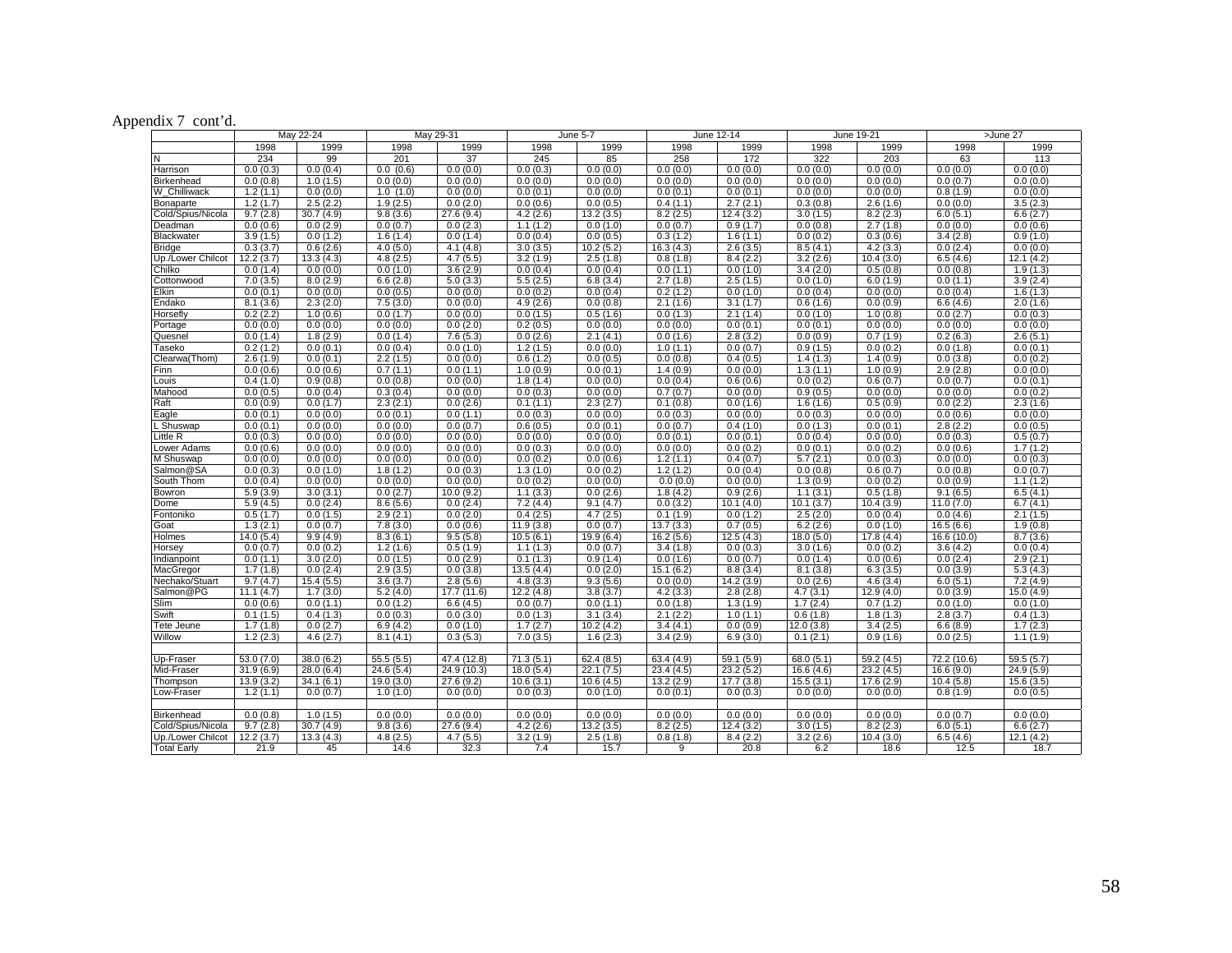Appendix 7 cont'd.

| | May 22-24 | | May 29-31 | | June 5-7 | | June 12-14 | | June 19-21 | | >June 27 | |
|---|---|---|---|---|---|---|---|---|---|---|---|---|
| | 1998 | 1999 | 1998 | 1999 | 1998 | 1999 | 1998 | 1999 | 1998 | 1999 | 1998 | 1999 |
| N | 234 | 99 | 201 | 37 | 245 | 85 | 258 | 172 | 322 | 203 | 63 | 113 |
| Harrison | 0.0 (0.3) | 0.0 (0.4) | 0.0 (0.6) | 0.0 (0.0) | 0.0 (0.3) | 0.0 (0.0) | 0.0 (0.0) | 0.0 (0.0) | 0.0 (0.0) | 0.0 (0.0) | 0.0 (0.0) | 0.0 (0.0) |
| Birkenhead | 0.0 (0.8) | 1.0 (1.5) | 0.0 (0.0) | 0.0 (0.0) | 0.0 (0.0) | 0.0 (0.0) | 0.0 (0.0) | 0.0 (0.0) | 0.0 (0.0) | 0.0 (0.0) | 0.0 (0.7) | 0.0 (0.0) |
| W_Chilliwack | 1.2 (1.1) | 0.0 (0.0) | 1.0 (1.0) | 0.0 (0.0) | 0.0 (0.1) | 0.0 (0.0) | 0.0 (0.1) | 0.0 (0.1) | 0.0 (0.0) | 0.0 (0.0) | 0.8 (1.9) | 0.0 (0.0) |
| Bonaparte | 1.2 (1.7) | 2.5 (2.2) | 1.9 (2.5) | 0.0 (2.0) | 0.0 (0.6) | 0.0 (0.5) | 0.4 (1.1) | 2.7 (2.1) | 0.3 (0.8) | 2.6 (1.6) | 0.0 (0.0) | 3.5 (2.3) |
| Cold/Spius/Nicola | 9.7 (2.8) | 30.7 (4.9) | 9.8 (3.6) | 27.6 (9.4) | 4.2 (2.6) | 13.2 (3.5) | 8.2 (2.5) | 12.4 (3.2) | 3.0 (1.5) | 8.2 (2.3) | 6.0 (5.1) | 6.6 (2.7) |
| Deadman | 0.0 (0.6) | 0.0 (2.9) | 0.0 (0.7) | 0.0 (2.3) | 1.1 (1.2) | 0.0 (1.0) | 0.0 (0.7) | 0.9 (1.7) | 0.0 (0.8) | 2.7 (1.8) | 0.0 (0.0) | 0.0 (0.6) |
| Blackwater | 3.9 (1.5) | 0.0 (1.2) | 1.6 (1.4) | 0.0 (1.4) | 0.0 (0.4) | 0.0 (0.5) | 0.3 (1.2) | 1.6 (1.1) | 0.0 (0.2) | 0.3 (0.6) | 3.4 (2.8) | 0.9 (1.0) |
| Bridge | 0.3 (3.7) | 0.6 (2.6) | 4.0 (5.0) | 4.1 (4.8) | 3.0 (3.5) | 10.2 (5.2) | 16.3 (4.3) | 2.6 (3.5) | 8.5 (4.1) | 4.2 (3.3) | 0.0 (2.4) | 0.0 (0.0) |
| Up./Lower Chilcot | 12.2 (3.7) | 13.3 (4.3) | 4.8 (2.5) | 4.7 (5.5) | 3.2 (1.9) | 2.5 (1.8) | 0.8 (1.8) | 8.4 (2.2) | 3.2 (2.6) | 10.4 (3.0) | 6.5 (4.6) | 12.1 (4.2) |
| Chilko | 0.0 (1.4) | 0.0 (0.0) | 0.0 (1.0) | 3.6 (2.9) | 0.0 (0.4) | 0.0 (0.4) | 0.0 (1.1) | 0.0 (1.0) | 3.4 (2.0) | 0.5 (0.8) | 0.0 (0.8) | 1.9 (1.3) |
| Cottonwood | 7.0 (3.5) | 8.0 (2.9) | 6.6 (2.8) | 5.0 (3.3) | 5.5 (2.5) | 6.8 (3.4) | 2.7 (1.8) | 2.5 (1.5) | 0.0 (1.0) | 6.0 (1.9) | 0.0 (1.1) | 3.9 (2.4) |
| Elkin | 0.0 (0.1) | 0.0 (0.0) | 0.0 (0.5) | 0.0 (0.0) | 0.0 (0.2) | 0.0 (0.4) | 0.2 (1.2) | 0.0 (1.0) | 0.0 (0.4) | 0.0 (0.0) | 0.0 (0.4) | 1.6 (1.3) |
| Endako | 8.1 (3.6) | 2.3 (2.0) | 7.5 (3.0) | 0.0 (0.0) | 4.9 (2.6) | 0.0 (0.8) | 2.1 (1.6) | 3.1 (1.7) | 0.6 (1.6) | 0.0 (0.9) | 6.6 (4.6) | 2.0 (1.6) |
| Horsefly | 0.2 (2.2) | 1.0 (0.6) | 0.0 (1.7) | 0.0 (0.0) | 0.0 (1.5) | 0.5 (1.6) | 0.0 (1.3) | 2.1 (1.4) | 0.0 (1.0) | 1.0 (0.8) | 0.0 (2.7) | 0.0 (0.3) |
| Portage | 0.0 (0.0) | 0.0 (0.0) | 0.0 (0.0) | 0.0 (2.0) | 0.2 (0.5) | 0.0 (0.0) | 0.0 (0.0) | 0.0 (0.1) | 0.0 (0.1) | 0.0 (0.0) | 0.0 (0.0) | 0.0 (0.0) |
| Quesnel | 0.0 (1.4) | 1.8 (2.9) | 0.0 (1.4) | 7.6 (5.3) | 0.0 (2.6) | 2.1 (4.1) | 0.0 (1.6) | 2.8 (3.2) | 0.0 (0.9) | 0.7 (1.9) | 0.2 (6.3) | 2.6 (5.1) |
| Taseko | 0.2 (1.2) | 0.0 (0.1) | 0.0 (0.4) | 0.0 (1.0) | 1.2 (1.5) | 0.0 (0.0) | 1.0 (1.1) | 0.0 (0.7) | 0.9 (1.5) | 0.0 (0.2) | 0.0 (1.8) | 0.0 (0.1) |
| Clearwa(Thom) | 2.6 (1.9) | 0.0 (0.1) | 2.2 (1.5) | 0.0 (0.0) | 0.6 (1.2) | 0.0 (0.5) | 0.0 (0.8) | 0.4 (0.5) | 1.4 (1.3) | 1.4 (0.9) | 0.0 (3.8) | 0.0 (0.2) |
| Finn | 0.0 (0.6) | 0.0 (0.6) | 0.7 (1.1) | 0.0 (1.1) | 1.0 (0.9) | 0.0 (0.1) | 1.4 (0.9) | 0.0 (0.0) | 1.3 (1.1) | 1.0 (0.9) | 2.9 (2.8) | 0.0 (0.0) |
| Louis | 0.4 (1.0) | 0.9 (0.8) | 0.0 (0.8) | 0.0 (0.0) | 1.8 (1.4) | 0.0 (0.0) | 0.0 (0.4) | 0.6 (0.6) | 0.0 (0.2) | 0.6 (0.7) | 0.0 (0.7) | 0.0 (0.1) |
| Mahood | 0.0 (0.5) | 0.0 (0.4) | 0.3 (0.4) | 0.0 (0.0) | 0.0 (0.3) | 0.0 (0.0) | 0.7 (0.7) | 0.0 (0.0) | 0.9 (0.5) | 0.0 (0.0) | 0.0 (0.0) | 0.0 (0.2) |
| Raft | 0.0 (0.9) | 0.0 (1.7) | 2.3 (2.1) | 0.0 (2.6) | 0.1 (1.1) | 2.3 (2.7) | 0.1 (0.8) | 0.0 (1.6) | 1.6 (1.6) | 0.5 (0.9) | 0.0 (2.2) | 2.3 (1.6) |
| Eagle | 0.0 (0.1) | 0.0 (0.0) | 0.0 (0.1) | 0.0 (1.1) | 0.0 (0.3) | 0.0 (0.0) | 0.0 (0.3) | 0.0 (0.0) | 0.0 (0.3) | 0.0 (0.0) | 0.0 (0.6) | 0.0 (0.0) |
| L Shuswap | 0.0 (0.1) | 0.0 (0.0) | 0.0 (0.0) | 0.0 (0.7) | 0.6 (0.5) | 0.0 (0.1) | 0.0 (0.7) | 0.4 (1.0) | 0.0 (1.3) | 0.0 (0.1) | 2.8 (2.2) | 0.0 (0.5) |
| Little R | 0.0 (0.3) | 0.0 (0.0) | 0.0 (0.0) | 0.0 (0.0) | 0.0 (0.0) | 0.0 (0.0) | 0.0 (0.1) | 0.0 (0.1) | 0.0 (0.4) | 0.0 (0.0) | 0.0 (0.3) | 0.5 (0.7) |
| Lower Adams | 0.0 (0.6) | 0.0 (0.0) | 0.0 (0.0) | 0.0 (0.0) | 0.0 (0.3) | 0.0 (0.0) | 0.0 (0.0) | 0.0 (0.2) | 0.0 (0.1) | 0.0 (0.2) | 0.0 (0.6) | 1.7 (1.2) |
| M Shuswap | 0.0 (0.0) | 0.0 (0.0) | 0.0 (0.0) | 0.0 (0.0) | 0.0 (0.2) | 0.0 (0.6) | 1.2 (1.1) | 0.4 (0.7) | 5.7 (2.1) | 0.0 (0.3) | 0.0 (0.0) | 0.0 (0.3) |
| Salmon@SA | 0.0 (0.3) | 0.0 (1.0) | 1.8 (1.2) | 0.0 (0.3) | 1.3 (1.0) | 0.0 (0.2) | 1.2 (1.2) | 0.0 (0.4) | 0.0 (0.8) | 0.6 (0.7) | 0.0 (0.8) | 0.0 (0.7) |
| South Thom | 0.0 (0.4) | 0.0 (0.0) | 0.0 (0.0) | 0.0 (0.0) | 0.0 (0.2) | 0.0 (0.0) | 0.0 (0.0) | 0.0 (0.0) | 1.3 (0.9) | 0.0 (0.2) | 0.0 (0.9) | 1.1 (1.2) |
| Bowron | 5.9 (3.9) | 3.0 (3.1) | 0.0 (2.7) | 10.0 (9.2) | 1.1 (3.3) | 0.0 (2.6) | 1.8 (4.2) | 0.9 (2.6) | 1.1 (3.1) | 0.5 (1.8) | 9.1 (6.5) | 6.5 (4.1) |
| Dome | 5.9 (4.5) | 0.0 (2.4) | 8.6 (5.6) | 0.0 (2.4) | 7.2 (4.4) | 9.1 (4.7) | 0.0 (3.2) | 10.1 (4.0) | 10.1 (3.7) | 10.4 (3.9) | 11.0 (7.0) | 6.7 (4.1) |
| Fontoniko | 0.5 (1.7) | 0.0 (1.5) | 2.9 (2.1) | 0.0 (2.0) | 0.4 (2.5) | 4.7 (2.5) | 0.1 (1.9) | 0.0 (1.2) | 2.5 (2.0) | 0.0 (0.4) | 0.0 (4.6) | 2.1 (1.5) |
| Goat | 1.3 (2.1) | 0.0 (0.7) | 7.8 (3.0) | 0.0 (0.6) | 11.9 (3.8) | 0.0 (0.7) | 13.7 (3.3) | 0.7 (0.5) | 6.2 (2.6) | 0.0 (1.0) | 16.5 (6.6) | 1.9 (0.8) |
| Holmes | 14.0 (5.4) | 9.9 (4.9) | 8.3 (6.1) | 9.5 (5.8) | 10.5 (6.1) | 19.9 (6.4) | 16.2 (5.6) | 12.5 (4.3) | 18.0 (5.0) | 17.8 (4.4) | 16.6 (10.0) | 8.7 (3.6) |
| Horsey | 0.0 (0.7) | 0.0 (0.2) | 1.2 (1.6) | 0.5 (1.9) | 1.1 (1.3) | 0.0 (0.7) | 3.4 (1.8) | 0.0 (0.3) | 3.0 (1.6) | 0.0 (0.2) | 3.6 (4.2) | 0.0 (0.4) |
| Indianpoint | 0.0 (1.1) | 3.0 (2.0) | 0.0 (1.5) | 0.0 (2.9) | 0.1 (1.3) | 0.9 (1.4) | 0.0 (1.6) | 0.0 (0.7) | 0.0 (1.4) | 0.0 (0.6) | 0.0 (2.4) | 2.9 (2.1) |
| MacGregor | 1.7 (1.8) | 0.0 (2.4) | 2.9 (3.5) | 0.0 (3.8) | 13.5 (4.4) | 0.0 (2.0) | 15.1 (6.2) | 8.8 (3.4) | 8.1 (3.8) | 6.3 (3.5) | 0.0 (3.9) | 5.3 (4.3) |
| Nechako/Stuart | 9.7 (4.7) | 15.4 (5.5) | 3.6 (3.7) | 2.8 (5.6) | 4.8 (3.3) | 9.3 (5.6) | 0.0 (0.0) | 14.2 (3.9) | 0.0 (2.6) | 4.6 (3.4) | 6.0 (5.1) | 7.2 (4.9) |
| Salmon@PG | 11.1 (4.7) | 1.7 (3.0) | 5.2 (4.0) | 17.7 (11.6) | 12.2 (4.8) | 3.8 (3.7) | 4.2 (3.3) | 2.8 (2.8) | 4.7 (3.1) | 12.9 (4.0) | 0.0 (3.9) | 15.0 (4.9) |
| Slim | 0.0 (0.6) | 0.0 (1.1) | 0.0 (1.2) | 6.6 (4.5) | 0.0 (0.7) | 0.0 (1.1) | 0.0 (1.8) | 1.3 (1.9) | 1.7 (2.4) | 0.7 (1.2) | 0.0 (1.0) | 0.0 (1.0) |
| Swift | 0.1 (1.5) | 0.4 (1.3) | 0.0 (0.3) | 0.0 (3.0) | 0.0 (1.3) | 3.1 (3.4) | 2.1 (2.2) | 1.0 (1.1) | 0.6 (1.8) | 1.8 (1.3) | 2.8 (3.7) | 0.4 (1.3) |
| Tete Jeune | 1.7 (1.8) | 0.0 (2.7) | 6.9 (4.2) | 0.0 (1.0) | 1.7 (2.7) | 10.2 (4.2) | 3.4 (4.1) | 0.0 (0.9) | 12.0 (3.8) | 3.4 (2.5) | 6.6 (8.9) | 1.7 (2.3) |
| Willow | 1.2 (2.3) | 4.6 (2.7) | 8.1 (4.1) | 0.3 (5.3) | 7.0 (3.5) | 1.6 (2.3) | 3.4 (2.9) | 6.9 (3.0) | 0.1 (2.1) | 0.9 (1.6) | 0.0 (2.5) | 1.1 (1.9) |
| | | | | | | | | | | | | |
| Up-Fraser | 53.0 (7.0) | 38.0 (6.2) | 55.5 (5.5) | 47.4 (12.8) | 71.3 (5.1) | 62.4 (8.5) | 63.4 (4.9) | 59.1 (5.9) | 68.0 (5.1) | 59.2 (4.5) | 72.2 (10.6) | 59.5 (5.7) |
| Mid-Fraser | 31.9 (6.9) | 28.0 (6.4) | 24.6 (5.4) | 24.9 (10.3) | 18.0 (5.4) | 22.1 (7.5) | 23.4 (4.5) | 23.2 (5.2) | 16.6 (4.6) | 23.2 (4.5) | 16.6 (9.0) | 24.9 (5.9) |
| Thompson | 13.9 (3.2) | 34.1 (6.1) | 19.0 (3.0) | 27.6 (9.2) | 10.6 (3.1) | 10.6 (4.5) | 13.2 (2.9) | 17.7 (3.8) | 15.5 (3.1) | 17.6 (2.9) | 10.4 (5.8) | 15.6 (3.5) |
| Low-Fraser | 1.2 (1.1) | 0.0 (0.7) | 1.0 (1.0) | 0.0 (0.0) | 0.0 (0.3) | 0.0 (1.0) | 0.0 (0.1) | 0.0 (0.3) | 0.0 (0.0) | 0.0 (0.0) | 0.8 (1.9) | 0.0 (0.5) |
| | | | | | | | | | | | | |
| Birkenhead | 0.0 (0.8) | 1.0 (1.5) | 0.0 (0.0) | 0.0 (0.0) | 0.0 (0.0) | 0.0 (0.0) | 0.0 (0.0) | 0.0 (0.0) | 0.0 (0.0) | 0.0 (0.0) | 0.0 (0.7) | 0.0 (0.0) |
| Cold/Spius/Nicola | 9.7 (2.8) | 30.7 (4.9) | 9.8 (3.6) | 27.6 (9.4) | 4.2 (2.6) | 13.2 (3.5) | 8.2 (2.5) | 12.4 (3.2) | 3.0 (1.5) | 8.2 (2.3) | 6.0 (5.1) | 6.6 (2.7) |
| Up./Lower Chilcot | 12.2 (3.7) | 13.3 (4.3) | 4.8 (2.5) | 4.7 (5.5) | 3.2 (1.9) | 2.5 (1.8) | 0.8 (1.8) | 8.4 (2.2) | 3.2 (2.6) | 10.4 (3.0) | 6.5 (4.6) | 12.1 (4.2) |
| Total Early | 21.9 | 45 | 14.6 | 32.3 | 7.4 | 15.7 | 9 | 20.8 | 6.2 | 18.6 | 12.5 | 18.7 |